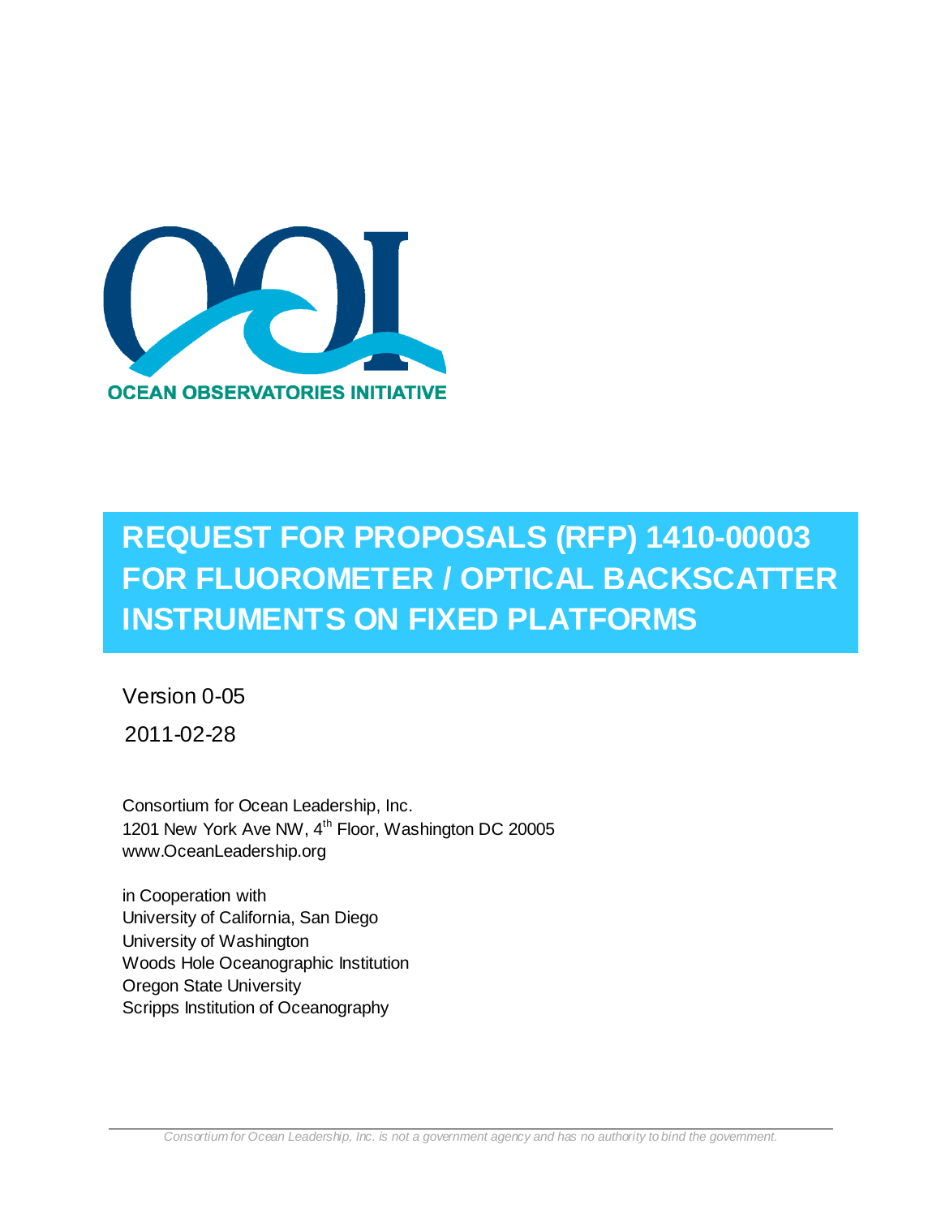OCEAN OBSERVATORIES INITIATIVE

# REQUEST FOR PROPOSALS (RFP) 1410-00003 FOR FLUOROMETER / OPTICAL BACKSCATTER INSTRUMENTS ON FIXED PLATFORMS

Version 0-05

2011-02-28

Consortium for Ocean Leadership, Inc.
1201 New York Ave NW, 4th Floor, Washington DC 20005
www.OceanLeadership.org

in Cooperation with
University of California, San Diego
University of Washington
Woods Hole Oceanographic Institution
Oregon State University
Scripps Institution of Oceanography

*Consortium for Ocean Leadership, Inc. is not a government agency and has no authority to bind the government.*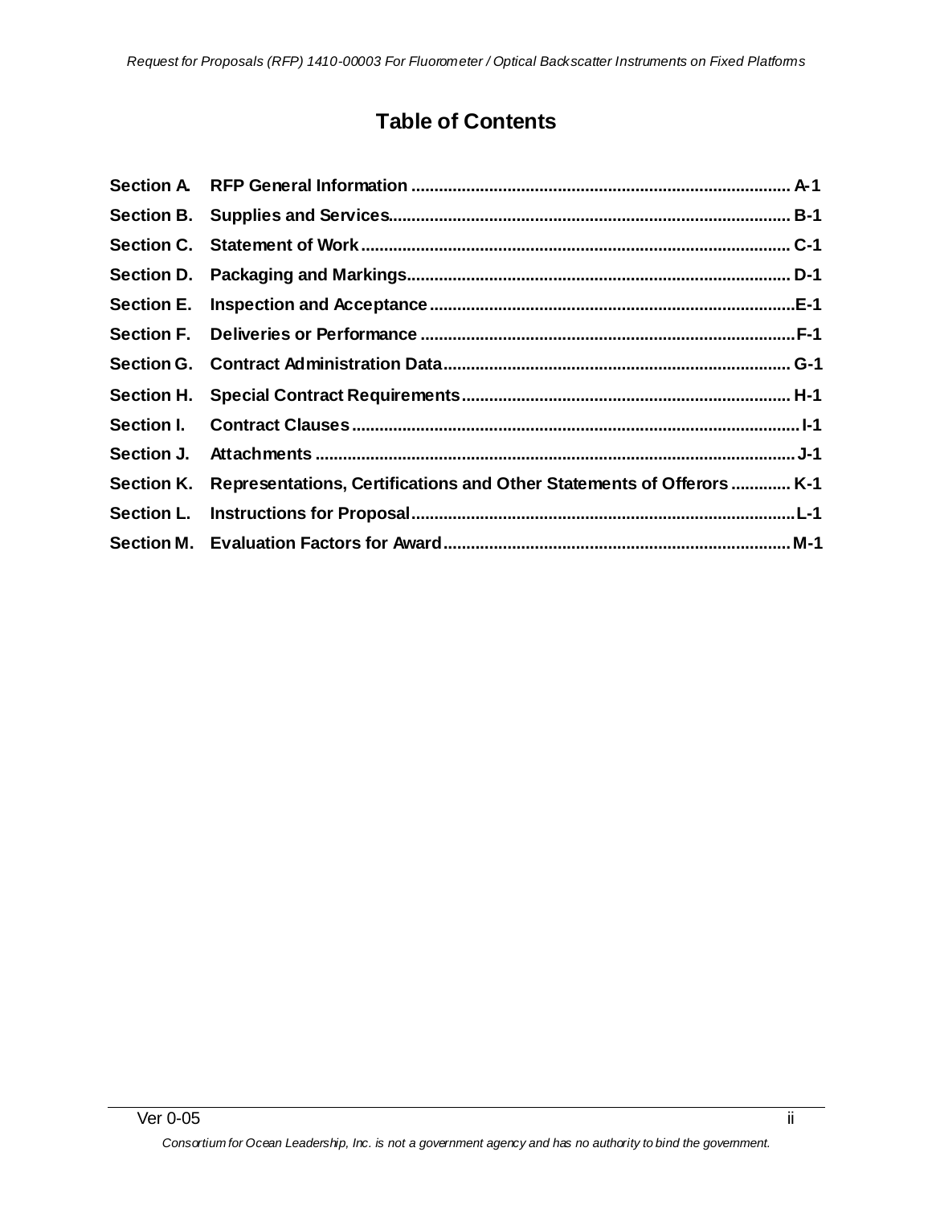# Table of Contents

| | | |
|---|---|---|
| **Section A.** | **RFP General Information** | **A-1** |
| **Section B.** | **Supplies and Services** | **B-1** |
| **Section C.** | **Statement of Work** | **C-1** |
| **Section D.** | **Packaging and Markings** | **D-1** |
| **Section E.** | **Inspection and Acceptance** | **E-1** |
| **Section F.** | **Deliveries or Performance** | **F-1** |
| **Section G.** | **Contract Administration Data** | **G-1** |
| **Section H.** | **Special Contract Requirements** | **H-1** |
| **Section I.** | **Contract Clauses** | **I-1** |
| **Section J.** | **Attachments** | **J-1** |
| **Section K.** | **Representations, Certifications and Other Statements of Offerors** | **K-1** |
| **Section L.** | **Instructions for Proposal** | **L-1** |
| **Section M.** | **Evaluation Factors for Award** | **M-1** |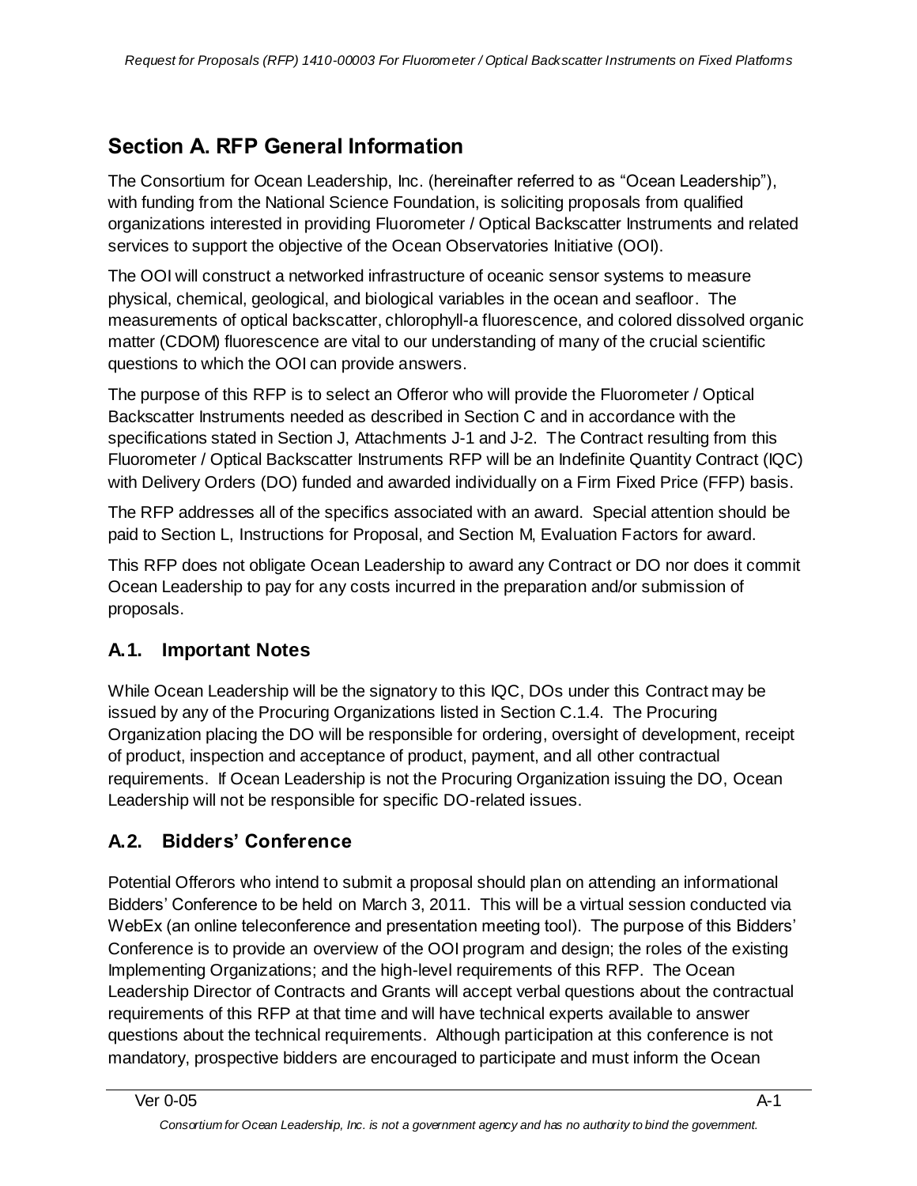## Section A. RFP General Information

The Consortium for Ocean Leadership, Inc. (hereinafter referred to as "Ocean Leadership"), with funding from the National Science Foundation, is soliciting proposals from qualified organizations interested in providing Fluorometer / Optical Backscatter Instruments and related services to support the objective of the Ocean Observatories Initiative (OOI).

The OOI will construct a networked infrastructure of oceanic sensor systems to measure physical, chemical, geological, and biological variables in the ocean and seafloor. The measurements of optical backscatter, chlorophyll-a fluorescence, and colored dissolved organic matter (CDOM) fluorescence are vital to our understanding of many of the crucial scientific questions to which the OOI can provide answers.

The purpose of this RFP is to select an Offeror who will provide the Fluorometer / Optical Backscatter Instruments needed as described in Section C and in accordance with the specifications stated in Section J, Attachments J-1 and J-2. The Contract resulting from this Fluorometer / Optical Backscatter Instruments RFP will be an Indefinite Quantity Contract (IQC) with Delivery Orders (DO) funded and awarded individually on a Firm Fixed Price (FFP) basis.

The RFP addresses all of the specifics associated with an award. Special attention should be paid to Section L, Instructions for Proposal, and Section M, Evaluation Factors for award.

This RFP does not obligate Ocean Leadership to award any Contract or DO nor does it commit Ocean Leadership to pay for any costs incurred in the preparation and/or submission of proposals.

### A.1. Important Notes

While Ocean Leadership will be the signatory to this IQC, DOs under this Contract may be issued by any of the Procuring Organizations listed in Section C.1.4. The Procuring Organization placing the DO will be responsible for ordering, oversight of development, receipt of product, inspection and acceptance of product, payment, and all other contractual requirements. If Ocean Leadership is not the Procuring Organization issuing the DO, Ocean Leadership will not be responsible for specific DO-related issues.

### A.2. Bidders' Conference

Potential Offerors who intend to submit a proposal should plan on attending an informational Bidders' Conference to be held on March 3, 2011. This will be a virtual session conducted via WebEx (an online teleconference and presentation meeting tool). The purpose of this Bidders' Conference is to provide an overview of the OOI program and design; the roles of the existing Implementing Organizations; and the high-level requirements of this RFP. The Ocean Leadership Director of Contracts and Grants will accept verbal questions about the contractual requirements of this RFP at that time and will have technical experts available to answer questions about the technical requirements. Although participation at this conference is not mandatory, prospective bidders are encouraged to participate and must inform the Ocean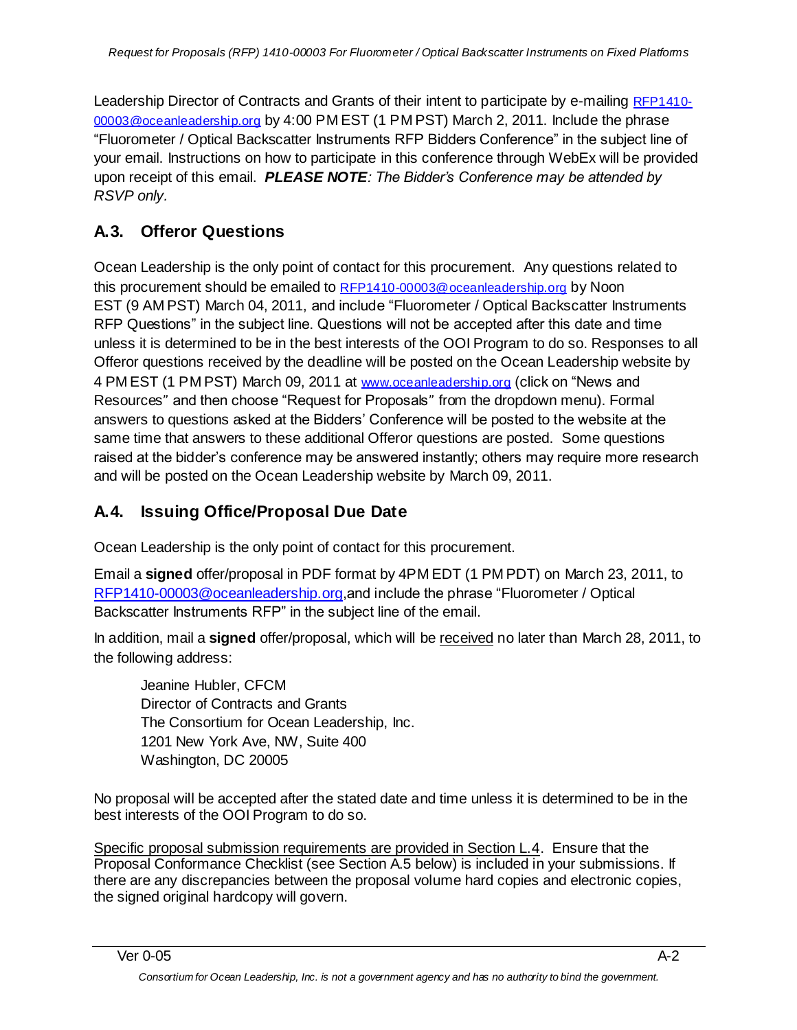Leadership Director of Contracts and Grants of their intent to participate by e-mailing RFP1410-00003@oceanleadership.org by 4:00 PM EST (1 PM PST) March 2, 2011. Include the phrase "Fluorometer / Optical Backscatter Instruments RFP Bidders Conference" in the subject line of your email. Instructions on how to participate in this conference through WebEx will be provided upon receipt of this email. ***PLEASE NOTE****: The Bidder's Conference may be attended by RSVP only.*

## A.3. Offeror Questions

Ocean Leadership is the only point of contact for this procurement. Any questions related to this procurement should be emailed to RFP1410-00003@oceanleadership.org by Noon EST (9 AM PST) March 04, 2011, and include "Fluorometer / Optical Backscatter Instruments RFP Questions" in the subject line. Questions will not be accepted after this date and time unless it is determined to be in the best interests of the OOI Program to do so. Responses to all Offeror questions received by the deadline will be posted on the Ocean Leadership website by 4 PM EST (1 PM PST) March 09, 2011 at www.oceanleadership.org (click on "News and Resources" and then choose "Request for Proposals" from the dropdown menu). Formal answers to questions asked at the Bidders' Conference will be posted to the website at the same time that answers to these additional Offeror questions are posted. Some questions raised at the bidder's conference may be answered instantly; others may require more research and will be posted on the Ocean Leadership website by March 09, 2011.

## A.4. Issuing Office/Proposal Due Date

Ocean Leadership is the only point of contact for this procurement.

Email a **signed** offer/proposal in PDF format by 4PM EDT (1 PM PDT) on March 23, 2011, to RFP1410-00003@oceanleadership.org, and include the phrase "Fluorometer / Optical Backscatter Instruments RFP" in the subject line of the email.

In addition, mail a **signed** offer/proposal, which will be received no later than March 28, 2011, to the following address:

Jeanine Hubler, CFCM
Director of Contracts and Grants
The Consortium for Ocean Leadership, Inc.
1201 New York Ave, NW, Suite 400
Washington, DC 20005

No proposal will be accepted after the stated date and time unless it is determined to be in the best interests of the OOI Program to do so.

Specific proposal submission requirements are provided in Section L.4. Ensure that the Proposal Conformance Checklist (see Section A.5 below) is included in your submissions. If there are any discrepancies between the proposal volume hard copies and electronic copies, the signed original hardcopy will govern.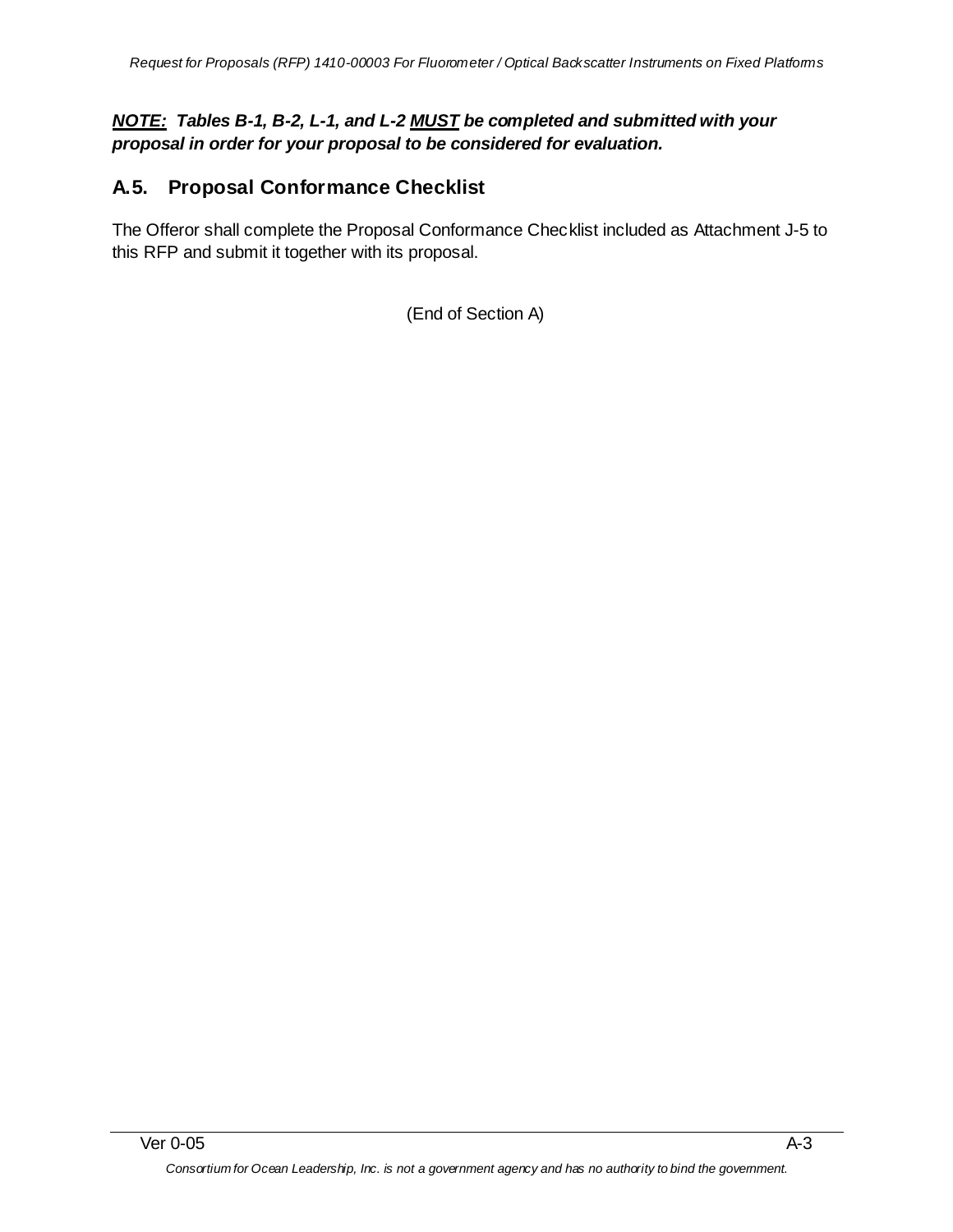***<u>NOTE:</u> Tables B-1, B-2, L-1, and L-2 <u>MUST</u> be completed and submitted with your proposal in order for your proposal to be considered for evaluation.***

## A.5. Proposal Conformance Checklist

The Offeror shall complete the Proposal Conformance Checklist included as Attachment J-5 to this RFP and submit it together with its proposal.

(End of Section A)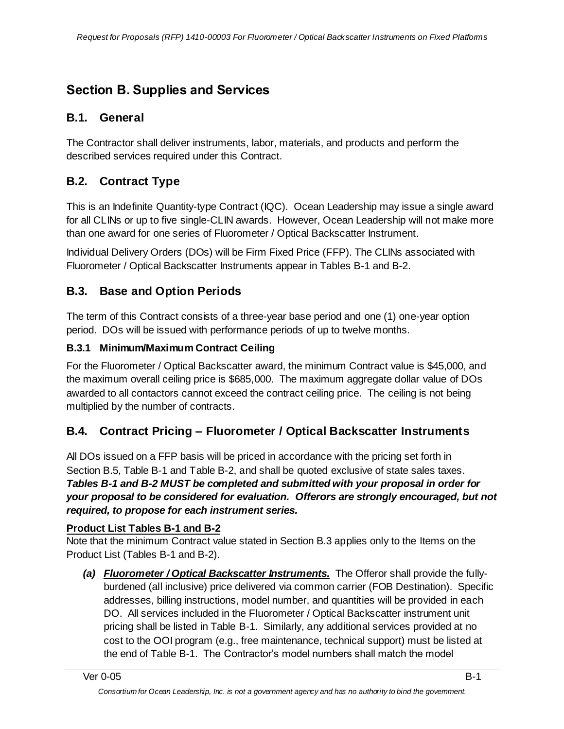# Section B. Supplies and Services

## B.1. General

The Contractor shall deliver instruments, labor, materials, and products and perform the described services required under this Contract.

## B.2. Contract Type

This is an Indefinite Quantity-type Contract (IQC). Ocean Leadership may issue a single award for all CLINs or up to five single-CLIN awards. However, Ocean Leadership will not make more than one award for one series of Fluorometer / Optical Backscatter Instrument.

Individual Delivery Orders (DOs) will be Firm Fixed Price (FFP). The CLINs associated with Fluorometer / Optical Backscatter Instruments appear in Tables B-1 and B-2.

## B.3. Base and Option Periods

The term of this Contract consists of a three-year base period and one (1) one-year option period. DOs will be issued with performance periods of up to twelve months.

### B.3.1 Minimum/Maximum Contract Ceiling

For the Fluorometer / Optical Backscatter award, the minimum Contract value is $45,000, and the maximum overall ceiling price is $685,000. The maximum aggregate dollar value of DOs awarded to all contactors cannot exceed the contract ceiling price. The ceiling is not being multiplied by the number of contracts.

## B.4. Contract Pricing – Fluorometer / Optical Backscatter Instruments

All DOs issued on a FFP basis will be priced in accordance with the pricing set forth in Section B.5, Table B-1 and Table B-2, and shall be quoted exclusive of state sales taxes. ***Tables B-1 and B-2 MUST be completed and submitted with your proposal in order for your proposal to be considered for evaluation. Offerors are strongly encouraged, but not required, to propose for each instrument series.***

**Product List Tables B-1 and B-2**

Note that the minimum Contract value stated in Section B.3 applies only to the Items on the Product List (Tables B-1 and B-2).

*(a)* ***Fluorometer / Optical Backscatter Instruments.*** The Offeror shall provide the fully-burdened (all inclusive) price delivered via common carrier (FOB Destination). Specific addresses, billing instructions, model number, and quantities will be provided in each DO. All services included in the Fluorometer / Optical Backscatter instrument unit pricing shall be listed in Table B-1. Similarly, any additional services provided at no cost to the OOI program (e.g., free maintenance, technical support) must be listed at the end of Table B-1. The Contractor's model numbers shall match the model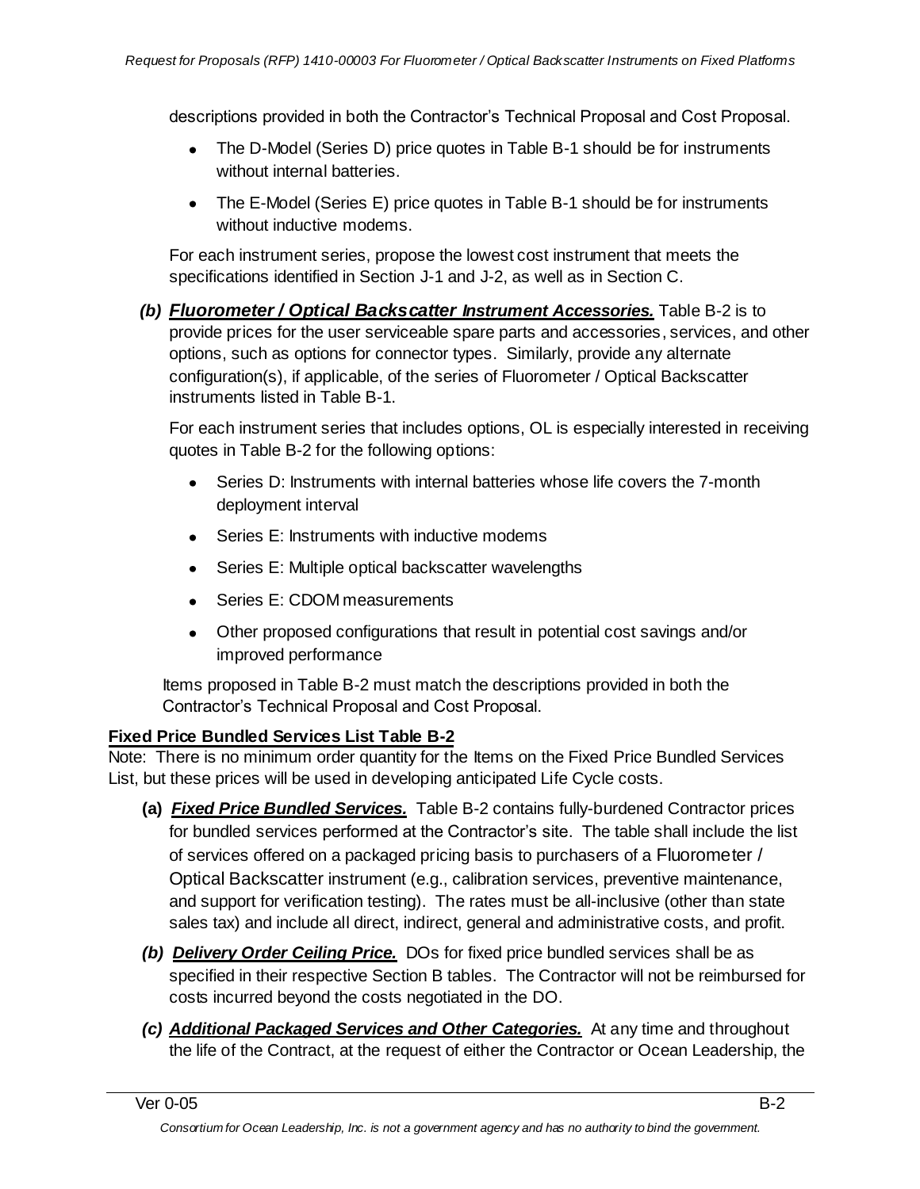descriptions provided in both the Contractor's Technical Proposal and Cost Proposal.

- The D-Model (Series D) price quotes in Table B-1 should be for instruments without internal batteries.
- The E-Model (Series E) price quotes in Table B-1 should be for instruments without inductive modems.

For each instrument series, propose the lowest cost instrument that meets the specifications identified in Section J-1 and J-2, as well as in Section C.

*(b)* ***Fluorometer / Optical Backscatter Instrument Accessories.*** Table B-2 is to provide prices for the user serviceable spare parts and accessories, services, and other options, such as options for connector types. Similarly, provide any alternate configuration(s), if applicable, of the series of Fluorometer / Optical Backscatter instruments listed in Table B-1.

For each instrument series that includes options, OL is especially interested in receiving quotes in Table B-2 for the following options:

- Series D: Instruments with internal batteries whose life covers the 7-month deployment interval
- Series E: Instruments with inductive modems
- Series E: Multiple optical backscatter wavelengths
- Series E: CDOM measurements
- Other proposed configurations that result in potential cost savings and/or improved performance

Items proposed in Table B-2 must match the descriptions provided in both the Contractor's Technical Proposal and Cost Proposal.

**Fixed Price Bundled Services List Table B-2**

Note: There is no minimum order quantity for the Items on the Fixed Price Bundled Services List, but these prices will be used in developing anticipated Life Cycle costs.

**(a)** ***Fixed Price Bundled Services.*** Table B-2 contains fully-burdened Contractor prices for bundled services performed at the Contractor's site. The table shall include the list of services offered on a packaged pricing basis to purchasers of a Fluorometer / Optical Backscatter instrument (e.g., calibration services, preventive maintenance, and support for verification testing). The rates must be all-inclusive (other than state sales tax) and include all direct, indirect, general and administrative costs, and profit.

*(b)* ***Delivery Order Ceiling Price.*** DOs for fixed price bundled services shall be as specified in their respective Section B tables. The Contractor will not be reimbursed for costs incurred beyond the costs negotiated in the DO.

*(c)* ***Additional Packaged Services and Other Categories.*** At any time and throughout the life of the Contract, at the request of either the Contractor or Ocean Leadership, the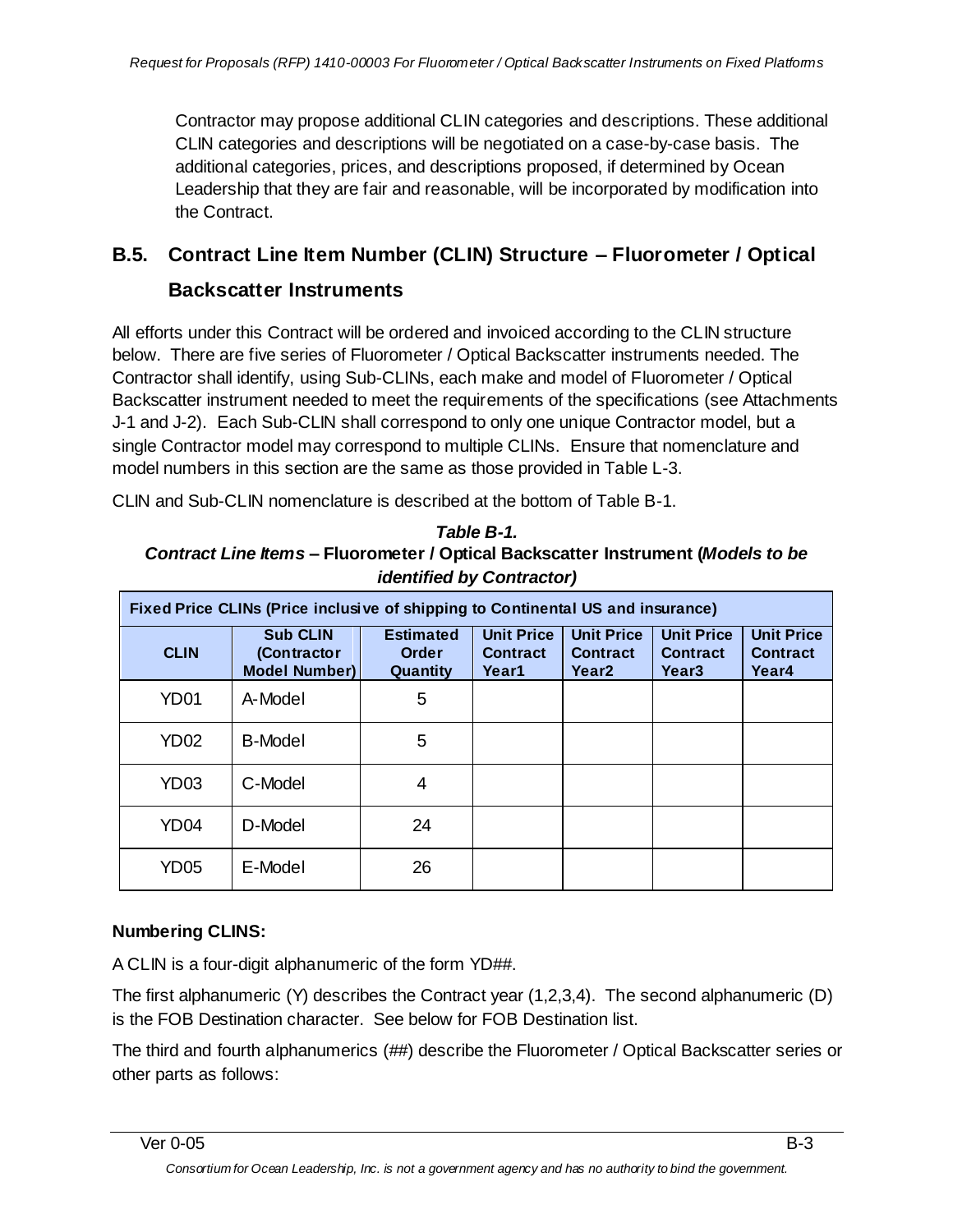Contractor may propose additional CLIN categories and descriptions. These additional CLIN categories and descriptions will be negotiated on a case-by-case basis. The additional categories, prices, and descriptions proposed, if determined by Ocean Leadership that they are fair and reasonable, will be incorporated by modification into the Contract.

## B.5. Contract Line Item Number (CLIN) Structure – Fluorometer / Optical Backscatter Instruments

All efforts under this Contract will be ordered and invoiced according to the CLIN structure below. There are five series of Fluorometer / Optical Backscatter instruments needed. The Contractor shall identify, using Sub-CLINs, each make and model of Fluorometer / Optical Backscatter instrument needed to meet the requirements of the specifications (see Attachments J-1 and J-2). Each Sub-CLIN shall correspond to only one unique Contractor model, but a single Contractor model may correspond to multiple CLINs. Ensure that nomenclature and model numbers in this section are the same as those provided in Table L-3.

CLIN and Sub-CLIN nomenclature is described at the bottom of Table B-1.

***Table B-1.***
***Contract Line Items* – Fluorometer / Optical Backscatter Instrument (*Models to be identified by Contractor)***

| Fixed Price CLINs (Price inclusive of shipping to Continental US and insurance) | | | | | | |
|---|---|---|---|---|---|---|
| **CLIN** | **Sub CLIN (Contractor Model Number)** | **Estimated Order Quantity** | **Unit Price Contract Year1** | **Unit Price Contract Year2** | **Unit Price Contract Year3** | **Unit Price Contract Year4** |
| YD01 | A-Model | 5 | | | | |
| YD02 | B-Model | 5 | | | | |
| YD03 | C-Model | 4 | | | | |
| YD04 | D-Model | 24 | | | | |
| YD05 | E-Model | 26 | | | | |

**Numbering CLINS:**

A CLIN is a four-digit alphanumeric of the form YD##.

The first alphanumeric (Y) describes the Contract year (1,2,3,4). The second alphanumeric (D) is the FOB Destination character. See below for FOB Destination list.

The third and fourth alphanumerics (##) describe the Fluorometer / Optical Backscatter series or other parts as follows: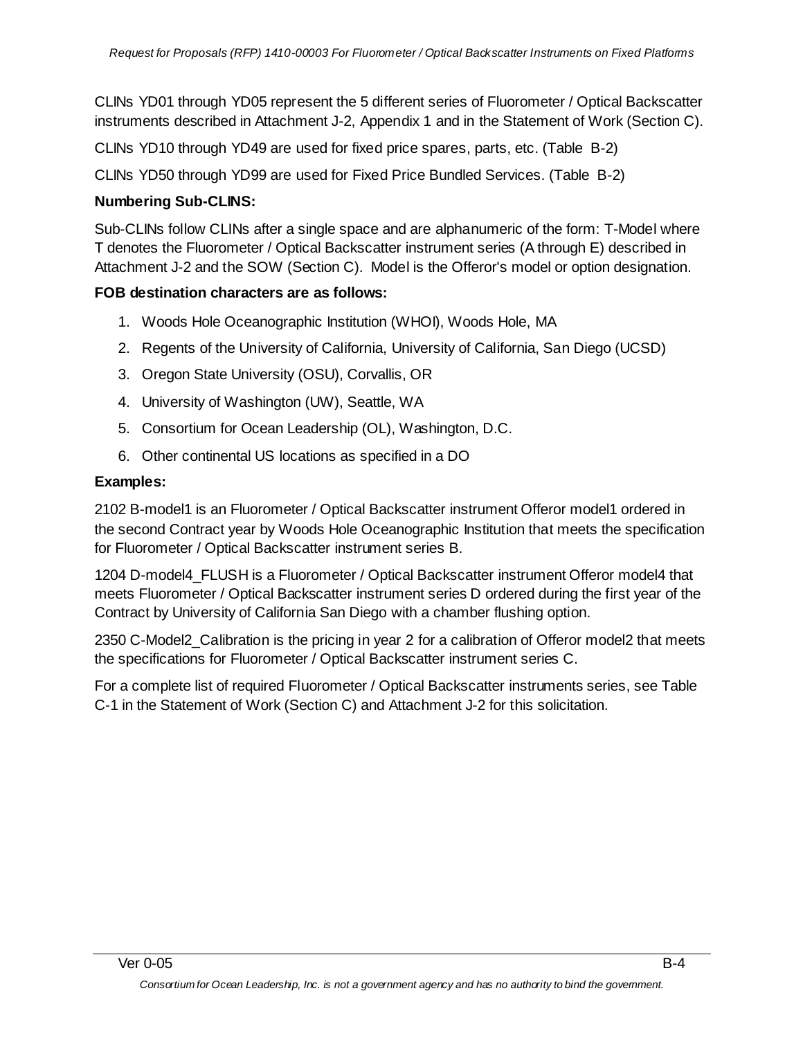CLINs YD01 through YD05 represent the 5 different series of Fluorometer / Optical Backscatter instruments described in Attachment J-2, Appendix 1 and in the Statement of Work (Section C).

CLINs YD10 through YD49 are used for fixed price spares, parts, etc. (Table B-2)

CLINs YD50 through YD99 are used for Fixed Price Bundled Services. (Table B-2)

**Numbering Sub-CLINS:**

Sub-CLINs follow CLINs after a single space and are alphanumeric of the form: T-Model where T denotes the Fluorometer / Optical Backscatter instrument series (A through E) described in Attachment J-2 and the SOW (Section C). Model is the Offeror's model or option designation.

**FOB destination characters are as follows:**

1. Woods Hole Oceanographic Institution (WHOI), Woods Hole, MA
2. Regents of the University of California, University of California, San Diego (UCSD)
3. Oregon State University (OSU), Corvallis, OR
4. University of Washington (UW), Seattle, WA
5. Consortium for Ocean Leadership (OL), Washington, D.C.
6. Other continental US locations as specified in a DO

**Examples:**

2102 B-model1 is an Fluorometer / Optical Backscatter instrument Offeror model1 ordered in the second Contract year by Woods Hole Oceanographic Institution that meets the specification for Fluorometer / Optical Backscatter instrument series B.

1204 D-model4_FLUSH is a Fluorometer / Optical Backscatter instrument Offeror model4 that meets Fluorometer / Optical Backscatter instrument series D ordered during the first year of the Contract by University of California San Diego with a chamber flushing option.

2350 C-Model2_Calibration is the pricing in year 2 for a calibration of Offeror model2 that meets the specifications for Fluorometer / Optical Backscatter instrument series C.

For a complete list of required Fluorometer / Optical Backscatter instruments series, see Table C-1 in the Statement of Work (Section C) and Attachment J-2 for this solicitation.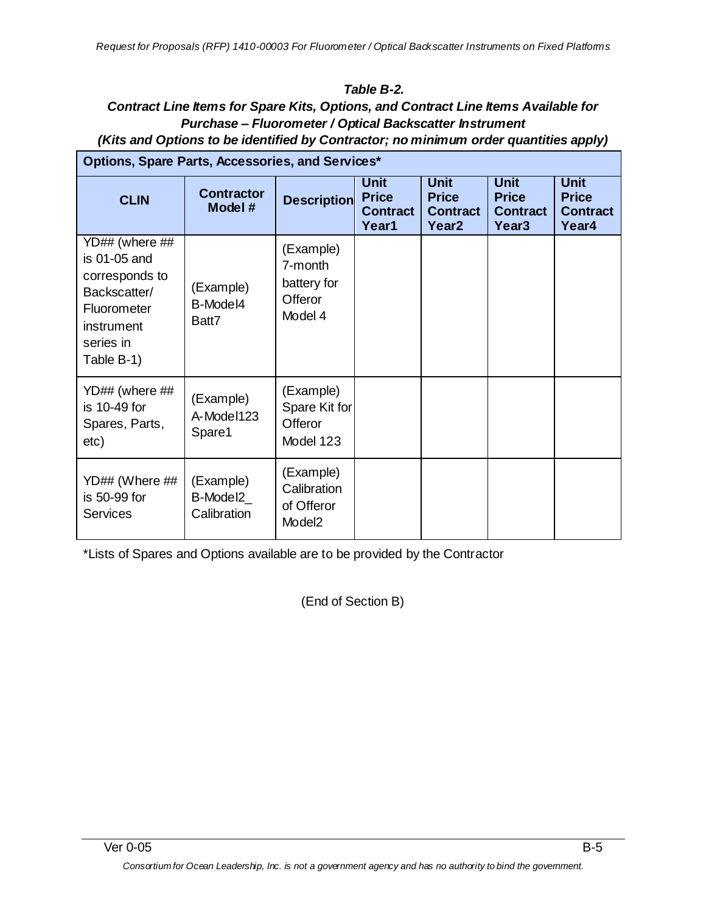***Table B-2.***

***Contract Line Items for Spare Kits, Options, and Contract Line Items Available for Purchase – Fluorometer / Optical Backscatter Instrument***

***(Kits and Options to be identified by Contractor; no minimum order quantities apply)***

| **Options, Spare Parts, Accessories, and Services*** | | | | | | |
|---|---|---|---|---|---|---|
| **CLIN** | **Contractor Model #** | **Description** | **Unit Price Contract Year1** | **Unit Price Contract Year2** | **Unit Price Contract Year3** | **Unit Price Contract Year4** |
| YD## (where ## is 01-05 and corresponds to Backscatter/ Fluorometer instrument series in Table B-1) | (Example) B-Model4 Batt7 | (Example) 7-month battery for Offeror Model 4 | | | | |
| YD## (where ## is 10-49 for Spares, Parts, etc) | (Example) A-Model123 Spare1 | (Example) Spare Kit for Offeror Model 123 | | | | |
| YD## (Where ## is 50-99 for Services | (Example) B-Model2_ Calibration | (Example) Calibration of Offeror Model2 | | | | |

*Lists of Spares and Options available are to be provided by the Contractor

(End of Section B)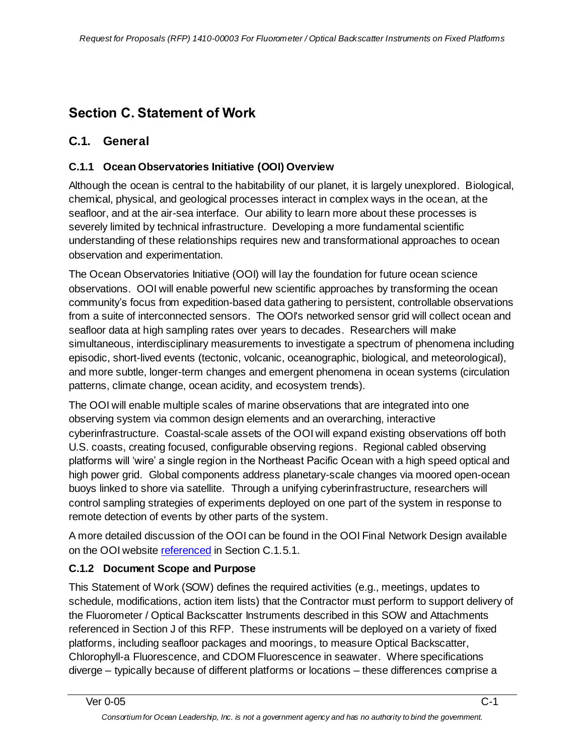# Section C. Statement of Work

## C.1. General

### C.1.1 Ocean Observatories Initiative (OOI) Overview

Although the ocean is central to the habitability of our planet, it is largely unexplored. Biological, chemical, physical, and geological processes interact in complex ways in the ocean, at the seafloor, and at the air-sea interface. Our ability to learn more about these processes is severely limited by technical infrastructure. Developing a more fundamental scientific understanding of these relationships requires new and transformational approaches to ocean observation and experimentation.

The Ocean Observatories Initiative (OOI) will lay the foundation for future ocean science observations. OOI will enable powerful new scientific approaches by transforming the ocean community's focus from expedition-based data gathering to persistent, controllable observations from a suite of interconnected sensors. The OOI's networked sensor grid will collect ocean and seafloor data at high sampling rates over years to decades. Researchers will make simultaneous, interdisciplinary measurements to investigate a spectrum of phenomena including episodic, short-lived events (tectonic, volcanic, oceanographic, biological, and meteorological), and more subtle, longer-term changes and emergent phenomena in ocean systems (circulation patterns, climate change, ocean acidity, and ecosystem trends).

The OOI will enable multiple scales of marine observations that are integrated into one observing system via common design elements and an overarching, interactive cyberinfrastructure. Coastal-scale assets of the OOI will expand existing observations off both U.S. coasts, creating focused, configurable observing regions. Regional cabled observing platforms will 'wire' a single region in the Northeast Pacific Ocean with a high speed optical and high power grid. Global components address planetary-scale changes via moored open-ocean buoys linked to shore via satellite. Through a unifying cyberinfrastructure, researchers will control sampling strategies of experiments deployed on one part of the system in response to remote detection of events by other parts of the system.

A more detailed discussion of the OOI can be found in the OOI Final Network Design available on the OOI website referenced in Section C.1.5.1.

### C.1.2 Document Scope and Purpose

This Statement of Work (SOW) defines the required activities (e.g., meetings, updates to schedule, modifications, action item lists) that the Contractor must perform to support delivery of the Fluorometer / Optical Backscatter Instruments described in this SOW and Attachments referenced in Section J of this RFP. These instruments will be deployed on a variety of fixed platforms, including seafloor packages and moorings, to measure Optical Backscatter, Chlorophyll-a Fluorescence, and CDOM Fluorescence in seawater. Where specifications diverge – typically because of different platforms or locations – these differences comprise a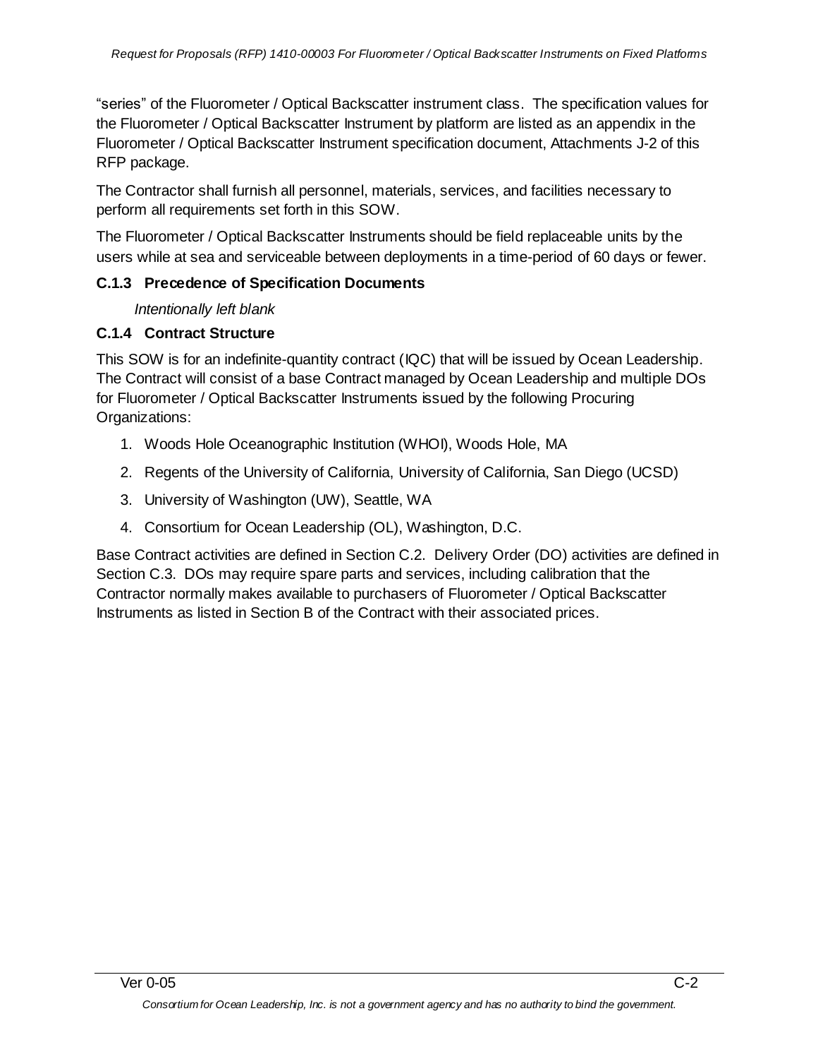"series" of the Fluorometer / Optical Backscatter instrument class. The specification values for the Fluorometer / Optical Backscatter Instrument by platform are listed as an appendix in the Fluorometer / Optical Backscatter Instrument specification document, Attachments J-2 of this RFP package.

The Contractor shall furnish all personnel, materials, services, and facilities necessary to perform all requirements set forth in this SOW.

The Fluorometer / Optical Backscatter Instruments should be field replaceable units by the users while at sea and serviceable between deployments in a time-period of 60 days or fewer.

### C.1.3 Precedence of Specification Documents

*Intentionally left blank*

### C.1.4 Contract Structure

This SOW is for an indefinite-quantity contract (IQC) that will be issued by Ocean Leadership. The Contract will consist of a base Contract managed by Ocean Leadership and multiple DOs for Fluorometer / Optical Backscatter Instruments issued by the following Procuring Organizations:

1. Woods Hole Oceanographic Institution (WHOI), Woods Hole, MA
2. Regents of the University of California, University of California, San Diego (UCSD)
3. University of Washington (UW), Seattle, WA
4. Consortium for Ocean Leadership (OL), Washington, D.C.

Base Contract activities are defined in Section C.2. Delivery Order (DO) activities are defined in Section C.3. DOs may require spare parts and services, including calibration that the Contractor normally makes available to purchasers of Fluorometer / Optical Backscatter Instruments as listed in Section B of the Contract with their associated prices.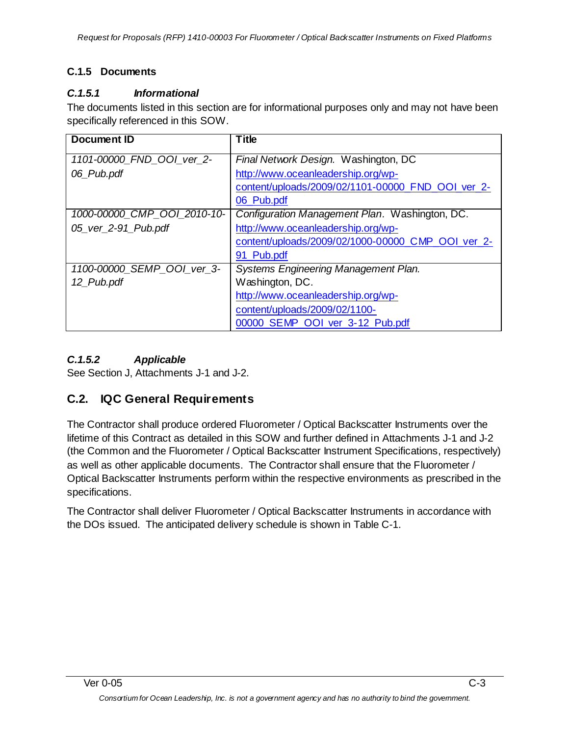### C.1.5 Documents

#### *C.1.5.1 Informational*

The documents listed in this section are for informational purposes only and may not have been specifically referenced in this SOW.

| Document ID | Title |
|---|---|
| *1101-00000_FND_OOI_ver_2-06_Pub.pdf* | *Final Network Design.* Washington, DC http://www.oceanleadership.org/wp-content/uploads/2009/02/1101-00000_FND_OOI_ver_2-06_Pub.pdf |
| *1000-00000_CMP_OOI_2010-10-05_ver_2-91_Pub.pdf* | *Configuration Management Plan*. Washington, DC. http://www.oceanleadership.org/wp-content/uploads/2009/02/1000-00000_CMP_OOI_ver_2-91_Pub.pdf |
| *1100-00000_SEMP_OOI_ver_3-12_Pub.pdf* | *Systems Engineering Management Plan.* Washington, DC. http://www.oceanleadership.org/wp-content/uploads/2009/02/1100-00000_SEMP_OOI_ver_3-12_Pub.pdf |

#### *C.1.5.2 Applicable*

See Section J, Attachments J-1 and J-2.

## C.2. IQC General Requirements

The Contractor shall produce ordered Fluorometer / Optical Backscatter Instruments over the lifetime of this Contract as detailed in this SOW and further defined in Attachments J-1 and J-2 (the Common and the Fluorometer / Optical Backscatter Instrument Specifications, respectively) as well as other applicable documents. The Contractor shall ensure that the Fluorometer / Optical Backscatter Instruments perform within the respective environments as prescribed in the specifications.

The Contractor shall deliver Fluorometer / Optical Backscatter Instruments in accordance with the DOs issued. The anticipated delivery schedule is shown in Table C-1.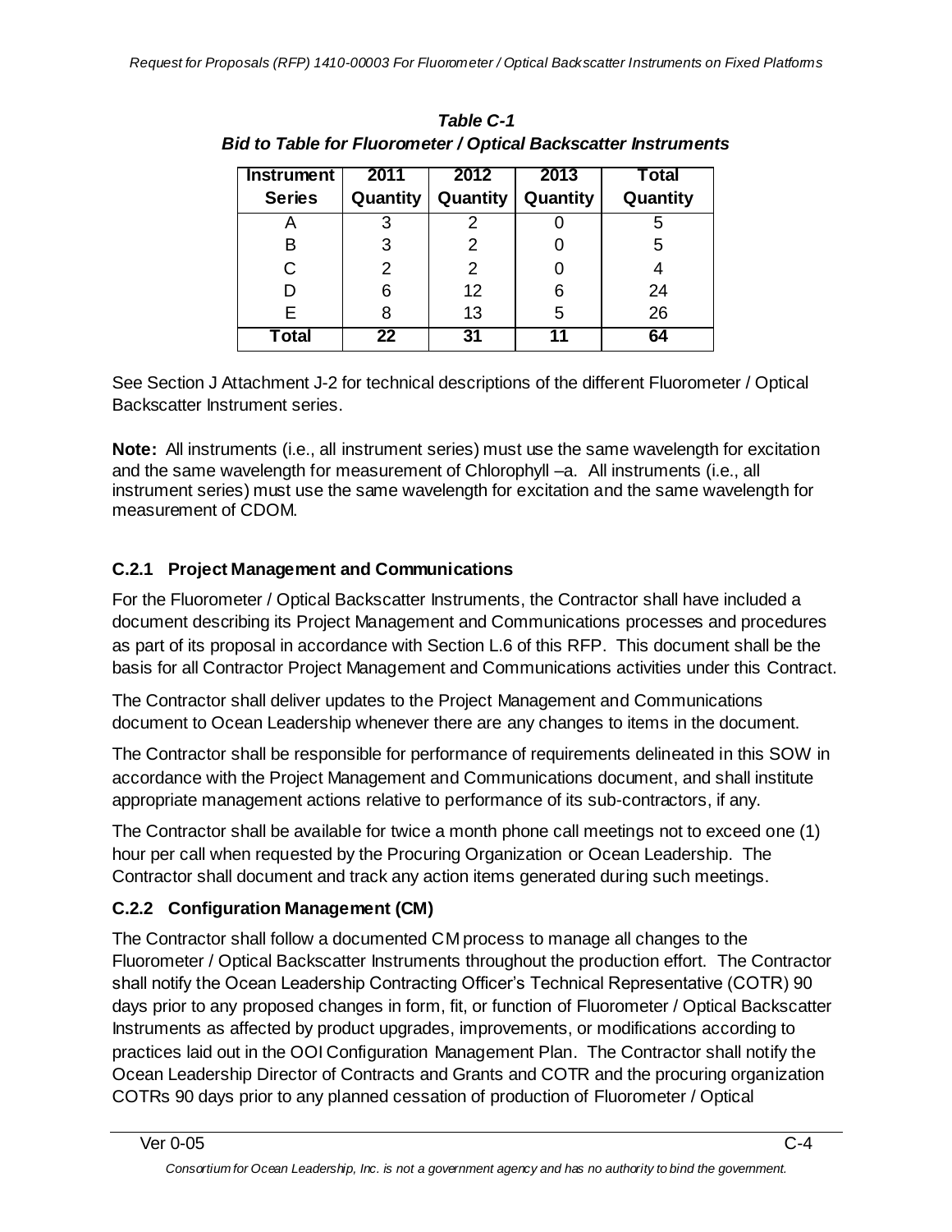*Table C-1*
***Bid to Table for Fluorometer / Optical Backscatter Instruments***

| Instrument Series | 2011 Quantity | 2012 Quantity | 2013 Quantity | Total Quantity |
|---|---|---|---|---|
| A | 3 | 2 | 0 | 5 |
| B | 3 | 2 | 0 | 5 |
| C | 2 | 2 | 0 | 4 |
| D | 6 | 12 | 6 | 24 |
| E | 8 | 13 | 5 | 26 |
| **Total** | **22** | **31** | **11** | **64** |

See Section J Attachment J-2 for technical descriptions of the different Fluorometer / Optical Backscatter Instrument series.

**Note:** All instruments (i.e., all instrument series) must use the same wavelength for excitation and the same wavelength for measurement of Chlorophyll –a. All instruments (i.e., all instrument series) must use the same wavelength for excitation and the same wavelength for measurement of CDOM.

### C.2.1 Project Management and Communications

For the Fluorometer / Optical Backscatter Instruments, the Contractor shall have included a document describing its Project Management and Communications processes and procedures as part of its proposal in accordance with Section L.6 of this RFP. This document shall be the basis for all Contractor Project Management and Communications activities under this Contract.

The Contractor shall deliver updates to the Project Management and Communications document to Ocean Leadership whenever there are any changes to items in the document.

The Contractor shall be responsible for performance of requirements delineated in this SOW in accordance with the Project Management and Communications document, and shall institute appropriate management actions relative to performance of its sub-contractors, if any.

The Contractor shall be available for twice a month phone call meetings not to exceed one (1) hour per call when requested by the Procuring Organization or Ocean Leadership. The Contractor shall document and track any action items generated during such meetings.

### C.2.2 Configuration Management (CM)

The Contractor shall follow a documented CM process to manage all changes to the Fluorometer / Optical Backscatter Instruments throughout the production effort. The Contractor shall notify the Ocean Leadership Contracting Officer's Technical Representative (COTR) 90 days prior to any proposed changes in form, fit, or function of Fluorometer / Optical Backscatter Instruments as affected by product upgrades, improvements, or modifications according to practices laid out in the OOI Configuration Management Plan. The Contractor shall notify the Ocean Leadership Director of Contracts and Grants and COTR and the procuring organization COTRs 90 days prior to any planned cessation of production of Fluorometer / Optical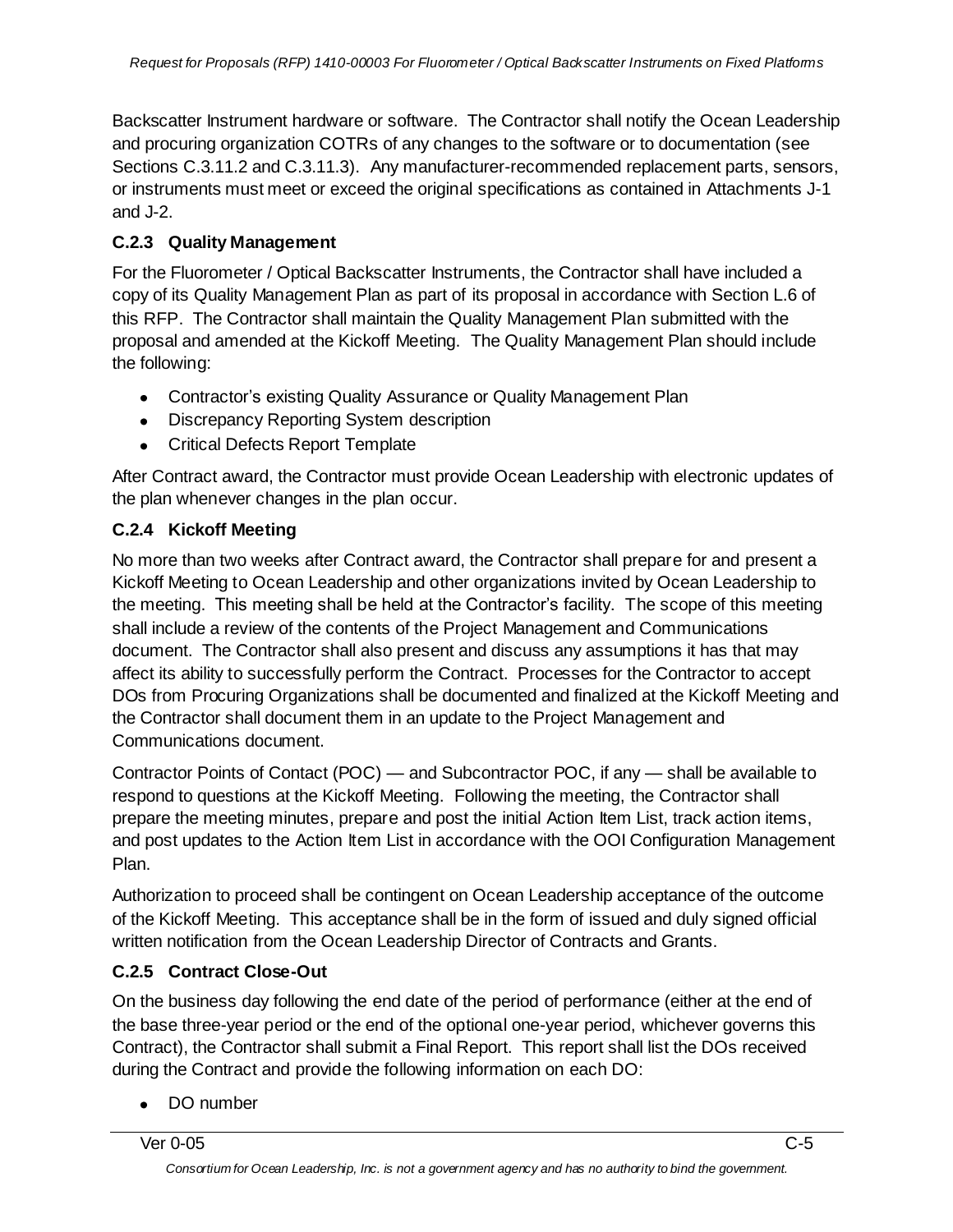Backscatter Instrument hardware or software. The Contractor shall notify the Ocean Leadership and procuring organization COTRs of any changes to the software or to documentation (see Sections C.3.11.2 and C.3.11.3). Any manufacturer-recommended replacement parts, sensors, or instruments must meet or exceed the original specifications as contained in Attachments J-1 and J-2.

### C.2.3 Quality Management

For the Fluorometer / Optical Backscatter Instruments, the Contractor shall have included a copy of its Quality Management Plan as part of its proposal in accordance with Section L.6 of this RFP. The Contractor shall maintain the Quality Management Plan submitted with the proposal and amended at the Kickoff Meeting. The Quality Management Plan should include the following:

- Contractor's existing Quality Assurance or Quality Management Plan
- Discrepancy Reporting System description
- Critical Defects Report Template

After Contract award, the Contractor must provide Ocean Leadership with electronic updates of the plan whenever changes in the plan occur.

### C.2.4 Kickoff Meeting

No more than two weeks after Contract award, the Contractor shall prepare for and present a Kickoff Meeting to Ocean Leadership and other organizations invited by Ocean Leadership to the meeting. This meeting shall be held at the Contractor's facility. The scope of this meeting shall include a review of the contents of the Project Management and Communications document. The Contractor shall also present and discuss any assumptions it has that may affect its ability to successfully perform the Contract. Processes for the Contractor to accept DOs from Procuring Organizations shall be documented and finalized at the Kickoff Meeting and the Contractor shall document them in an update to the Project Management and Communications document.

Contractor Points of Contact (POC) — and Subcontractor POC, if any — shall be available to respond to questions at the Kickoff Meeting. Following the meeting, the Contractor shall prepare the meeting minutes, prepare and post the initial Action Item List, track action items, and post updates to the Action Item List in accordance with the OOI Configuration Management Plan.

Authorization to proceed shall be contingent on Ocean Leadership acceptance of the outcome of the Kickoff Meeting. This acceptance shall be in the form of issued and duly signed official written notification from the Ocean Leadership Director of Contracts and Grants.

### C.2.5 Contract Close-Out

On the business day following the end date of the period of performance (either at the end of the base three-year period or the end of the optional one-year period, whichever governs this Contract), the Contractor shall submit a Final Report. This report shall list the DOs received during the Contract and provide the following information on each DO:

- DO number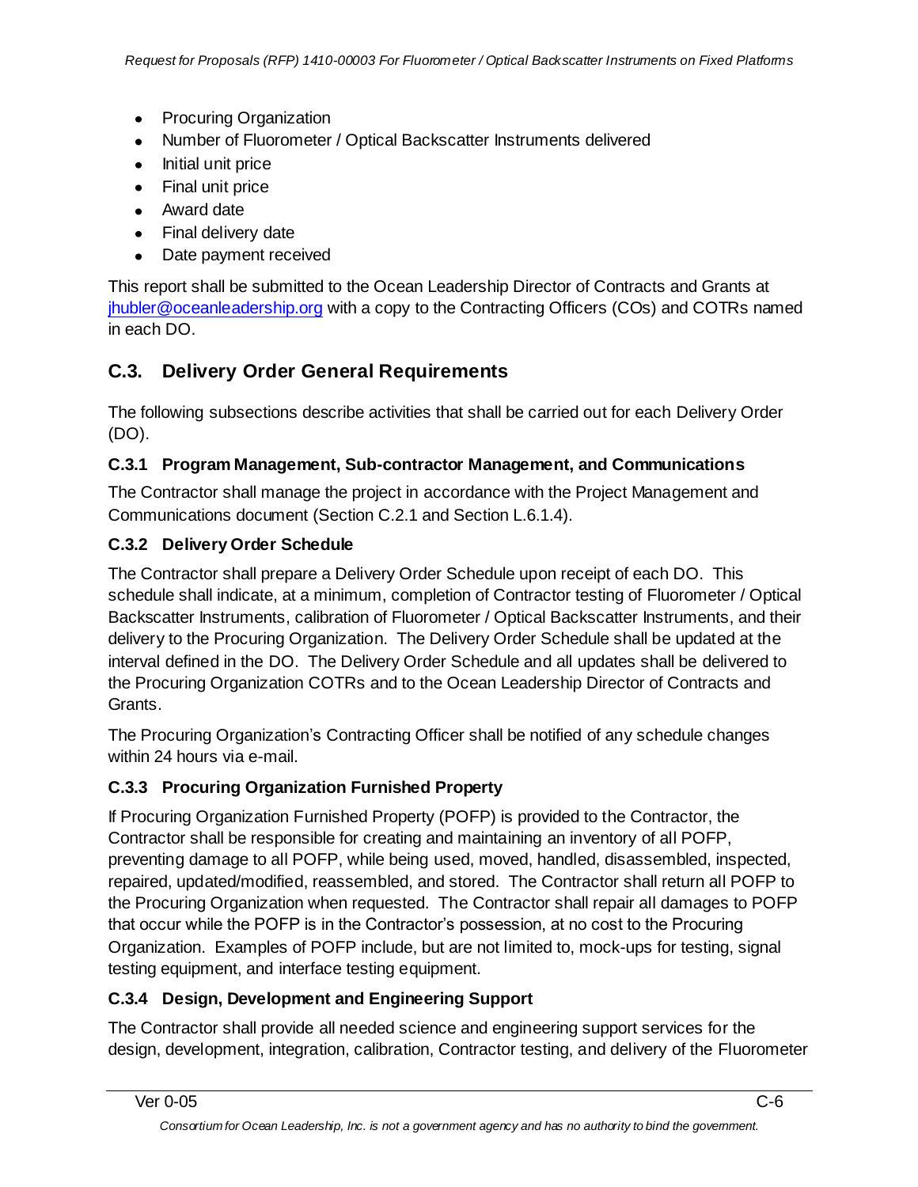- Procuring Organization
- Number of Fluorometer / Optical Backscatter Instruments delivered
- Initial unit price
- Final unit price
- Award date
- Final delivery date
- Date payment received

This report shall be submitted to the Ocean Leadership Director of Contracts and Grants at jhubler@oceanleadership.org with a copy to the Contracting Officers (COs) and COTRs named in each DO.

## C.3. Delivery Order General Requirements

The following subsections describe activities that shall be carried out for each Delivery Order (DO).

### C.3.1 Program Management, Sub-contractor Management, and Communications

The Contractor shall manage the project in accordance with the Project Management and Communications document (Section C.2.1 and Section L.6.1.4).

### C.3.2 Delivery Order Schedule

The Contractor shall prepare a Delivery Order Schedule upon receipt of each DO. This schedule shall indicate, at a minimum, completion of Contractor testing of Fluorometer / Optical Backscatter Instruments, calibration of Fluorometer / Optical Backscatter Instruments, and their delivery to the Procuring Organization. The Delivery Order Schedule shall be updated at the interval defined in the DO. The Delivery Order Schedule and all updates shall be delivered to the Procuring Organization COTRs and to the Ocean Leadership Director of Contracts and Grants.

The Procuring Organization's Contracting Officer shall be notified of any schedule changes within 24 hours via e-mail.

### C.3.3 Procuring Organization Furnished Property

If Procuring Organization Furnished Property (POFP) is provided to the Contractor, the Contractor shall be responsible for creating and maintaining an inventory of all POFP, preventing damage to all POFP, while being used, moved, handled, disassembled, inspected, repaired, updated/modified, reassembled, and stored. The Contractor shall return all POFP to the Procuring Organization when requested. The Contractor shall repair all damages to POFP that occur while the POFP is in the Contractor's possession, at no cost to the Procuring Organization. Examples of POFP include, but are not limited to, mock-ups for testing, signal testing equipment, and interface testing equipment.

### C.3.4 Design, Development and Engineering Support

The Contractor shall provide all needed science and engineering support services for the design, development, integration, calibration, Contractor testing, and delivery of the Fluorometer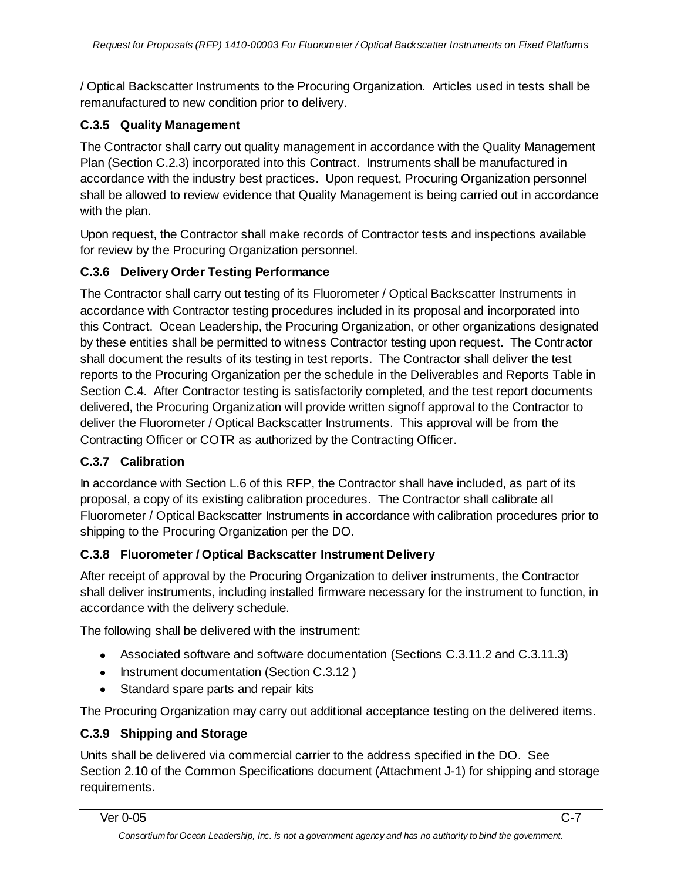/ Optical Backscatter Instruments to the Procuring Organization. Articles used in tests shall be remanufactured to new condition prior to delivery.

### C.3.5 Quality Management

The Contractor shall carry out quality management in accordance with the Quality Management Plan (Section C.2.3) incorporated into this Contract. Instruments shall be manufactured in accordance with the industry best practices. Upon request, Procuring Organization personnel shall be allowed to review evidence that Quality Management is being carried out in accordance with the plan.

Upon request, the Contractor shall make records of Contractor tests and inspections available for review by the Procuring Organization personnel.

### C.3.6 Delivery Order Testing Performance

The Contractor shall carry out testing of its Fluorometer / Optical Backscatter Instruments in accordance with Contractor testing procedures included in its proposal and incorporated into this Contract. Ocean Leadership, the Procuring Organization, or other organizations designated by these entities shall be permitted to witness Contractor testing upon request. The Contractor shall document the results of its testing in test reports. The Contractor shall deliver the test reports to the Procuring Organization per the schedule in the Deliverables and Reports Table in Section C.4. After Contractor testing is satisfactorily completed, and the test report documents delivered, the Procuring Organization will provide written signoff approval to the Contractor to deliver the Fluorometer / Optical Backscatter Instruments. This approval will be from the Contracting Officer or COTR as authorized by the Contracting Officer.

### C.3.7 Calibration

In accordance with Section L.6 of this RFP, the Contractor shall have included, as part of its proposal, a copy of its existing calibration procedures. The Contractor shall calibrate all Fluorometer / Optical Backscatter Instruments in accordance with calibration procedures prior to shipping to the Procuring Organization per the DO.

### C.3.8 Fluorometer / Optical Backscatter Instrument Delivery

After receipt of approval by the Procuring Organization to deliver instruments, the Contractor shall deliver instruments, including installed firmware necessary for the instrument to function, in accordance with the delivery schedule.

The following shall be delivered with the instrument:

- Associated software and software documentation (Sections C.3.11.2 and C.3.11.3)
- Instrument documentation (Section C.3.12 )
- Standard spare parts and repair kits

The Procuring Organization may carry out additional acceptance testing on the delivered items.

### C.3.9 Shipping and Storage

Units shall be delivered via commercial carrier to the address specified in the DO. See Section 2.10 of the Common Specifications document (Attachment J-1) for shipping and storage requirements.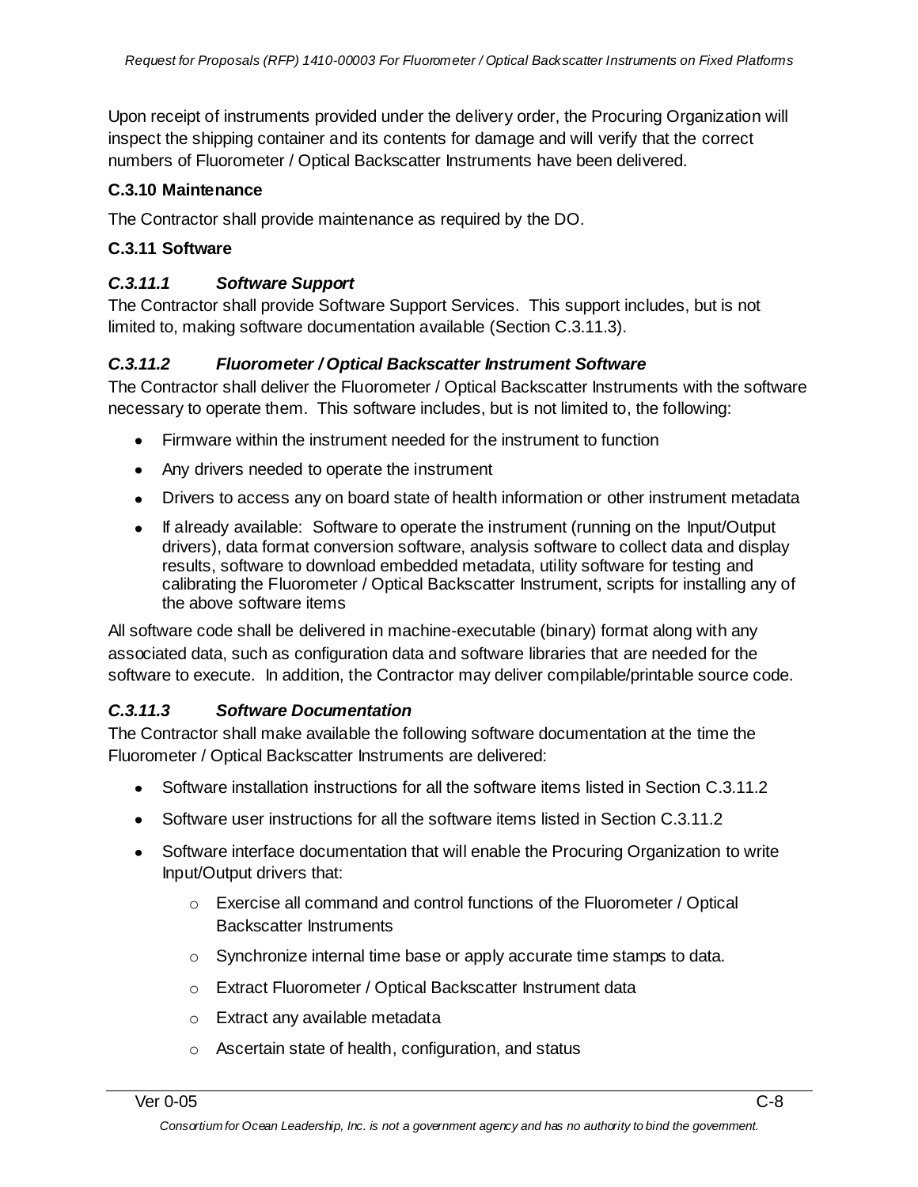Upon receipt of instruments provided under the delivery order, the Procuring Organization will inspect the shipping container and its contents for damage and will verify that the correct numbers of Fluorometer / Optical Backscatter Instruments have been delivered.

### C.3.10 Maintenance

The Contractor shall provide maintenance as required by the DO.

### C.3.11 Software

#### *C.3.11.1 Software Support*

The Contractor shall provide Software Support Services. This support includes, but is not limited to, making software documentation available (Section C.3.11.3).

#### *C.3.11.2 Fluorometer / Optical Backscatter Instrument Software*

The Contractor shall deliver the Fluorometer / Optical Backscatter Instruments with the software necessary to operate them. This software includes, but is not limited to, the following:

- Firmware within the instrument needed for the instrument to function
- Any drivers needed to operate the instrument
- Drivers to access any on board state of health information or other instrument metadata
- If already available: Software to operate the instrument (running on the Input/Output drivers), data format conversion software, analysis software to collect data and display results, software to download embedded metadata, utility software for testing and calibrating the Fluorometer / Optical Backscatter Instrument, scripts for installing any of the above software items

All software code shall be delivered in machine-executable (binary) format along with any associated data, such as configuration data and software libraries that are needed for the software to execute. In addition, the Contractor may deliver compilable/printable source code.

#### *C.3.11.3 Software Documentation*

The Contractor shall make available the following software documentation at the time the Fluorometer / Optical Backscatter Instruments are delivered:

- Software installation instructions for all the software items listed in Section C.3.11.2
- Software user instructions for all the software items listed in Section C.3.11.2
- Software interface documentation that will enable the Procuring Organization to write Input/Output drivers that:
  - Exercise all command and control functions of the Fluorometer / Optical Backscatter Instruments
  - Synchronize internal time base or apply accurate time stamps to data.
  - Extract Fluorometer / Optical Backscatter Instrument data
  - Extract any available metadata
  - Ascertain state of health, configuration, and status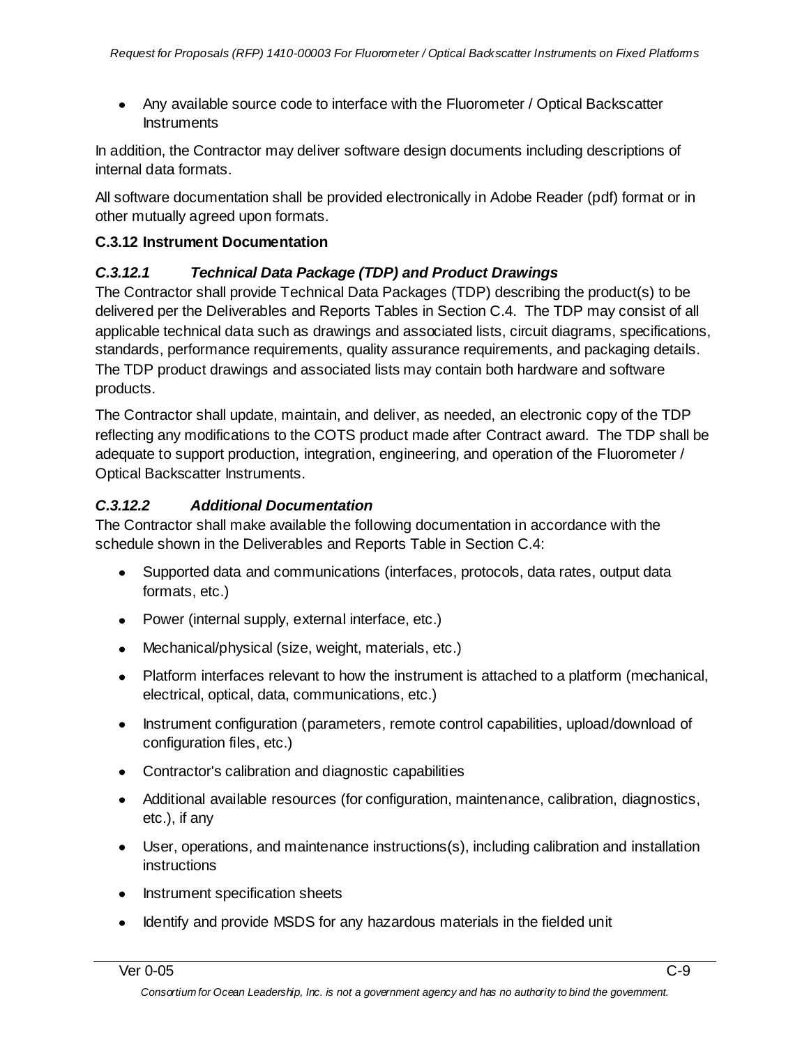- Any available source code to interface with the Fluorometer / Optical Backscatter Instruments

In addition, the Contractor may deliver software design documents including descriptions of internal data formats.

All software documentation shall be provided electronically in Adobe Reader (pdf) format or in other mutually agreed upon formats.

### C.3.12 Instrument Documentation

#### *C.3.12.1 Technical Data Package (TDP) and Product Drawings*

The Contractor shall provide Technical Data Packages (TDP) describing the product(s) to be delivered per the Deliverables and Reports Tables in Section C.4. The TDP may consist of all applicable technical data such as drawings and associated lists, circuit diagrams, specifications, standards, performance requirements, quality assurance requirements, and packaging details. The TDP product drawings and associated lists may contain both hardware and software products.

The Contractor shall update, maintain, and deliver, as needed, an electronic copy of the TDP reflecting any modifications to the COTS product made after Contract award. The TDP shall be adequate to support production, integration, engineering, and operation of the Fluorometer / Optical Backscatter Instruments.

#### *C.3.12.2 Additional Documentation*

The Contractor shall make available the following documentation in accordance with the schedule shown in the Deliverables and Reports Table in Section C.4:

- Supported data and communications (interfaces, protocols, data rates, output data formats, etc.)
- Power (internal supply, external interface, etc.)
- Mechanical/physical (size, weight, materials, etc.)
- Platform interfaces relevant to how the instrument is attached to a platform (mechanical, electrical, optical, data, communications, etc.)
- Instrument configuration (parameters, remote control capabilities, upload/download of configuration files, etc.)
- Contractor's calibration and diagnostic capabilities
- Additional available resources (for configuration, maintenance, calibration, diagnostics, etc.), if any
- User, operations, and maintenance instructions(s), including calibration and installation instructions
- Instrument specification sheets
- Identify and provide MSDS for any hazardous materials in the fielded unit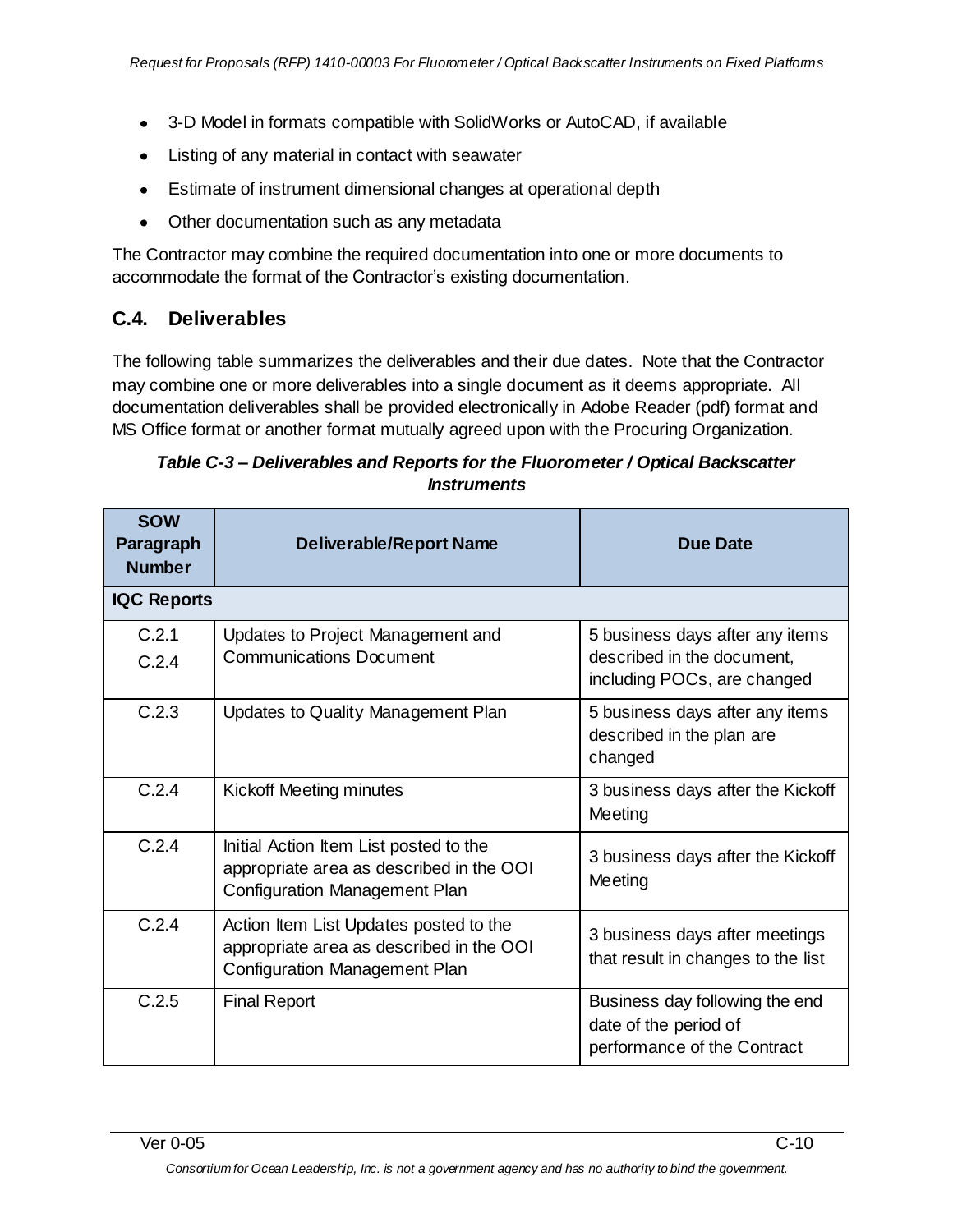- 3-D Model in formats compatible with SolidWorks or AutoCAD, if available
- Listing of any material in contact with seawater
- Estimate of instrument dimensional changes at operational depth
- Other documentation such as any metadata

The Contractor may combine the required documentation into one or more documents to accommodate the format of the Contractor's existing documentation.

## C.4. Deliverables

The following table summarizes the deliverables and their due dates. Note that the Contractor may combine one or more deliverables into a single document as it deems appropriate. All documentation deliverables shall be provided electronically in Adobe Reader (pdf) format and MS Office format or another format mutually agreed upon with the Procuring Organization.

***Table C-3 – Deliverables and Reports for the Fluorometer / Optical Backscatter Instruments***

| SOW Paragraph Number | Deliverable/Report Name | Due Date |
|---|---|---|
| **IQC Reports** | | |
| C.2.1<br>C.2.4 | Updates to Project Management and Communications Document | 5 business days after any items described in the document, including POCs, are changed |
| C.2.3 | Updates to Quality Management Plan | 5 business days after any items described in the plan are changed |
| C.2.4 | Kickoff Meeting minutes | 3 business days after the Kickoff Meeting |
| C.2.4 | Initial Action Item List posted to the appropriate area as described in the OOI Configuration Management Plan | 3 business days after the Kickoff Meeting |
| C.2.4 | Action Item List Updates posted to the appropriate area as described in the OOI Configuration Management Plan | 3 business days after meetings that result in changes to the list |
| C.2.5 | Final Report | Business day following the end date of the period of performance of the Contract |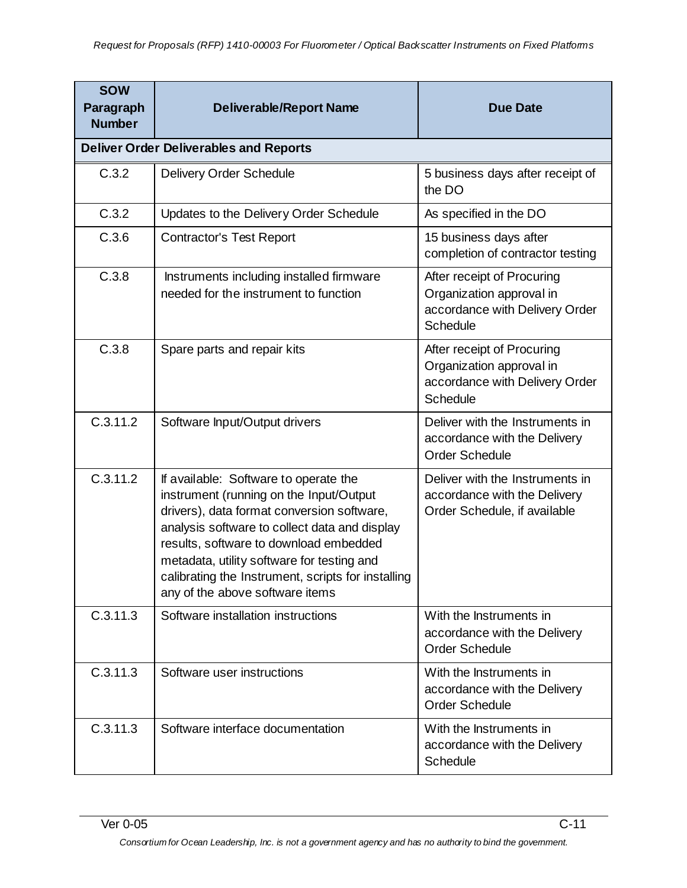| SOW Paragraph Number | Deliverable/Report Name | Due Date |
|---|---|---|
| **Deliver Order Deliverables and Reports** | | |
| C.3.2 | Delivery Order Schedule | 5 business days after receipt of the DO |
| C.3.2 | Updates to the Delivery Order Schedule | As specified in the DO |
| C.3.6 | Contractor's Test Report | 15 business days after completion of contractor testing |
| C.3.8 | Instruments including installed firmware needed for the instrument to function | After receipt of Procuring Organization approval in accordance with Delivery Order Schedule |
| C.3.8 | Spare parts and repair kits | After receipt of Procuring Organization approval in accordance with Delivery Order Schedule |
| C.3.11.2 | Software Input/Output drivers | Deliver with the Instruments in accordance with the Delivery Order Schedule |
| C.3.11.2 | If available: Software to operate the instrument (running on the Input/Output drivers), data format conversion software, analysis software to collect data and display results, software to download embedded metadata, utility software for testing and calibrating the Instrument, scripts for installing any of the above software items | Deliver with the Instruments in accordance with the Delivery Order Schedule, if available |
| C.3.11.3 | Software installation instructions | With the Instruments in accordance with the Delivery Order Schedule |
| C.3.11.3 | Software user instructions | With the Instruments in accordance with the Delivery Order Schedule |
| C.3.11.3 | Software interface documentation | With the Instruments in accordance with the Delivery Schedule |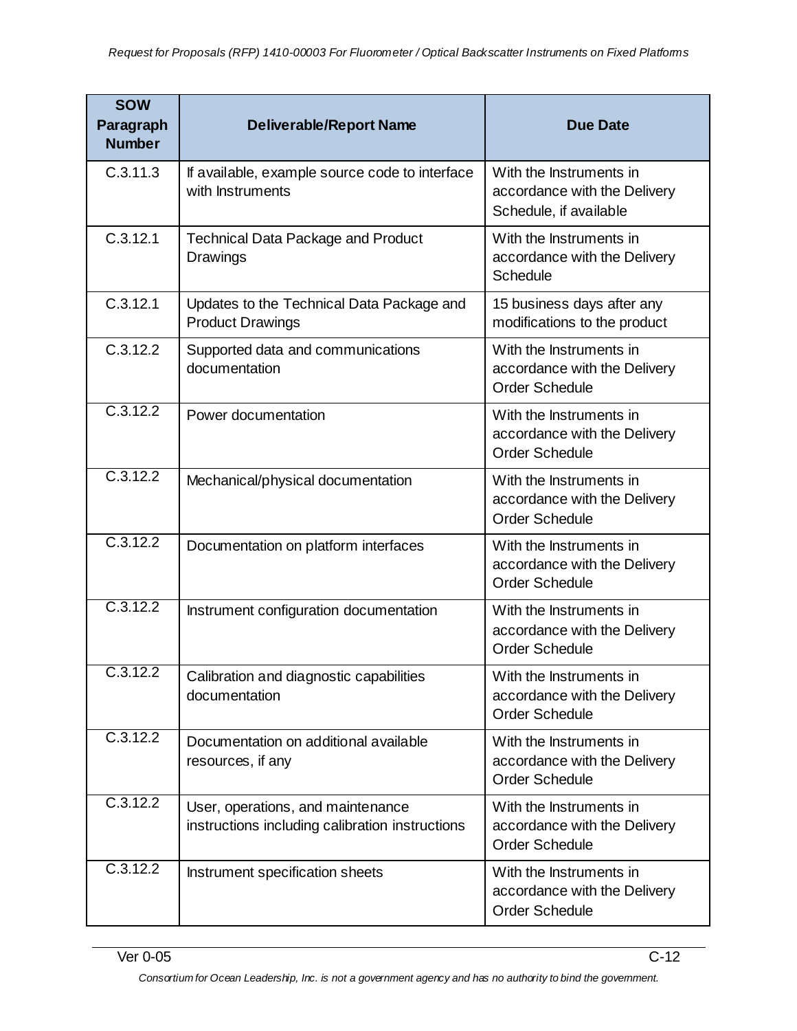| SOW Paragraph Number | Deliverable/Report Name | Due Date |
|---|---|---|
| C.3.11.3 | If available, example source code to interface with Instruments | With the Instruments in accordance with the Delivery Schedule, if available |
| C.3.12.1 | Technical Data Package and Product Drawings | With the Instruments in accordance with the Delivery Schedule |
| C.3.12.1 | Updates to the Technical Data Package and Product Drawings | 15 business days after any modifications to the product |
| C.3.12.2 | Supported data and communications documentation | With the Instruments in accordance with the Delivery Order Schedule |
| C.3.12.2 | Power documentation | With the Instruments in accordance with the Delivery Order Schedule |
| C.3.12.2 | Mechanical/physical documentation | With the Instruments in accordance with the Delivery Order Schedule |
| C.3.12.2 | Documentation on platform interfaces | With the Instruments in accordance with the Delivery Order Schedule |
| C.3.12.2 | Instrument configuration documentation | With the Instruments in accordance with the Delivery Order Schedule |
| C.3.12.2 | Calibration and diagnostic capabilities documentation | With the Instruments in accordance with the Delivery Order Schedule |
| C.3.12.2 | Documentation on additional available resources, if any | With the Instruments in accordance with the Delivery Order Schedule |
| C.3.12.2 | User, operations, and maintenance instructions including calibration instructions | With the Instruments in accordance with the Delivery Order Schedule |
| C.3.12.2 | Instrument specification sheets | With the Instruments in accordance with the Delivery Order Schedule |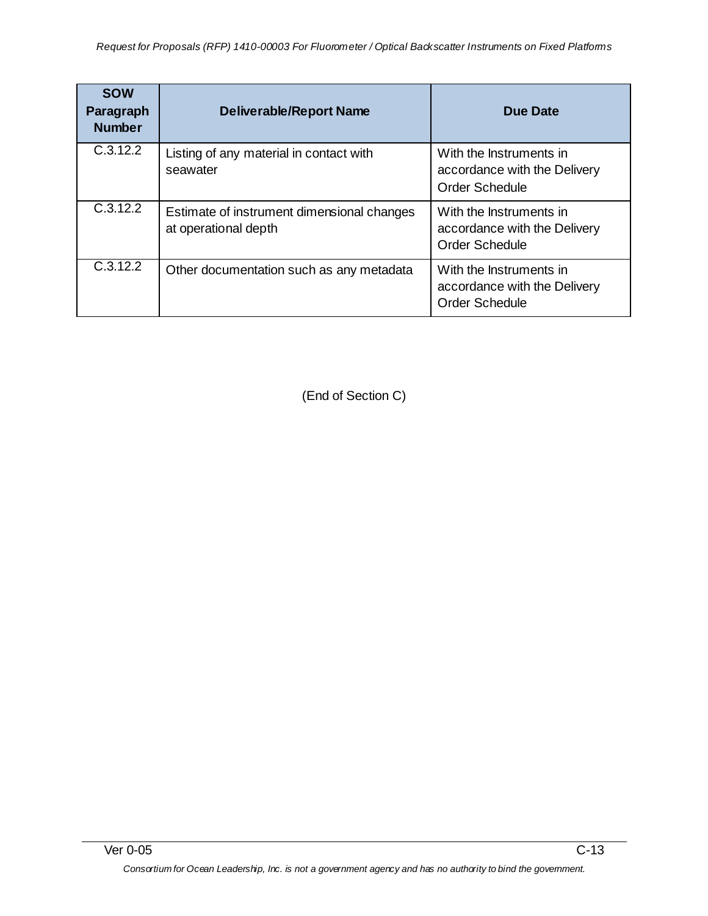| SOW Paragraph Number | Deliverable/Report Name | Due Date |
|---|---|---|
| C.3.12.2 | Listing of any material in contact with seawater | With the Instruments in accordance with the Delivery Order Schedule |
| C.3.12.2 | Estimate of instrument dimensional changes at operational depth | With the Instruments in accordance with the Delivery Order Schedule |
| C.3.12.2 | Other documentation such as any metadata | With the Instruments in accordance with the Delivery Order Schedule |

(End of Section C)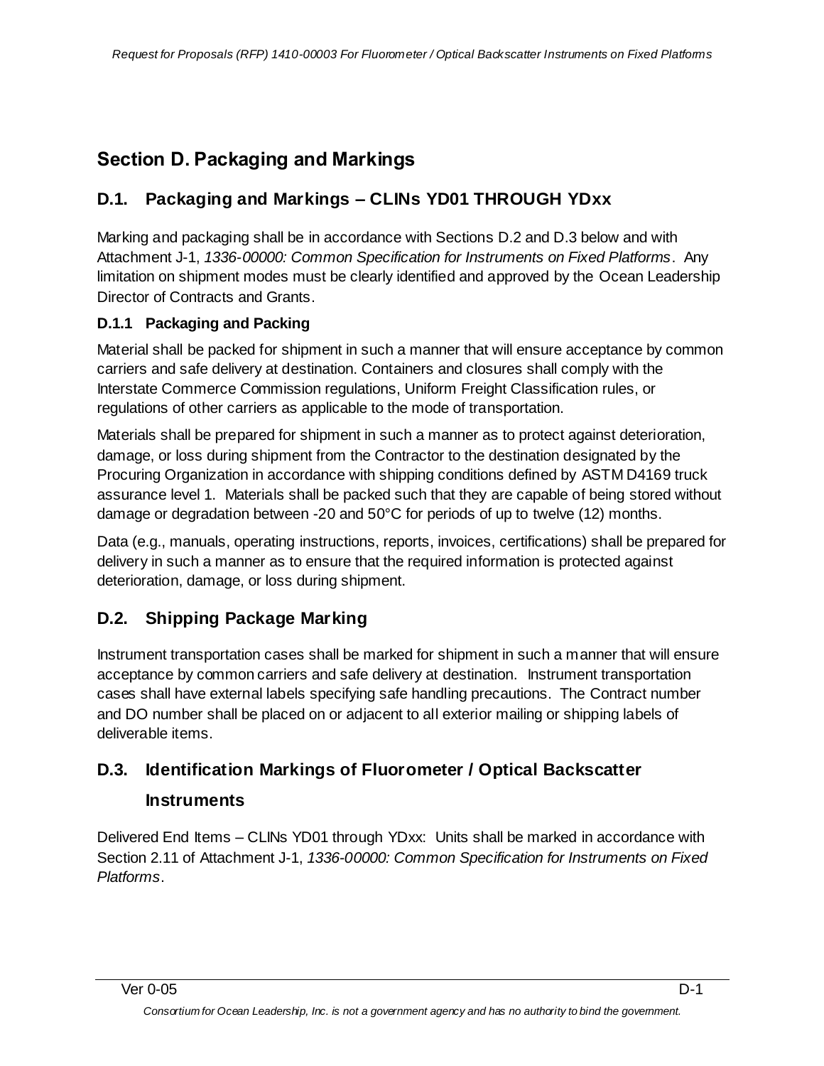## Section D. Packaging and Markings

### D.1. Packaging and Markings – CLINs YD01 THROUGH YDxx

Marking and packaging shall be in accordance with Sections D.2 and D.3 below and with Attachment J-1, *1336-00000: Common Specification for Instruments on Fixed Platforms*. Any limitation on shipment modes must be clearly identified and approved by the Ocean Leadership Director of Contracts and Grants.

#### D.1.1 Packaging and Packing

Material shall be packed for shipment in such a manner that will ensure acceptance by common carriers and safe delivery at destination. Containers and closures shall comply with the Interstate Commerce Commission regulations, Uniform Freight Classification rules, or regulations of other carriers as applicable to the mode of transportation.

Materials shall be prepared for shipment in such a manner as to protect against deterioration, damage, or loss during shipment from the Contractor to the destination designated by the Procuring Organization in accordance with shipping conditions defined by ASTM D4169 truck assurance level 1. Materials shall be packed such that they are capable of being stored without damage or degradation between -20 and 50°C for periods of up to twelve (12) months.

Data (e.g., manuals, operating instructions, reports, invoices, certifications) shall be prepared for delivery in such a manner as to ensure that the required information is protected against deterioration, damage, or loss during shipment.

### D.2. Shipping Package Marking

Instrument transportation cases shall be marked for shipment in such a manner that will ensure acceptance by common carriers and safe delivery at destination. Instrument transportation cases shall have external labels specifying safe handling precautions. The Contract number and DO number shall be placed on or adjacent to all exterior mailing or shipping labels of deliverable items.

### D.3. Identification Markings of Fluorometer / Optical Backscatter Instruments

Delivered End Items – CLINs YD01 through YDxx: Units shall be marked in accordance with Section 2.11 of Attachment J-1, *1336-00000: Common Specification for Instruments on Fixed Platforms*.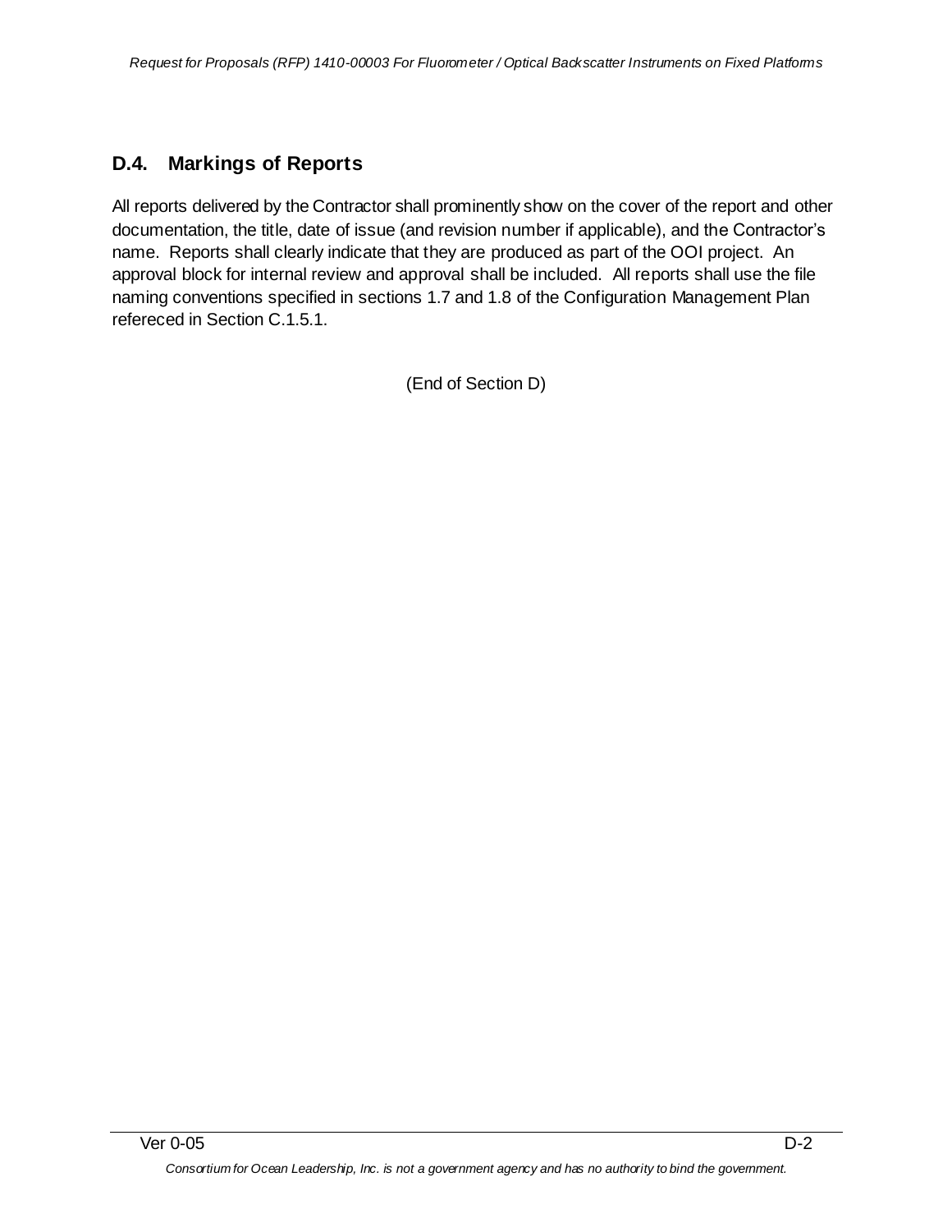## D.4. Markings of Reports

All reports delivered by the Contractor shall prominently show on the cover of the report and other documentation, the title, date of issue (and revision number if applicable), and the Contractor's name. Reports shall clearly indicate that they are produced as part of the OOI project. An approval block for internal review and approval shall be included. All reports shall use the file naming conventions specified in sections 1.7 and 1.8 of the Configuration Management Plan refereced in Section C.1.5.1.

(End of Section D)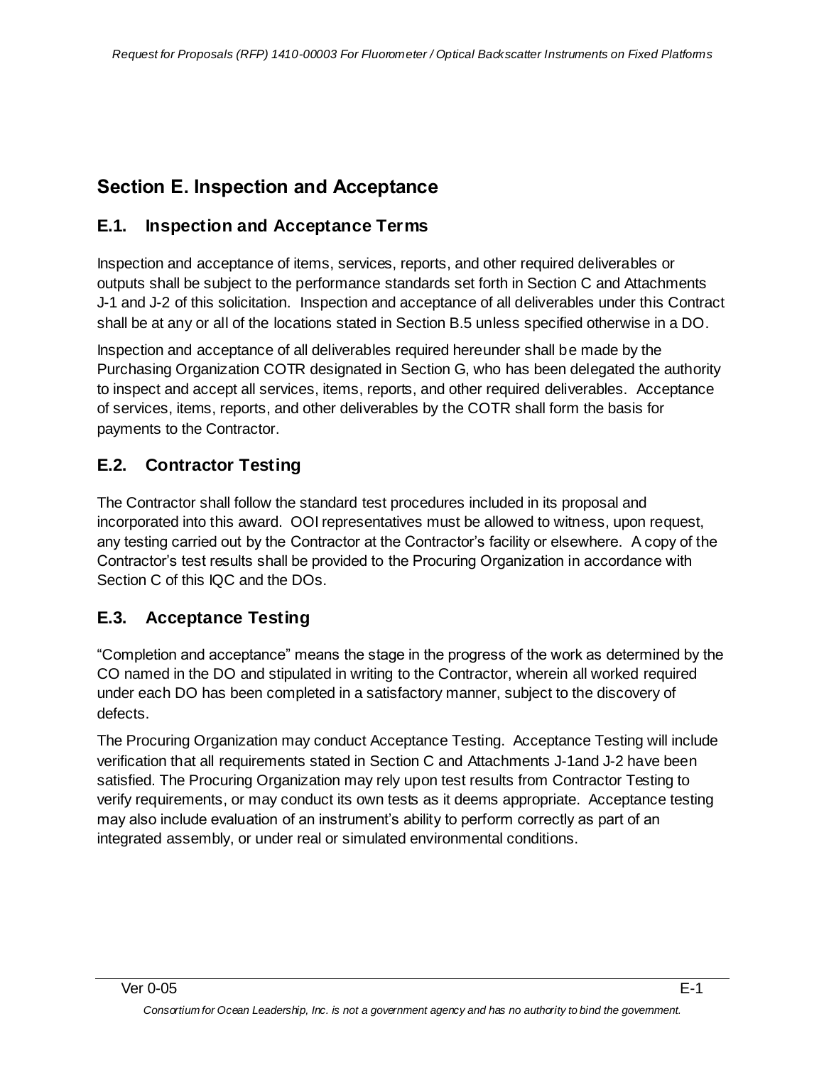## Section E. Inspection and Acceptance

### E.1. Inspection and Acceptance Terms

Inspection and acceptance of items, services, reports, and other required deliverables or outputs shall be subject to the performance standards set forth in Section C and Attachments J-1 and J-2 of this solicitation. Inspection and acceptance of all deliverables under this Contract shall be at any or all of the locations stated in Section B.5 unless specified otherwise in a DO.

Inspection and acceptance of all deliverables required hereunder shall be made by the Purchasing Organization COTR designated in Section G, who has been delegated the authority to inspect and accept all services, items, reports, and other required deliverables. Acceptance of services, items, reports, and other deliverables by the COTR shall form the basis for payments to the Contractor.

### E.2. Contractor Testing

The Contractor shall follow the standard test procedures included in its proposal and incorporated into this award. OOI representatives must be allowed to witness, upon request, any testing carried out by the Contractor at the Contractor's facility or elsewhere. A copy of the Contractor's test results shall be provided to the Procuring Organization in accordance with Section C of this IQC and the DOs.

### E.3. Acceptance Testing

"Completion and acceptance" means the stage in the progress of the work as determined by the CO named in the DO and stipulated in writing to the Contractor, wherein all worked required under each DO has been completed in a satisfactory manner, subject to the discovery of defects.

The Procuring Organization may conduct Acceptance Testing. Acceptance Testing will include verification that all requirements stated in Section C and Attachments J-1and J-2 have been satisfied. The Procuring Organization may rely upon test results from Contractor Testing to verify requirements, or may conduct its own tests as it deems appropriate. Acceptance testing may also include evaluation of an instrument's ability to perform correctly as part of an integrated assembly, or under real or simulated environmental conditions.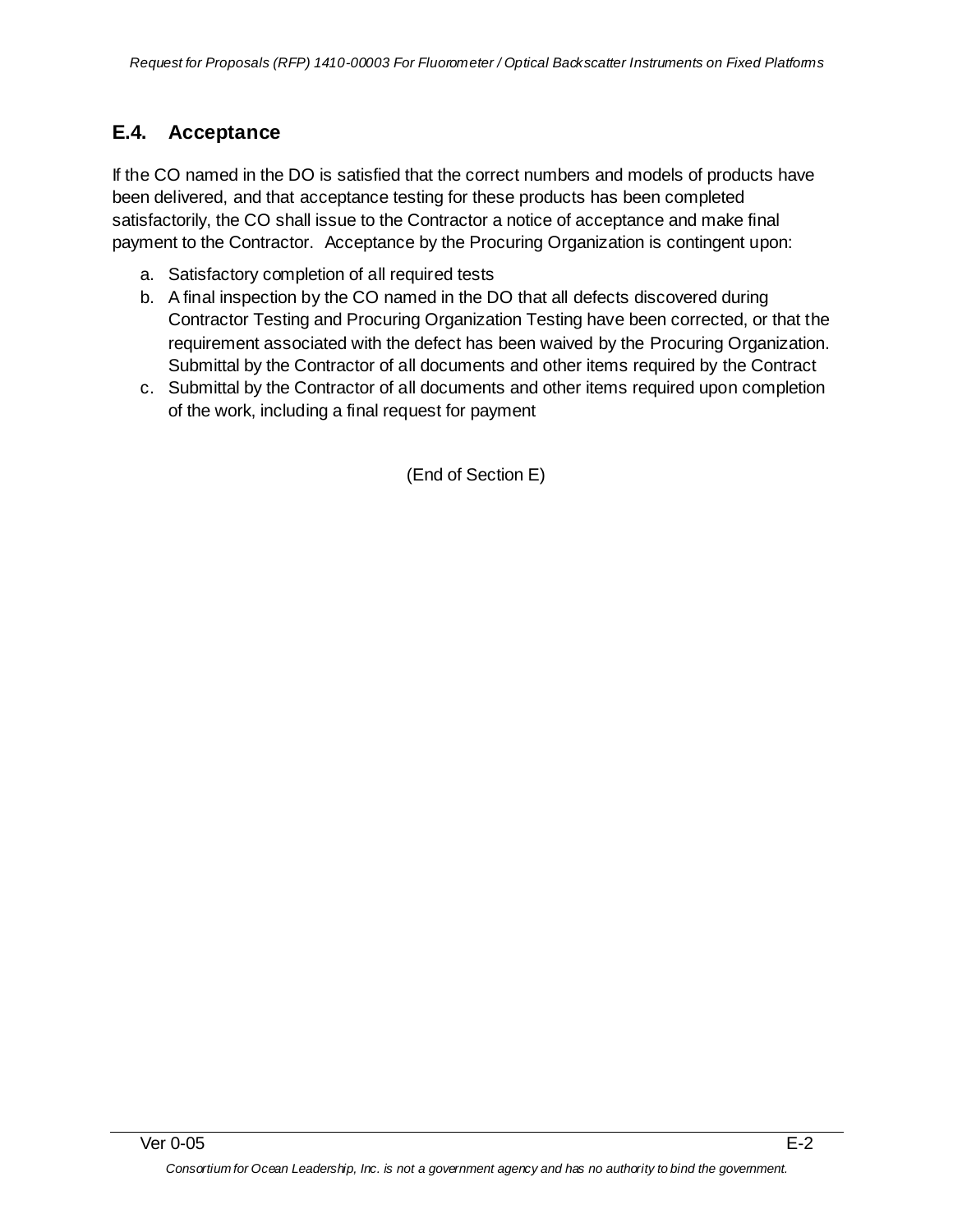## E.4. Acceptance

If the CO named in the DO is satisfied that the correct numbers and models of products have been delivered, and that acceptance testing for these products has been completed satisfactorily, the CO shall issue to the Contractor a notice of acceptance and make final payment to the Contractor. Acceptance by the Procuring Organization is contingent upon:

a. Satisfactory completion of all required tests
b. A final inspection by the CO named in the DO that all defects discovered during Contractor Testing and Procuring Organization Testing have been corrected, or that the requirement associated with the defect has been waived by the Procuring Organization. Submittal by the Contractor of all documents and other items required by the Contract
c. Submittal by the Contractor of all documents and other items required upon completion of the work, including a final request for payment

(End of Section E)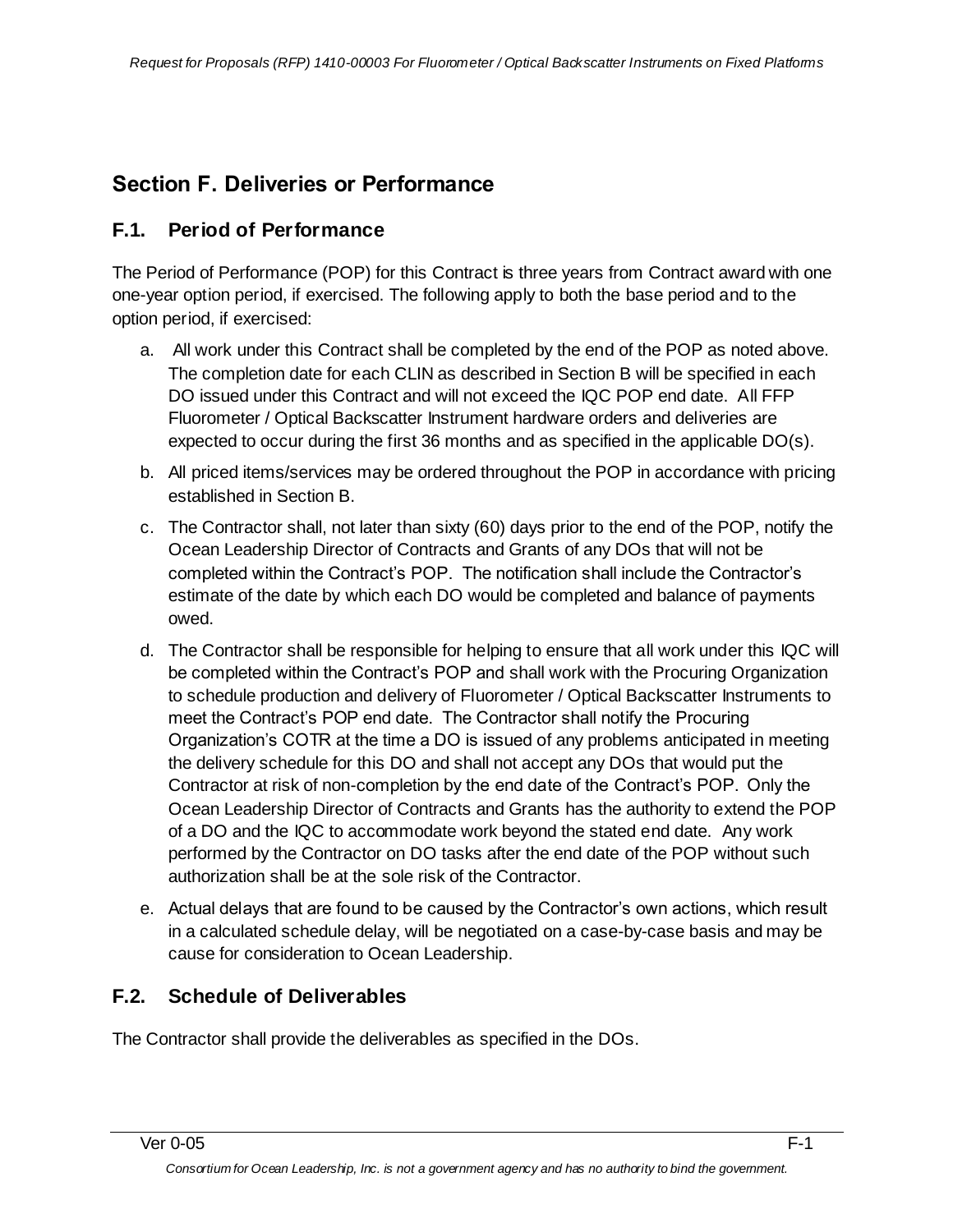# Section F. Deliveries or Performance

## F.1. Period of Performance

The Period of Performance (POP) for this Contract is three years from Contract award with one one-year option period, if exercised. The following apply to both the base period and to the option period, if exercised:

a. All work under this Contract shall be completed by the end of the POP as noted above. The completion date for each CLIN as described in Section B will be specified in each DO issued under this Contract and will not exceed the IQC POP end date. All FFP Fluorometer / Optical Backscatter Instrument hardware orders and deliveries are expected to occur during the first 36 months and as specified in the applicable DO(s).

b. All priced items/services may be ordered throughout the POP in accordance with pricing established in Section B.

c. The Contractor shall, not later than sixty (60) days prior to the end of the POP, notify the Ocean Leadership Director of Contracts and Grants of any DOs that will not be completed within the Contract's POP. The notification shall include the Contractor's estimate of the date by which each DO would be completed and balance of payments owed.

d. The Contractor shall be responsible for helping to ensure that all work under this IQC will be completed within the Contract's POP and shall work with the Procuring Organization to schedule production and delivery of Fluorometer / Optical Backscatter Instruments to meet the Contract's POP end date. The Contractor shall notify the Procuring Organization's COTR at the time a DO is issued of any problems anticipated in meeting the delivery schedule for this DO and shall not accept any DOs that would put the Contractor at risk of non-completion by the end date of the Contract's POP. Only the Ocean Leadership Director of Contracts and Grants has the authority to extend the POP of a DO and the IQC to accommodate work beyond the stated end date. Any work performed by the Contractor on DO tasks after the end date of the POP without such authorization shall be at the sole risk of the Contractor.

e. Actual delays that are found to be caused by the Contractor's own actions, which result in a calculated schedule delay, will be negotiated on a case-by-case basis and may be cause for consideration to Ocean Leadership.

## F.2. Schedule of Deliverables

The Contractor shall provide the deliverables as specified in the DOs.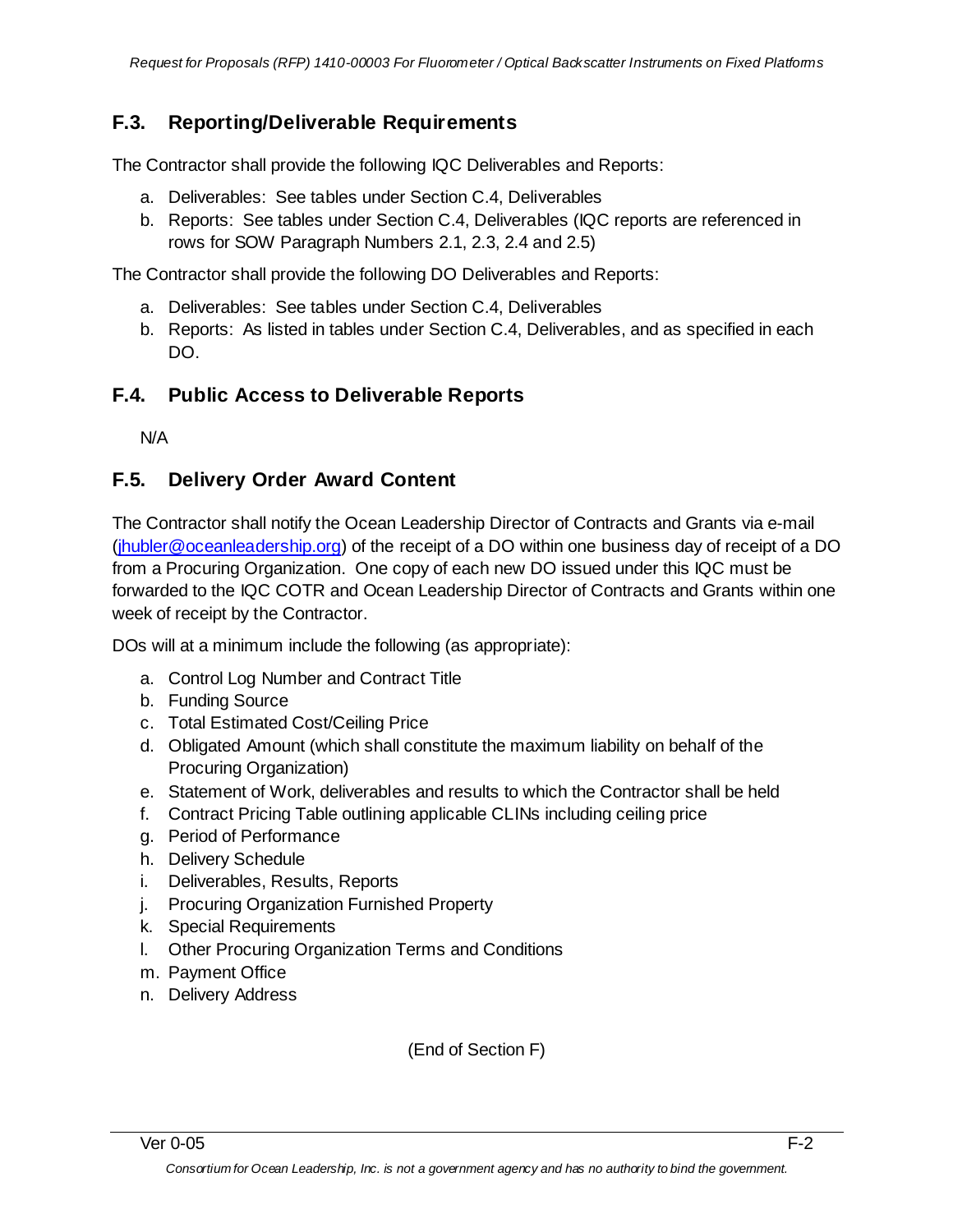## F.3. Reporting/Deliverable Requirements

The Contractor shall provide the following IQC Deliverables and Reports:

a. Deliverables: See tables under Section C.4, Deliverables
b. Reports: See tables under Section C.4, Deliverables (IQC reports are referenced in rows for SOW Paragraph Numbers 2.1, 2.3, 2.4 and 2.5)

The Contractor shall provide the following DO Deliverables and Reports:

a. Deliverables: See tables under Section C.4, Deliverables
b. Reports: As listed in tables under Section C.4, Deliverables, and as specified in each DO.

## F.4. Public Access to Deliverable Reports

N/A

## F.5. Delivery Order Award Content

The Contractor shall notify the Ocean Leadership Director of Contracts and Grants via e-mail (jhubler@oceanleadership.org) of the receipt of a DO within one business day of receipt of a DO from a Procuring Organization. One copy of each new DO issued under this IQC must be forwarded to the IQC COTR and Ocean Leadership Director of Contracts and Grants within one week of receipt by the Contractor.

DOs will at a minimum include the following (as appropriate):

a. Control Log Number and Contract Title
b. Funding Source
c. Total Estimated Cost/Ceiling Price
d. Obligated Amount (which shall constitute the maximum liability on behalf of the Procuring Organization)
e. Statement of Work, deliverables and results to which the Contractor shall be held
f. Contract Pricing Table outlining applicable CLINs including ceiling price
g. Period of Performance
h. Delivery Schedule
i. Deliverables, Results, Reports
j. Procuring Organization Furnished Property
k. Special Requirements
l. Other Procuring Organization Terms and Conditions
m. Payment Office
n. Delivery Address

(End of Section F)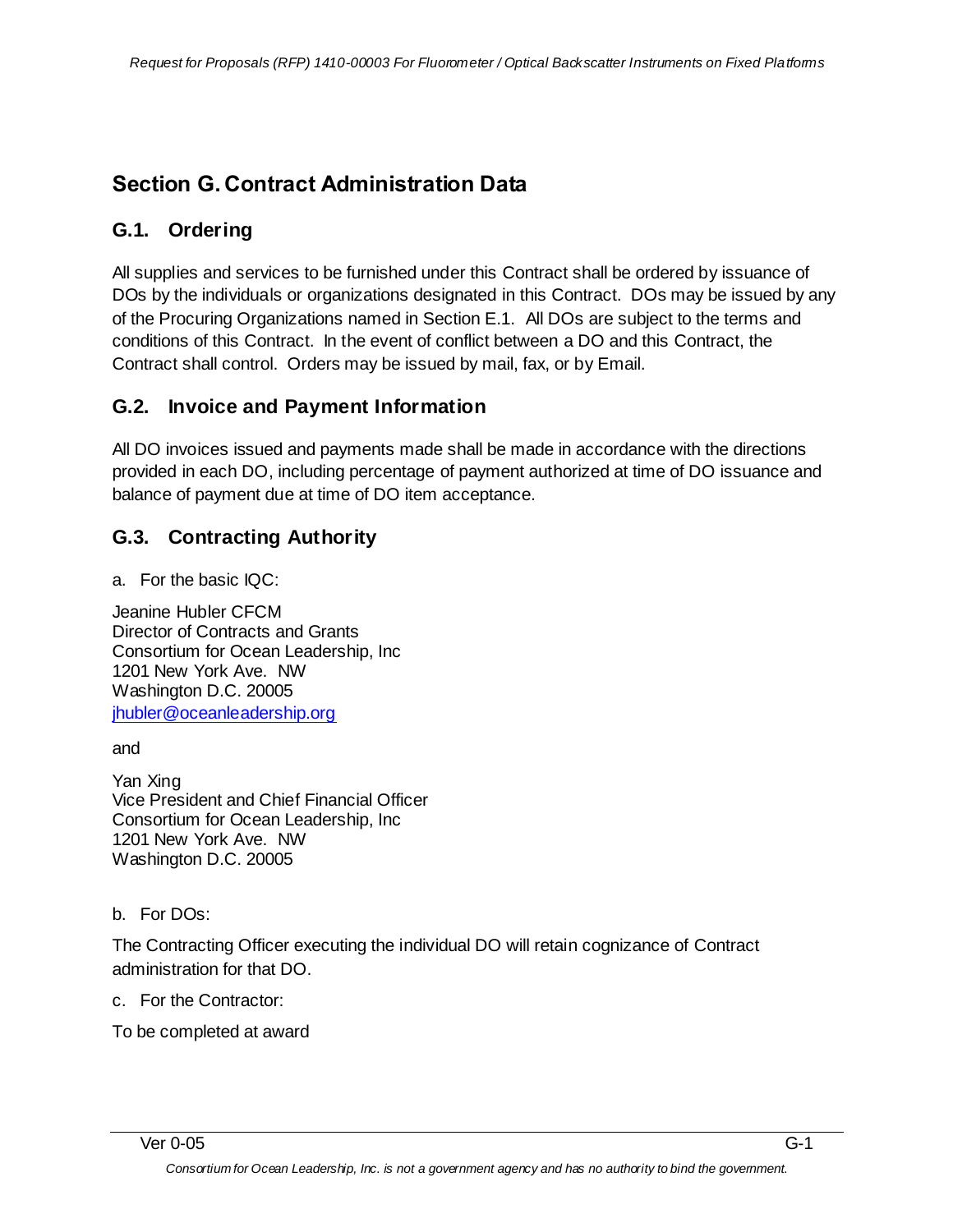# Section G. Contract Administration Data

## G.1. Ordering

All supplies and services to be furnished under this Contract shall be ordered by issuance of DOs by the individuals or organizations designated in this Contract. DOs may be issued by any of the Procuring Organizations named in Section E.1. All DOs are subject to the terms and conditions of this Contract. In the event of conflict between a DO and this Contract, the Contract shall control. Orders may be issued by mail, fax, or by Email.

## G.2. Invoice and Payment Information

All DO invoices issued and payments made shall be made in accordance with the directions provided in each DO, including percentage of payment authorized at time of DO issuance and balance of payment due at time of DO item acceptance.

## G.3. Contracting Authority

a. For the basic IQC:

Jeanine Hubler CFCM
Director of Contracts and Grants
Consortium for Ocean Leadership, Inc
1201 New York Ave. NW
Washington D.C. 20005
jhubler@oceanleadership.org

and

Yan Xing
Vice President and Chief Financial Officer
Consortium for Ocean Leadership, Inc
1201 New York Ave. NW
Washington D.C. 20005

b. For DOs:

The Contracting Officer executing the individual DO will retain cognizance of Contract administration for that DO.

c. For the Contractor:

To be completed at award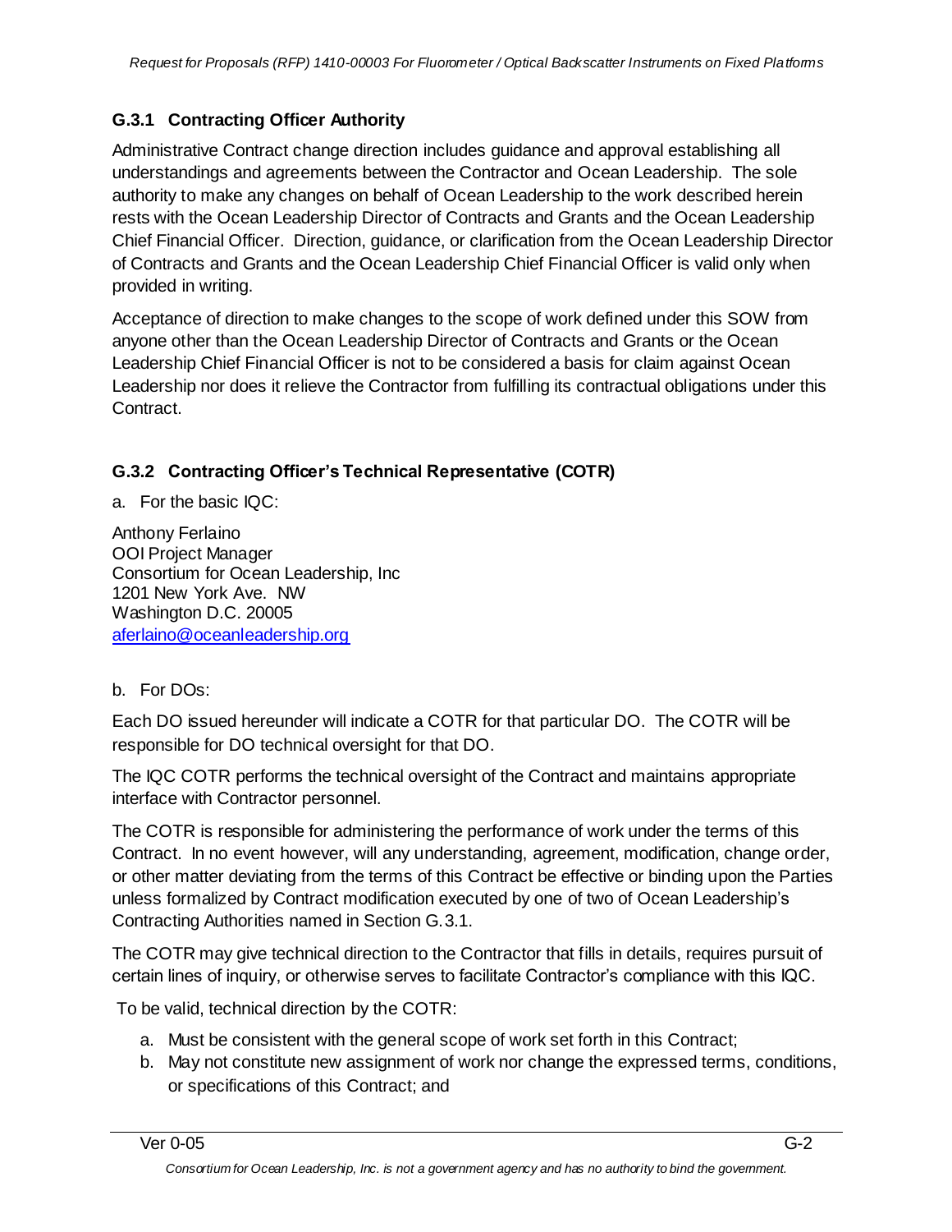### G.3.1 Contracting Officer Authority

Administrative Contract change direction includes guidance and approval establishing all understandings and agreements between the Contractor and Ocean Leadership. The sole authority to make any changes on behalf of Ocean Leadership to the work described herein rests with the Ocean Leadership Director of Contracts and Grants and the Ocean Leadership Chief Financial Officer. Direction, guidance, or clarification from the Ocean Leadership Director of Contracts and Grants and the Ocean Leadership Chief Financial Officer is valid only when provided in writing.

Acceptance of direction to make changes to the scope of work defined under this SOW from anyone other than the Ocean Leadership Director of Contracts and Grants or the Ocean Leadership Chief Financial Officer is not to be considered a basis for claim against Ocean Leadership nor does it relieve the Contractor from fulfilling its contractual obligations under this Contract.

### G.3.2 Contracting Officer's Technical Representative (COTR)

a. For the basic IQC:

Anthony Ferlaino
OOI Project Manager
Consortium for Ocean Leadership, Inc
1201 New York Ave. NW
Washington D.C. 20005
aferlaino@oceanleadership.org

b. For DOs:

Each DO issued hereunder will indicate a COTR for that particular DO. The COTR will be responsible for DO technical oversight for that DO.

The IQC COTR performs the technical oversight of the Contract and maintains appropriate interface with Contractor personnel.

The COTR is responsible for administering the performance of work under the terms of this Contract. In no event however, will any understanding, agreement, modification, change order, or other matter deviating from the terms of this Contract be effective or binding upon the Parties unless formalized by Contract modification executed by one of two of Ocean Leadership's Contracting Authorities named in Section G.3.1.

The COTR may give technical direction to the Contractor that fills in details, requires pursuit of certain lines of inquiry, or otherwise serves to facilitate Contractor's compliance with this IQC.

To be valid, technical direction by the COTR:

a. Must be consistent with the general scope of work set forth in this Contract;
b. May not constitute new assignment of work nor change the expressed terms, conditions, or specifications of this Contract; and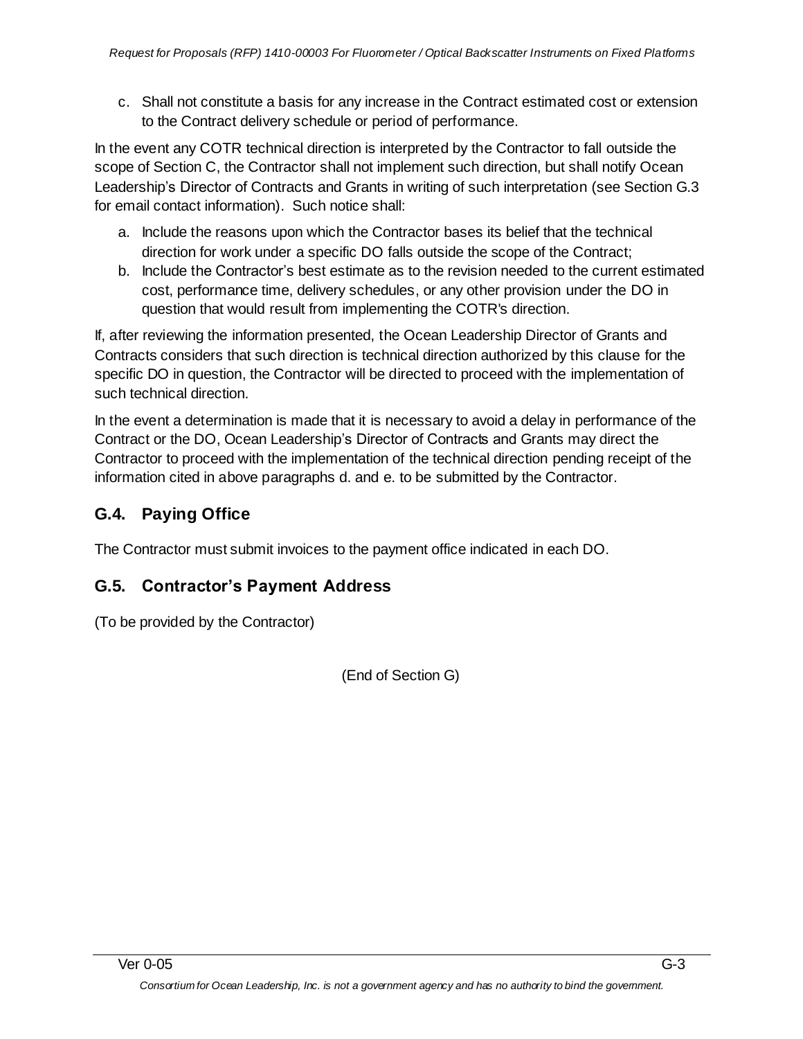c. Shall not constitute a basis for any increase in the Contract estimated cost or extension to the Contract delivery schedule or period of performance.

In the event any COTR technical direction is interpreted by the Contractor to fall outside the scope of Section C, the Contractor shall not implement such direction, but shall notify Ocean Leadership's Director of Contracts and Grants in writing of such interpretation (see Section G.3 for email contact information). Such notice shall:

a. Include the reasons upon which the Contractor bases its belief that the technical direction for work under a specific DO falls outside the scope of the Contract;
b. Include the Contractor's best estimate as to the revision needed to the current estimated cost, performance time, delivery schedules, or any other provision under the DO in question that would result from implementing the COTR's direction.

If, after reviewing the information presented, the Ocean Leadership Director of Grants and Contracts considers that such direction is technical direction authorized by this clause for the specific DO in question, the Contractor will be directed to proceed with the implementation of such technical direction.

In the event a determination is made that it is necessary to avoid a delay in performance of the Contract or the DO, Ocean Leadership's Director of Contracts and Grants may direct the Contractor to proceed with the implementation of the technical direction pending receipt of the information cited in above paragraphs d. and e. to be submitted by the Contractor.

## G.4. Paying Office

The Contractor must submit invoices to the payment office indicated in each DO.

## G.5. Contractor's Payment Address

(To be provided by the Contractor)

(End of Section G)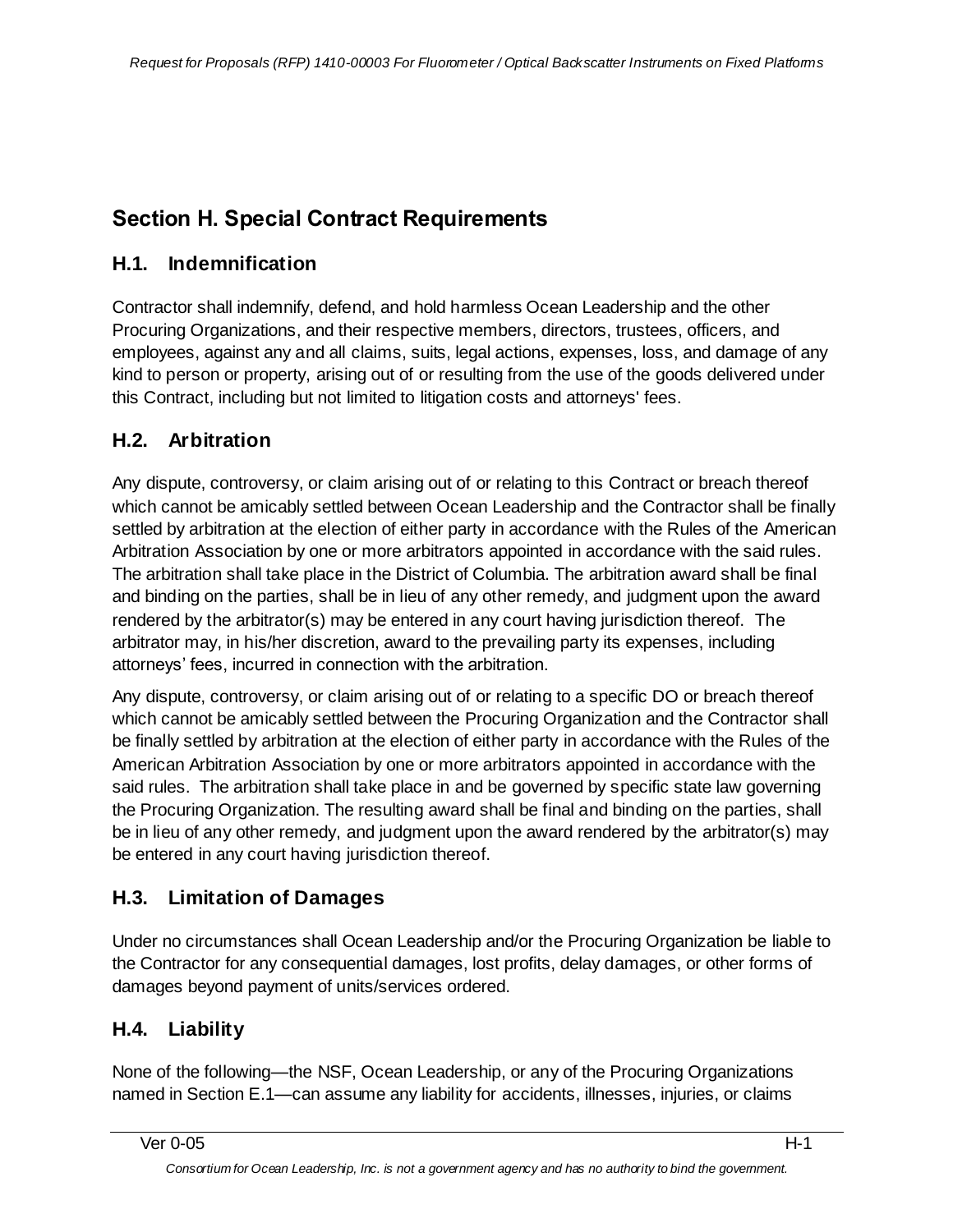## Section H. Special Contract Requirements

### H.1. Indemnification

Contractor shall indemnify, defend, and hold harmless Ocean Leadership and the other Procuring Organizations, and their respective members, directors, trustees, officers, and employees, against any and all claims, suits, legal actions, expenses, loss, and damage of any kind to person or property, arising out of or resulting from the use of the goods delivered under this Contract, including but not limited to litigation costs and attorneys' fees.

### H.2. Arbitration

Any dispute, controversy, or claim arising out of or relating to this Contract or breach thereof which cannot be amicably settled between Ocean Leadership and the Contractor shall be finally settled by arbitration at the election of either party in accordance with the Rules of the American Arbitration Association by one or more arbitrators appointed in accordance with the said rules. The arbitration shall take place in the District of Columbia. The arbitration award shall be final and binding on the parties, shall be in lieu of any other remedy, and judgment upon the award rendered by the arbitrator(s) may be entered in any court having jurisdiction thereof. The arbitrator may, in his/her discretion, award to the prevailing party its expenses, including attorneys' fees, incurred in connection with the arbitration.

Any dispute, controversy, or claim arising out of or relating to a specific DO or breach thereof which cannot be amicably settled between the Procuring Organization and the Contractor shall be finally settled by arbitration at the election of either party in accordance with the Rules of the American Arbitration Association by one or more arbitrators appointed in accordance with the said rules. The arbitration shall take place in and be governed by specific state law governing the Procuring Organization. The resulting award shall be final and binding on the parties, shall be in lieu of any other remedy, and judgment upon the award rendered by the arbitrator(s) may be entered in any court having jurisdiction thereof.

### H.3. Limitation of Damages

Under no circumstances shall Ocean Leadership and/or the Procuring Organization be liable to the Contractor for any consequential damages, lost profits, delay damages, or other forms of damages beyond payment of units/services ordered.

### H.4. Liability

None of the following—the NSF, Ocean Leadership, or any of the Procuring Organizations named in Section E.1—can assume any liability for accidents, illnesses, injuries, or claims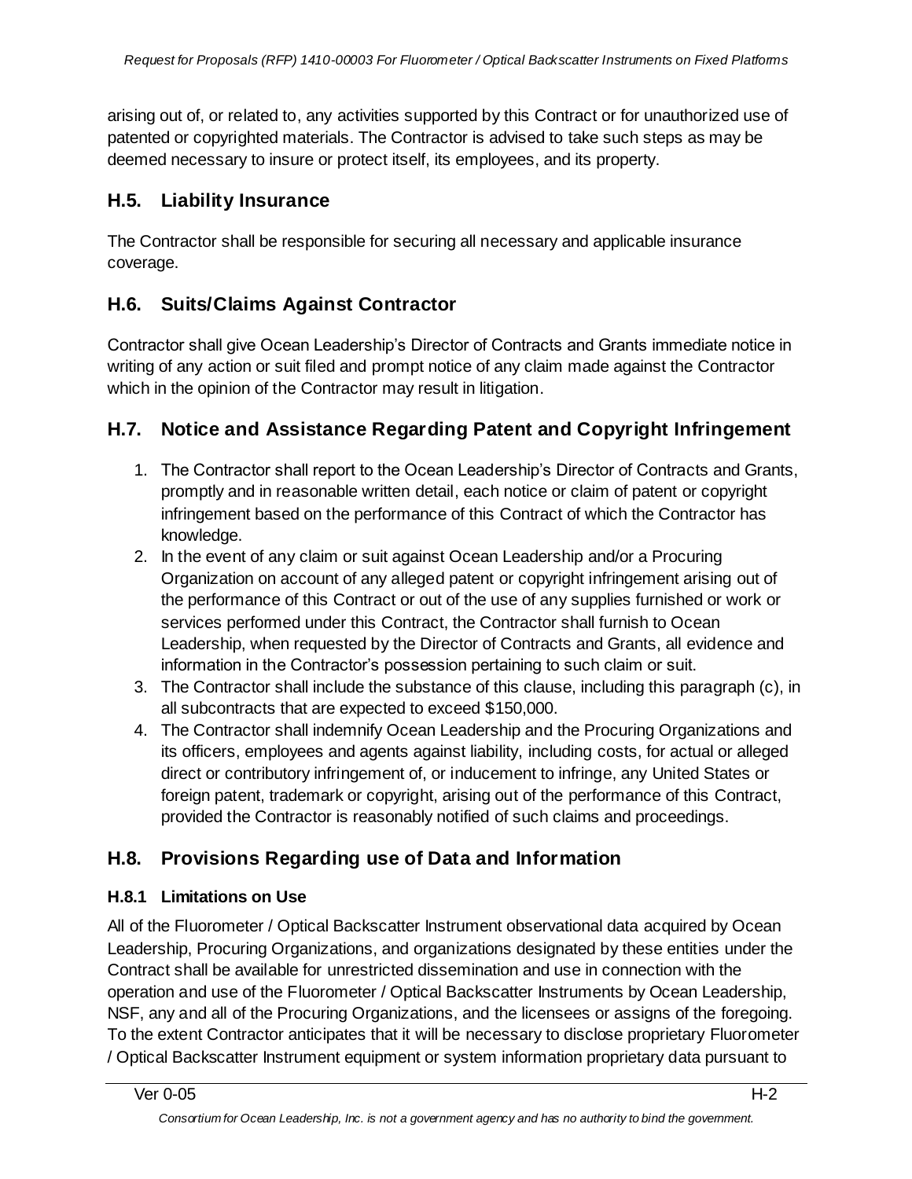arising out of, or related to, any activities supported by this Contract or for unauthorized use of patented or copyrighted materials. The Contractor is advised to take such steps as may be deemed necessary to insure or protect itself, its employees, and its property.

## H.5. Liability Insurance

The Contractor shall be responsible for securing all necessary and applicable insurance coverage.

## H.6. Suits/Claims Against Contractor

Contractor shall give Ocean Leadership's Director of Contracts and Grants immediate notice in writing of any action or suit filed and prompt notice of any claim made against the Contractor which in the opinion of the Contractor may result in litigation.

## H.7. Notice and Assistance Regarding Patent and Copyright Infringement

1. The Contractor shall report to the Ocean Leadership's Director of Contracts and Grants, promptly and in reasonable written detail, each notice or claim of patent or copyright infringement based on the performance of this Contract of which the Contractor has knowledge.
2. In the event of any claim or suit against Ocean Leadership and/or a Procuring Organization on account of any alleged patent or copyright infringement arising out of the performance of this Contract or out of the use of any supplies furnished or work or services performed under this Contract, the Contractor shall furnish to Ocean Leadership, when requested by the Director of Contracts and Grants, all evidence and information in the Contractor's possession pertaining to such claim or suit.
3. The Contractor shall include the substance of this clause, including this paragraph (c), in all subcontracts that are expected to exceed $150,000.
4. The Contractor shall indemnify Ocean Leadership and the Procuring Organizations and its officers, employees and agents against liability, including costs, for actual or alleged direct or contributory infringement of, or inducement to infringe, any United States or foreign patent, trademark or copyright, arising out of the performance of this Contract, provided the Contractor is reasonably notified of such claims and proceedings.

## H.8. Provisions Regarding use of Data and Information

### H.8.1 Limitations on Use

All of the Fluorometer / Optical Backscatter Instrument observational data acquired by Ocean Leadership, Procuring Organizations, and organizations designated by these entities under the Contract shall be available for unrestricted dissemination and use in connection with the operation and use of the Fluorometer / Optical Backscatter Instruments by Ocean Leadership, NSF, any and all of the Procuring Organizations, and the licensees or assigns of the foregoing. To the extent Contractor anticipates that it will be necessary to disclose proprietary Fluorometer / Optical Backscatter Instrument equipment or system information proprietary data pursuant to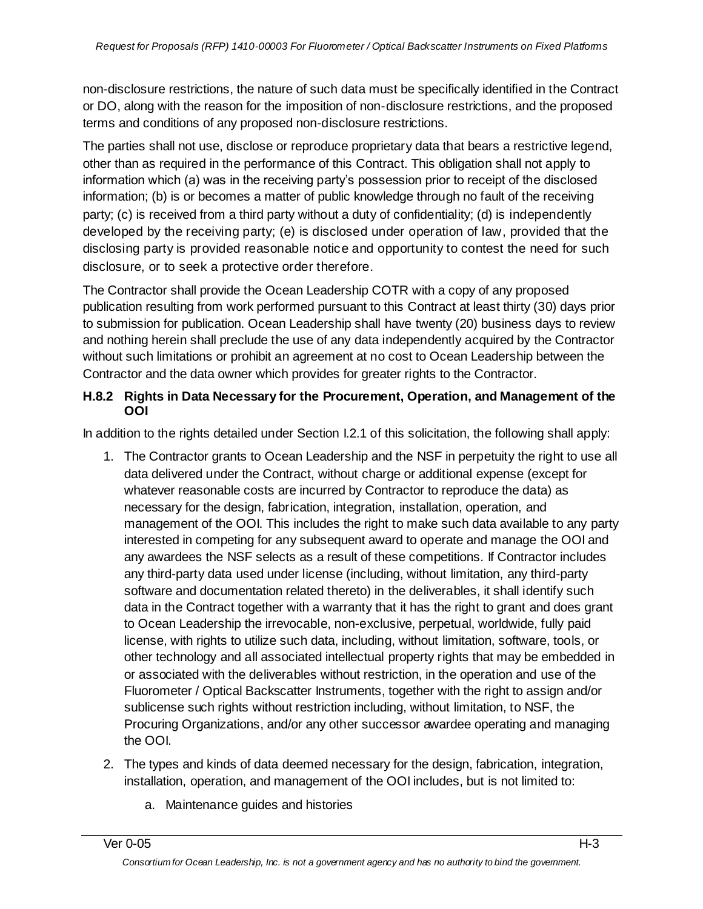non-disclosure restrictions, the nature of such data must be specifically identified in the Contract or DO, along with the reason for the imposition of non-disclosure restrictions, and the proposed terms and conditions of any proposed non-disclosure restrictions.

The parties shall not use, disclose or reproduce proprietary data that bears a restrictive legend, other than as required in the performance of this Contract. This obligation shall not apply to information which (a) was in the receiving party's possession prior to receipt of the disclosed information; (b) is or becomes a matter of public knowledge through no fault of the receiving party; (c) is received from a third party without a duty of confidentiality; (d) is independently developed by the receiving party; (e) is disclosed under operation of law, provided that the disclosing party is provided reasonable notice and opportunity to contest the need for such disclosure, or to seek a protective order therefore.

The Contractor shall provide the Ocean Leadership COTR with a copy of any proposed publication resulting from work performed pursuant to this Contract at least thirty (30) days prior to submission for publication. Ocean Leadership shall have twenty (20) business days to review and nothing herein shall preclude the use of any data independently acquired by the Contractor without such limitations or prohibit an agreement at no cost to Ocean Leadership between the Contractor and the data owner which provides for greater rights to the Contractor.

### H.8.2 Rights in Data Necessary for the Procurement, Operation, and Management of the OOI

In addition to the rights detailed under Section I.2.1 of this solicitation, the following shall apply:

1. The Contractor grants to Ocean Leadership and the NSF in perpetuity the right to use all data delivered under the Contract, without charge or additional expense (except for whatever reasonable costs are incurred by Contractor to reproduce the data) as necessary for the design, fabrication, integration, installation, operation, and management of the OOI. This includes the right to make such data available to any party interested in competing for any subsequent award to operate and manage the OOI and any awardees the NSF selects as a result of these competitions. If Contractor includes any third-party data used under license (including, without limitation, any third-party software and documentation related thereto) in the deliverables, it shall identify such data in the Contract together with a warranty that it has the right to grant and does grant to Ocean Leadership the irrevocable, non-exclusive, perpetual, worldwide, fully paid license, with rights to utilize such data, including, without limitation, software, tools, or other technology and all associated intellectual property rights that may be embedded in or associated with the deliverables without restriction, in the operation and use of the Fluorometer / Optical Backscatter Instruments, together with the right to assign and/or sublicense such rights without restriction including, without limitation, to NSF, the Procuring Organizations, and/or any other successor awardee operating and managing the OOI.
2. The types and kinds of data deemed necessary for the design, fabrication, integration, installation, operation, and management of the OOI includes, but is not limited to:
    a. Maintenance guides and histories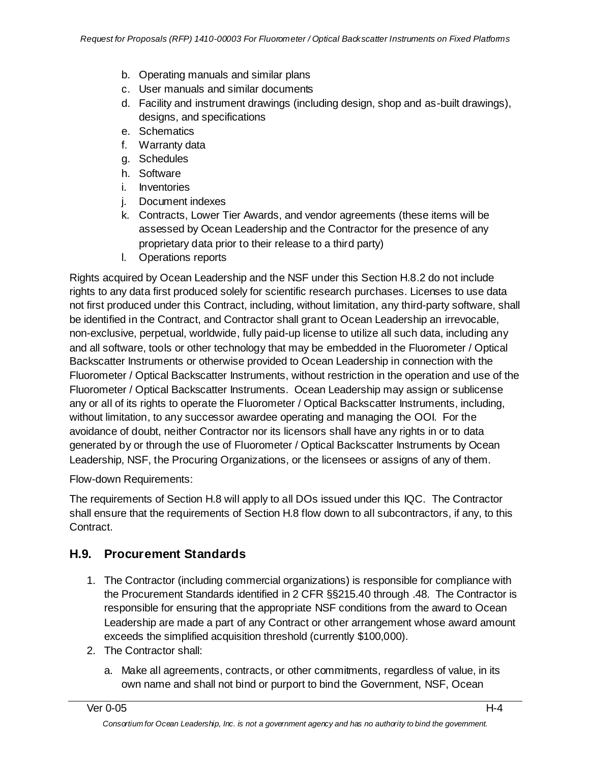b. Operating manuals and similar plans
c. User manuals and similar documents
d. Facility and instrument drawings (including design, shop and as-built drawings), designs, and specifications
e. Schematics
f. Warranty data
g. Schedules
h. Software
i. Inventories
j. Document indexes
k. Contracts, Lower Tier Awards, and vendor agreements (these items will be assessed by Ocean Leadership and the Contractor for the presence of any proprietary data prior to their release to a third party)
l. Operations reports

Rights acquired by Ocean Leadership and the NSF under this Section H.8.2 do not include rights to any data first produced solely for scientific research purchases. Licenses to use data not first produced under this Contract, including, without limitation, any third-party software, shall be identified in the Contract, and Contractor shall grant to Ocean Leadership an irrevocable, non-exclusive, perpetual, worldwide, fully paid-up license to utilize all such data, including any and all software, tools or other technology that may be embedded in the Fluorometer / Optical Backscatter Instruments or otherwise provided to Ocean Leadership in connection with the Fluorometer / Optical Backscatter Instruments, without restriction in the operation and use of the Fluorometer / Optical Backscatter Instruments. Ocean Leadership may assign or sublicense any or all of its rights to operate the Fluorometer / Optical Backscatter Instruments, including, without limitation, to any successor awardee operating and managing the OOI. For the avoidance of doubt, neither Contractor nor its licensors shall have any rights in or to data generated by or through the use of Fluorometer / Optical Backscatter Instruments by Ocean Leadership, NSF, the Procuring Organizations, or the licensees or assigns of any of them.

Flow-down Requirements:

The requirements of Section H.8 will apply to all DOs issued under this IQC. The Contractor shall ensure that the requirements of Section H.8 flow down to all subcontractors, if any, to this Contract.

## H.9. Procurement Standards

1. The Contractor (including commercial organizations) is responsible for compliance with the Procurement Standards identified in 2 CFR §§215.40 through .48. The Contractor is responsible for ensuring that the appropriate NSF conditions from the award to Ocean Leadership are made a part of any Contract or other arrangement whose award amount exceeds the simplified acquisition threshold (currently $100,000).
2. The Contractor shall:
   a. Make all agreements, contracts, or other commitments, regardless of value, in its own name and shall not bind or purport to bind the Government, NSF, Ocean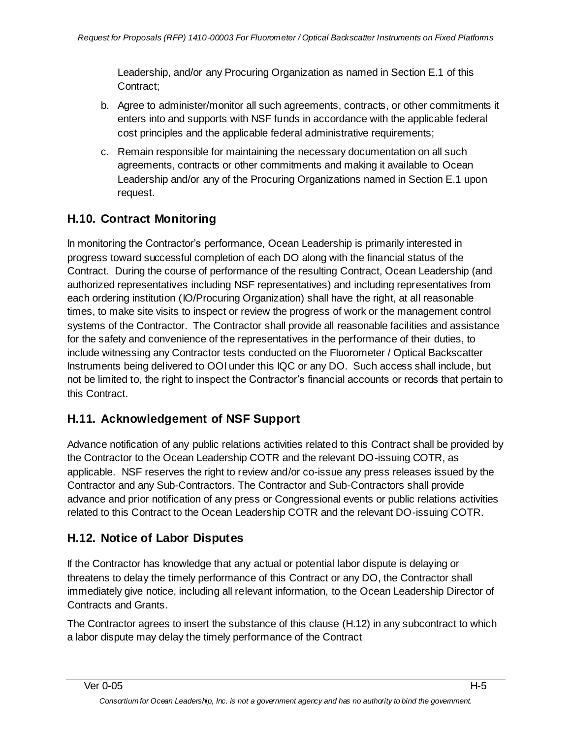Leadership, and/or any Procuring Organization as named in Section E.1 of this Contract;

b. Agree to administer/monitor all such agreements, contracts, or other commitments it enters into and supports with NSF funds in accordance with the applicable federal cost principles and the applicable federal administrative requirements;

c. Remain responsible for maintaining the necessary documentation on all such agreements, contracts or other commitments and making it available to Ocean Leadership and/or any of the Procuring Organizations named in Section E.1 upon request.

## H.10. Contract Monitoring

In monitoring the Contractor's performance, Ocean Leadership is primarily interested in progress toward successful completion of each DO along with the financial status of the Contract. During the course of performance of the resulting Contract, Ocean Leadership (and authorized representatives including NSF representatives) and including representatives from each ordering institution (IO/Procuring Organization) shall have the right, at all reasonable times, to make site visits to inspect or review the progress of work or the management control systems of the Contractor. The Contractor shall provide all reasonable facilities and assistance for the safety and convenience of the representatives in the performance of their duties, to include witnessing any Contractor tests conducted on the Fluorometer / Optical Backscatter Instruments being delivered to OOI under this IQC or any DO. Such access shall include, but not be limited to, the right to inspect the Contractor's financial accounts or records that pertain to this Contract.

## H.11. Acknowledgement of NSF Support

Advance notification of any public relations activities related to this Contract shall be provided by the Contractor to the Ocean Leadership COTR and the relevant DO-issuing COTR, as applicable. NSF reserves the right to review and/or co-issue any press releases issued by the Contractor and any Sub-Contractors. The Contractor and Sub-Contractors shall provide advance and prior notification of any press or Congressional events or public relations activities related to this Contract to the Ocean Leadership COTR and the relevant DO-issuing COTR.

## H.12. Notice of Labor Disputes

If the Contractor has knowledge that any actual or potential labor dispute is delaying or threatens to delay the timely performance of this Contract or any DO, the Contractor shall immediately give notice, including all relevant information, to the Ocean Leadership Director of Contracts and Grants.

The Contractor agrees to insert the substance of this clause (H.12) in any subcontract to which a labor dispute may delay the timely performance of the Contract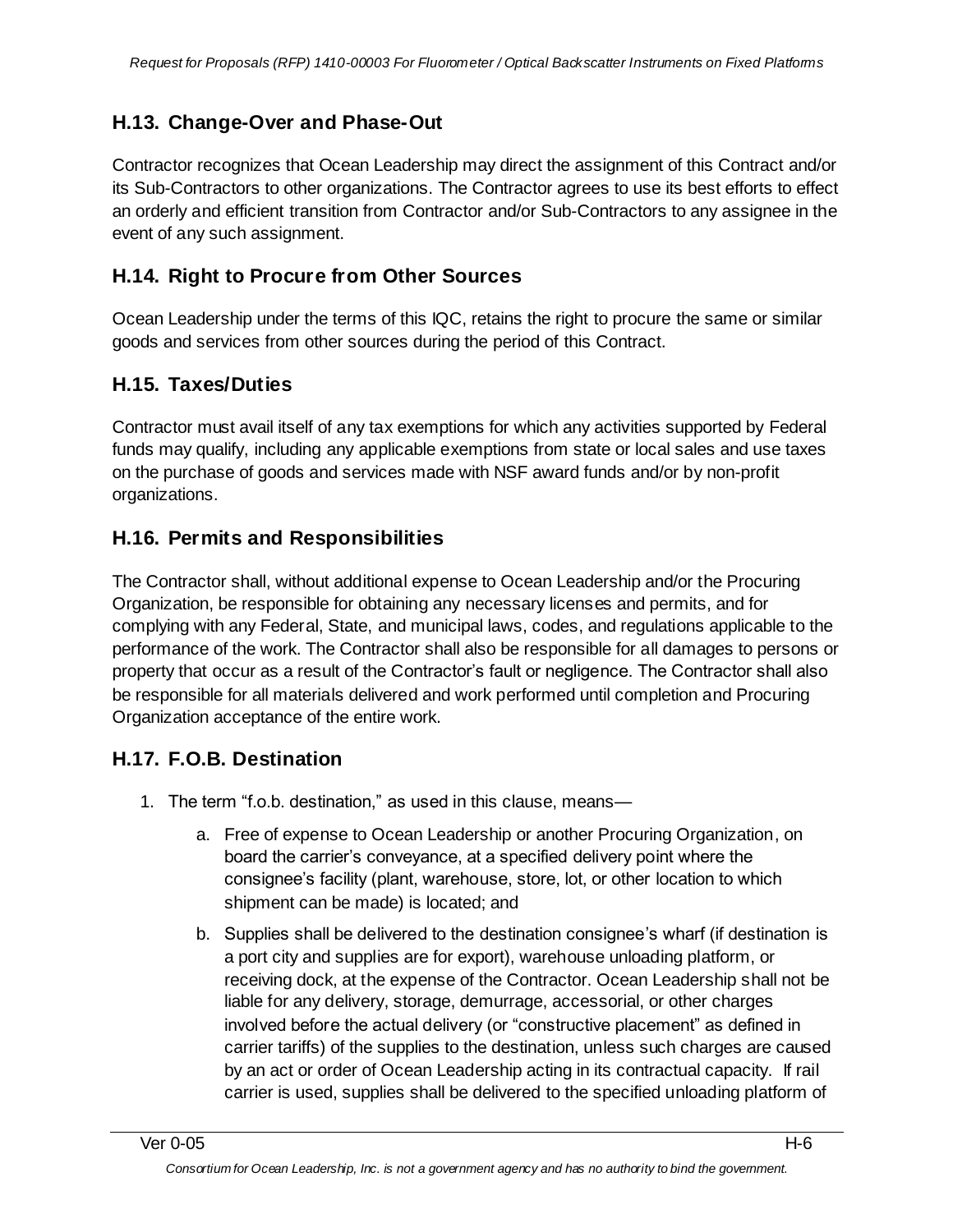## H.13. Change-Over and Phase-Out

Contractor recognizes that Ocean Leadership may direct the assignment of this Contract and/or its Sub-Contractors to other organizations. The Contractor agrees to use its best efforts to effect an orderly and efficient transition from Contractor and/or Sub-Contractors to any assignee in the event of any such assignment.

## H.14. Right to Procure from Other Sources

Ocean Leadership under the terms of this IQC, retains the right to procure the same or similar goods and services from other sources during the period of this Contract.

## H.15. Taxes/Duties

Contractor must avail itself of any tax exemptions for which any activities supported by Federal funds may qualify, including any applicable exemptions from state or local sales and use taxes on the purchase of goods and services made with NSF award funds and/or by non-profit organizations.

## H.16. Permits and Responsibilities

The Contractor shall, without additional expense to Ocean Leadership and/or the Procuring Organization, be responsible for obtaining any necessary licenses and permits, and for complying with any Federal, State, and municipal laws, codes, and regulations applicable to the performance of the work. The Contractor shall also be responsible for all damages to persons or property that occur as a result of the Contractor's fault or negligence. The Contractor shall also be responsible for all materials delivered and work performed until completion and Procuring Organization acceptance of the entire work.

## H.17. F.O.B. Destination

1. The term "f.o.b. destination," as used in this clause, means—
    a. Free of expense to Ocean Leadership or another Procuring Organization, on board the carrier's conveyance, at a specified delivery point where the consignee's facility (plant, warehouse, store, lot, or other location to which shipment can be made) is located; and
    b. Supplies shall be delivered to the destination consignee's wharf (if destination is a port city and supplies are for export), warehouse unloading platform, or receiving dock, at the expense of the Contractor. Ocean Leadership shall not be liable for any delivery, storage, demurrage, accessorial, or other charges involved before the actual delivery (or "constructive placement" as defined in carrier tariffs) of the supplies to the destination, unless such charges are caused by an act or order of Ocean Leadership acting in its contractual capacity. If rail carrier is used, supplies shall be delivered to the specified unloading platform of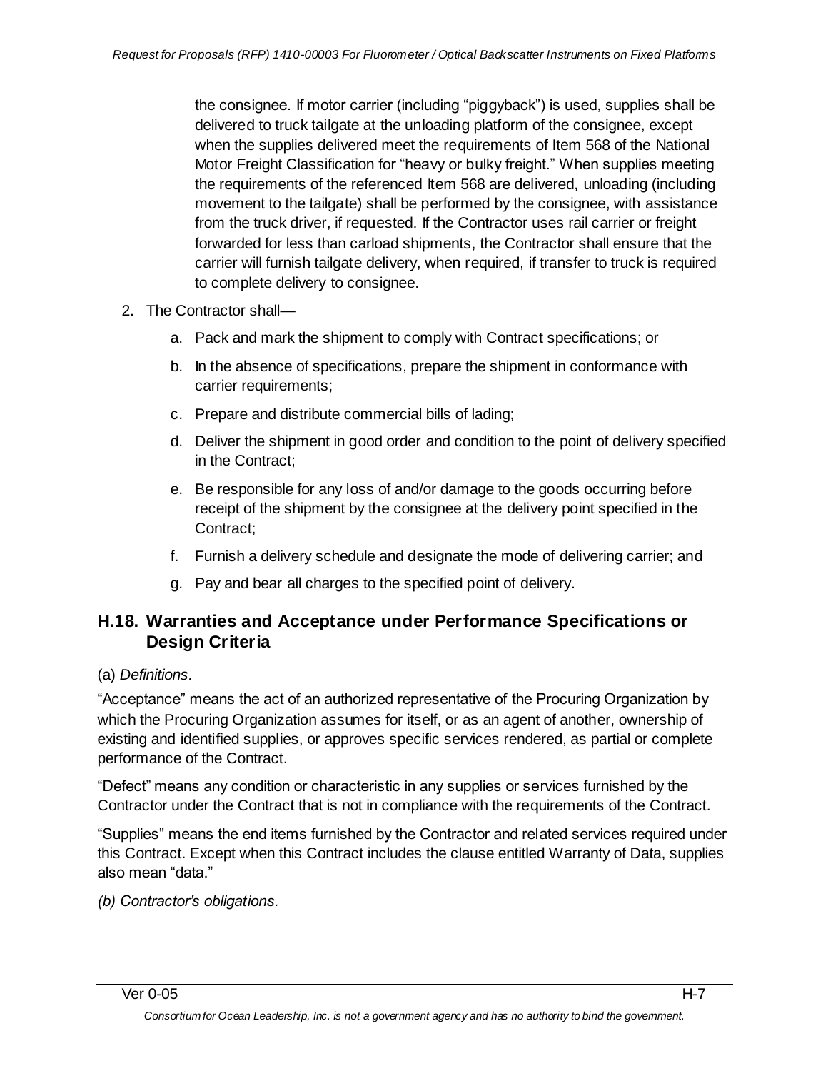the consignee. If motor carrier (including "piggyback") is used, supplies shall be delivered to truck tailgate at the unloading platform of the consignee, except when the supplies delivered meet the requirements of Item 568 of the National Motor Freight Classification for "heavy or bulky freight." When supplies meeting the requirements of the referenced Item 568 are delivered, unloading (including movement to the tailgate) shall be performed by the consignee, with assistance from the truck driver, if requested. If the Contractor uses rail carrier or freight forwarded for less than carload shipments, the Contractor shall ensure that the carrier will furnish tailgate delivery, when required, if transfer to truck is required to complete delivery to consignee.

2. The Contractor shall—
   a. Pack and mark the shipment to comply with Contract specifications; or
   b. In the absence of specifications, prepare the shipment in conformance with carrier requirements;
   c. Prepare and distribute commercial bills of lading;
   d. Deliver the shipment in good order and condition to the point of delivery specified in the Contract;
   e. Be responsible for any loss of and/or damage to the goods occurring before receipt of the shipment by the consignee at the delivery point specified in the Contract;
   f. Furnish a delivery schedule and designate the mode of delivering carrier; and
   g. Pay and bear all charges to the specified point of delivery.

## H.18. Warranties and Acceptance under Performance Specifications or Design Criteria

(a) *Definitions.*

"Acceptance" means the act of an authorized representative of the Procuring Organization by which the Procuring Organization assumes for itself, or as an agent of another, ownership of existing and identified supplies, or approves specific services rendered, as partial or complete performance of the Contract.

"Defect" means any condition or characteristic in any supplies or services furnished by the Contractor under the Contract that is not in compliance with the requirements of the Contract.

"Supplies" means the end items furnished by the Contractor and related services required under this Contract. Except when this Contract includes the clause entitled Warranty of Data, supplies also mean "data."

*(b) Contractor's obligations.*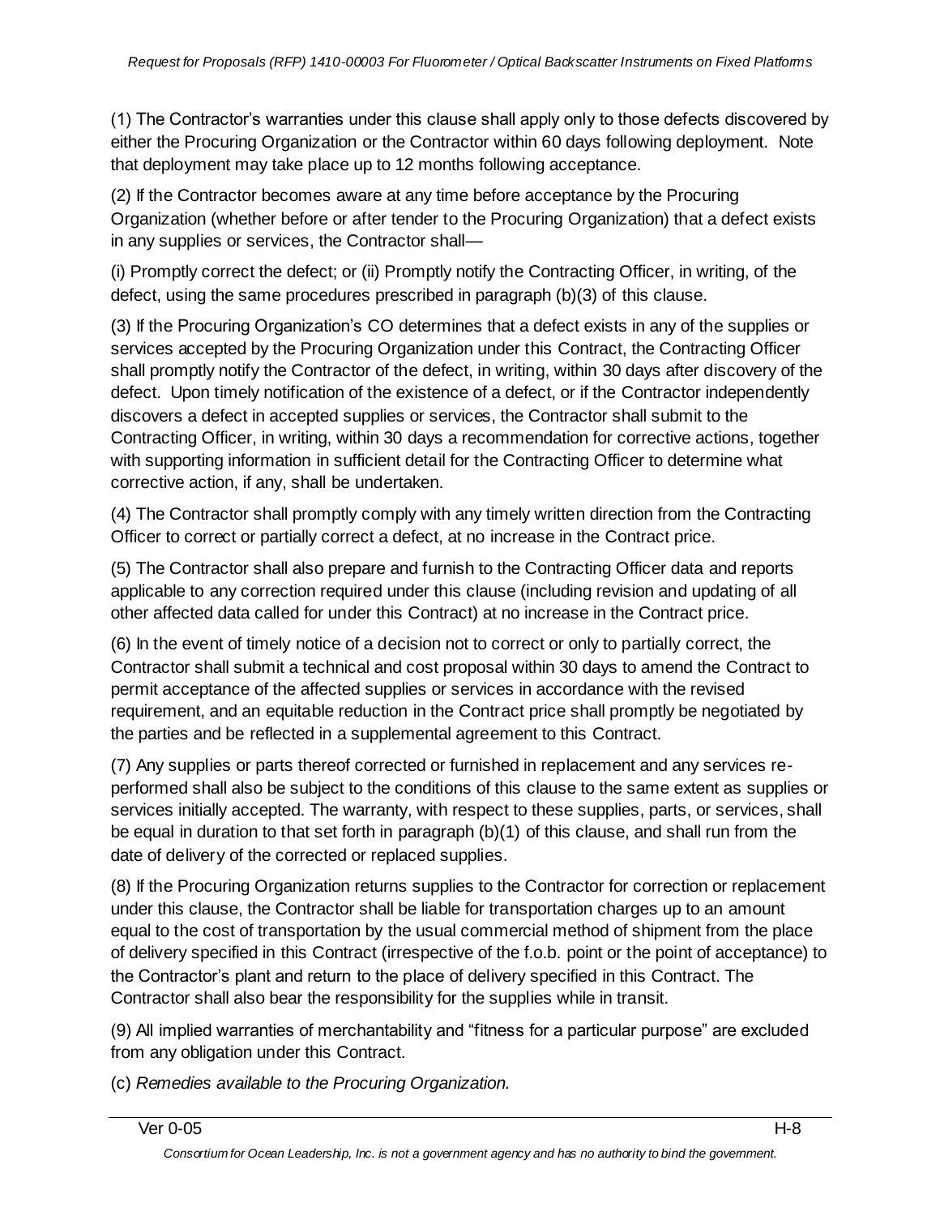(1) The Contractor's warranties under this clause shall apply only to those defects discovered by either the Procuring Organization or the Contractor within 60 days following deployment. Note that deployment may take place up to 12 months following acceptance.

(2) If the Contractor becomes aware at any time before acceptance by the Procuring Organization (whether before or after tender to the Procuring Organization) that a defect exists in any supplies or services, the Contractor shall—

(i) Promptly correct the defect; or (ii) Promptly notify the Contracting Officer, in writing, of the defect, using the same procedures prescribed in paragraph (b)(3) of this clause.

(3) If the Procuring Organization's CO determines that a defect exists in any of the supplies or services accepted by the Procuring Organization under this Contract, the Contracting Officer shall promptly notify the Contractor of the defect, in writing, within 30 days after discovery of the defect. Upon timely notification of the existence of a defect, or if the Contractor independently discovers a defect in accepted supplies or services, the Contractor shall submit to the Contracting Officer, in writing, within 30 days a recommendation for corrective actions, together with supporting information in sufficient detail for the Contracting Officer to determine what corrective action, if any, shall be undertaken.

(4) The Contractor shall promptly comply with any timely written direction from the Contracting Officer to correct or partially correct a defect, at no increase in the Contract price.

(5) The Contractor shall also prepare and furnish to the Contracting Officer data and reports applicable to any correction required under this clause (including revision and updating of all other affected data called for under this Contract) at no increase in the Contract price.

(6) In the event of timely notice of a decision not to correct or only to partially correct, the Contractor shall submit a technical and cost proposal within 30 days to amend the Contract to permit acceptance of the affected supplies or services in accordance with the revised requirement, and an equitable reduction in the Contract price shall promptly be negotiated by the parties and be reflected in a supplemental agreement to this Contract.

(7) Any supplies or parts thereof corrected or furnished in replacement and any services re-performed shall also be subject to the conditions of this clause to the same extent as supplies or services initially accepted. The warranty, with respect to these supplies, parts, or services, shall be equal in duration to that set forth in paragraph (b)(1) of this clause, and shall run from the date of delivery of the corrected or replaced supplies.

(8) If the Procuring Organization returns supplies to the Contractor for correction or replacement under this clause, the Contractor shall be liable for transportation charges up to an amount equal to the cost of transportation by the usual commercial method of shipment from the place of delivery specified in this Contract (irrespective of the f.o.b. point or the point of acceptance) to the Contractor's plant and return to the place of delivery specified in this Contract. The Contractor shall also bear the responsibility for the supplies while in transit.

(9) All implied warranties of merchantability and "fitness for a particular purpose" are excluded from any obligation under this Contract.

(c) *Remedies available to the Procuring Organization.*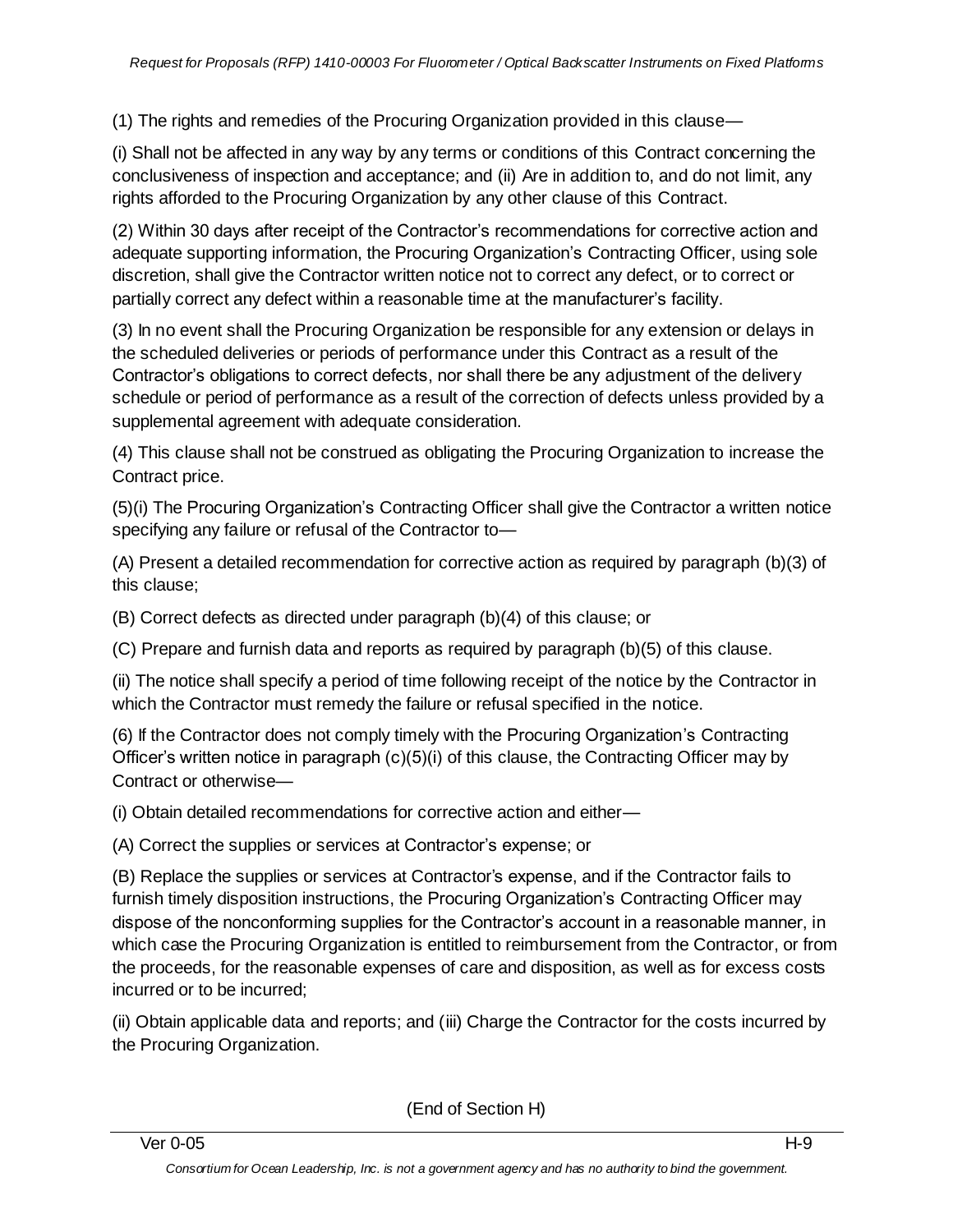(1) The rights and remedies of the Procuring Organization provided in this clause—

(i) Shall not be affected in any way by any terms or conditions of this Contract concerning the conclusiveness of inspection and acceptance; and (ii) Are in addition to, and do not limit, any rights afforded to the Procuring Organization by any other clause of this Contract.

(2) Within 30 days after receipt of the Contractor's recommendations for corrective action and adequate supporting information, the Procuring Organization's Contracting Officer, using sole discretion, shall give the Contractor written notice not to correct any defect, or to correct or partially correct any defect within a reasonable time at the manufacturer's facility.

(3) In no event shall the Procuring Organization be responsible for any extension or delays in the scheduled deliveries or periods of performance under this Contract as a result of the Contractor's obligations to correct defects, nor shall there be any adjustment of the delivery schedule or period of performance as a result of the correction of defects unless provided by a supplemental agreement with adequate consideration.

(4) This clause shall not be construed as obligating the Procuring Organization to increase the Contract price.

(5)(i) The Procuring Organization's Contracting Officer shall give the Contractor a written notice specifying any failure or refusal of the Contractor to—

(A) Present a detailed recommendation for corrective action as required by paragraph (b)(3) of this clause;

(B) Correct defects as directed under paragraph (b)(4) of this clause; or

(C) Prepare and furnish data and reports as required by paragraph (b)(5) of this clause.

(ii) The notice shall specify a period of time following receipt of the notice by the Contractor in which the Contractor must remedy the failure or refusal specified in the notice.

(6) If the Contractor does not comply timely with the Procuring Organization's Contracting Officer's written notice in paragraph (c)(5)(i) of this clause, the Contracting Officer may by Contract or otherwise—

(i) Obtain detailed recommendations for corrective action and either—

(A) Correct the supplies or services at Contractor's expense; or

(B) Replace the supplies or services at Contractor's expense, and if the Contractor fails to furnish timely disposition instructions, the Procuring Organization's Contracting Officer may dispose of the nonconforming supplies for the Contractor's account in a reasonable manner, in which case the Procuring Organization is entitled to reimbursement from the Contractor, or from the proceeds, for the reasonable expenses of care and disposition, as well as for excess costs incurred or to be incurred;

(ii) Obtain applicable data and reports; and (iii) Charge the Contractor for the costs incurred by the Procuring Organization.

(End of Section H)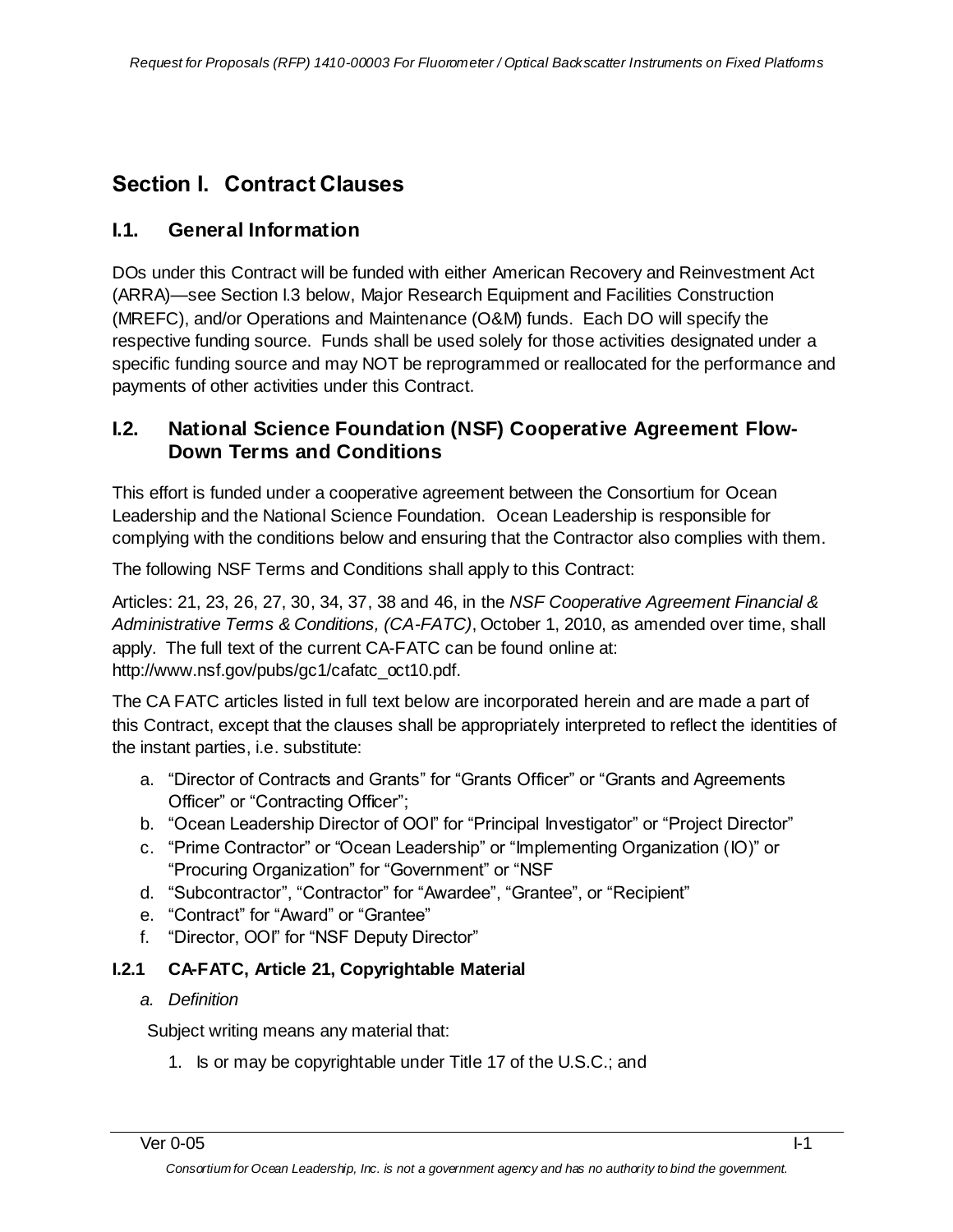# Section I. Contract Clauses

## I.1. General Information

DOs under this Contract will be funded with either American Recovery and Reinvestment Act (ARRA)—see Section I.3 below, Major Research Equipment and Facilities Construction (MREFC), and/or Operations and Maintenance (O&M) funds. Each DO will specify the respective funding source. Funds shall be used solely for those activities designated under a specific funding source and may NOT be reprogrammed or reallocated for the performance and payments of other activities under this Contract.

## I.2. National Science Foundation (NSF) Cooperative Agreement Flow-Down Terms and Conditions

This effort is funded under a cooperative agreement between the Consortium for Ocean Leadership and the National Science Foundation. Ocean Leadership is responsible for complying with the conditions below and ensuring that the Contractor also complies with them.

The following NSF Terms and Conditions shall apply to this Contract:

Articles: 21, 23, 26, 27, 30, 34, 37, 38 and 46, in the *NSF Cooperative Agreement Financial & Administrative Terms & Conditions, (CA-FATC)*, October 1, 2010, as amended over time, shall apply. The full text of the current CA-FATC can be found online at: http://www.nsf.gov/pubs/gc1/cafatc_oct10.pdf.

The CA FATC articles listed in full text below are incorporated herein and are made a part of this Contract, except that the clauses shall be appropriately interpreted to reflect the identities of the instant parties, i.e. substitute:

a. "Director of Contracts and Grants" for "Grants Officer" or "Grants and Agreements Officer" or "Contracting Officer";
b. "Ocean Leadership Director of OOI" for "Principal Investigator" or "Project Director"
c. "Prime Contractor" or "Ocean Leadership" or "Implementing Organization (IO)" or "Procuring Organization" for "Government" or "NSF
d. "Subcontractor", "Contractor" for "Awardee", "Grantee", or "Recipient"
e. "Contract" for "Award" or "Grantee"
f. "Director, OOI" for "NSF Deputy Director"

### I.2.1 CA-FATC, Article 21, Copyrightable Material

*a. Definition*

Subject writing means any material that:

1. Is or may be copyrightable under Title 17 of the U.S.C.; and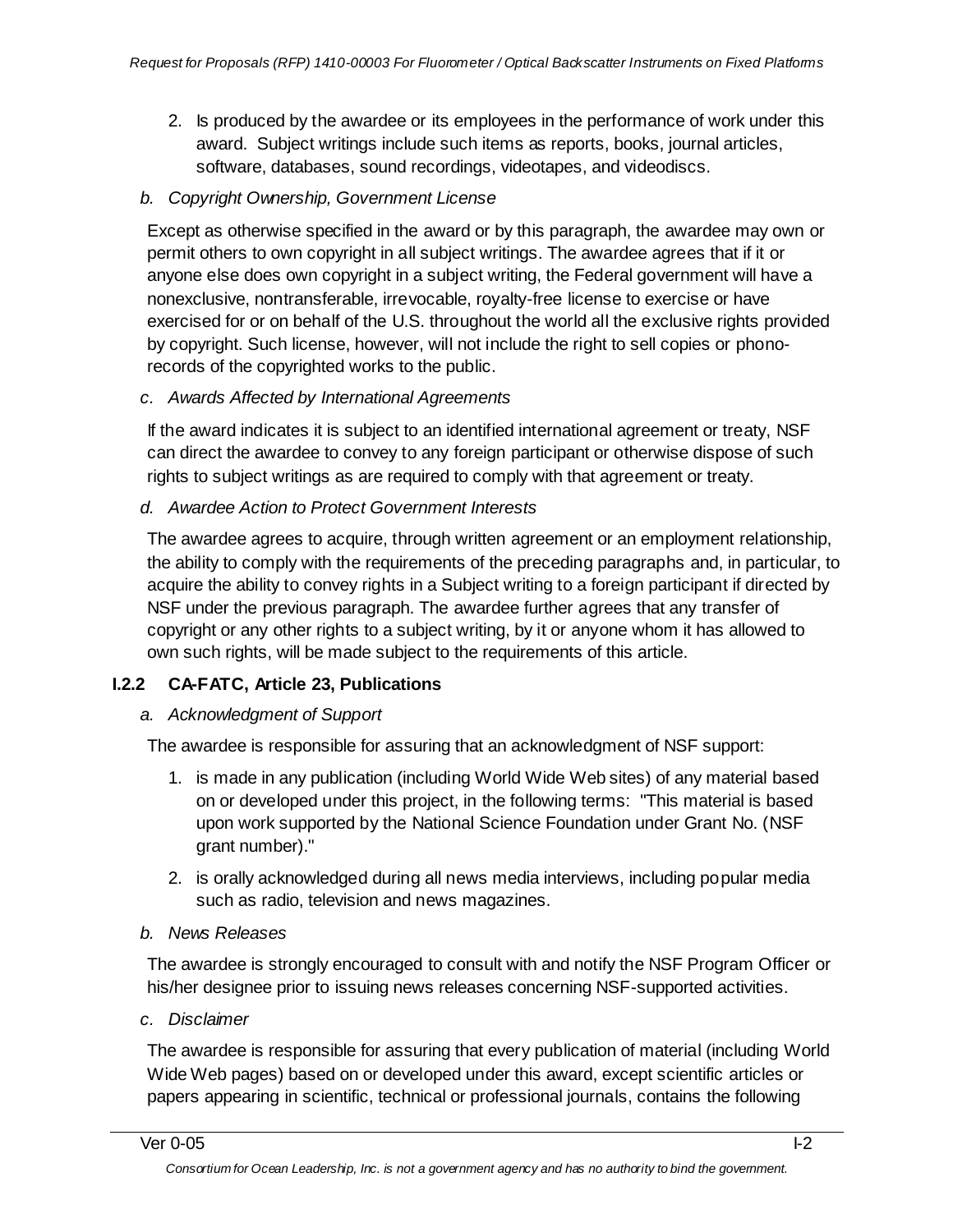2. Is produced by the awardee or its employees in the performance of work under this award. Subject writings include such items as reports, books, journal articles, software, databases, sound recordings, videotapes, and videodiscs.

*b. Copyright Ownership, Government License*

Except as otherwise specified in the award or by this paragraph, the awardee may own or permit others to own copyright in all subject writings. The awardee agrees that if it or anyone else does own copyright in a subject writing, the Federal government will have a nonexclusive, nontransferable, irrevocable, royalty-free license to exercise or have exercised for or on behalf of the U.S. throughout the world all the exclusive rights provided by copyright. Such license, however, will not include the right to sell copies or phono-records of the copyrighted works to the public.

*c. Awards Affected by International Agreements*

If the award indicates it is subject to an identified international agreement or treaty, NSF can direct the awardee to convey to any foreign participant or otherwise dispose of such rights to subject writings as are required to comply with that agreement or treaty.

*d. Awardee Action to Protect Government Interests*

The awardee agrees to acquire, through written agreement or an employment relationship, the ability to comply with the requirements of the preceding paragraphs and, in particular, to acquire the ability to convey rights in a Subject writing to a foreign participant if directed by NSF under the previous paragraph. The awardee further agrees that any transfer of copyright or any other rights to a subject writing, by it or anyone whom it has allowed to own such rights, will be made subject to the requirements of this article.

### I.2.2 CA-FATC, Article 23, Publications

*a. Acknowledgment of Support*

The awardee is responsible for assuring that an acknowledgment of NSF support:

1. is made in any publication (including World Wide Web sites) of any material based on or developed under this project, in the following terms: "This material is based upon work supported by the National Science Foundation under Grant No. (NSF grant number)."
2. is orally acknowledged during all news media interviews, including popular media such as radio, television and news magazines.

*b. News Releases*

The awardee is strongly encouraged to consult with and notify the NSF Program Officer or his/her designee prior to issuing news releases concerning NSF-supported activities.

*c. Disclaimer*

The awardee is responsible for assuring that every publication of material (including World Wide Web pages) based on or developed under this award, except scientific articles or papers appearing in scientific, technical or professional journals, contains the following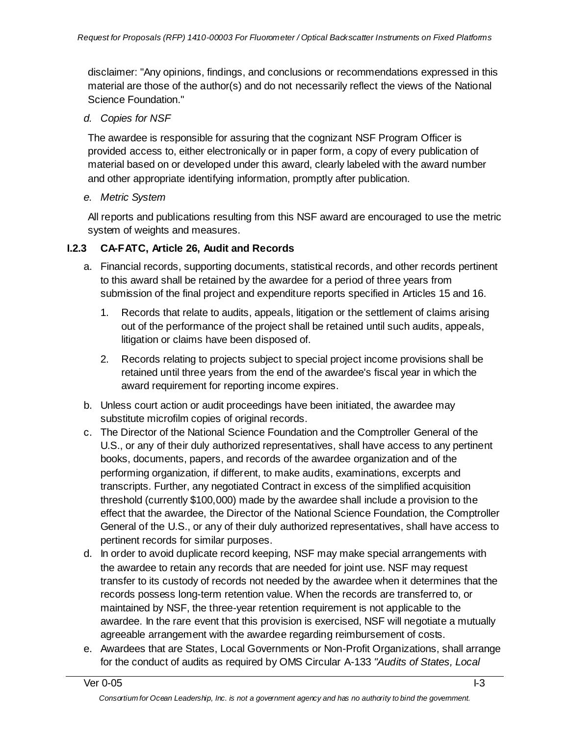disclaimer: "Any opinions, findings, and conclusions or recommendations expressed in this material are those of the author(s) and do not necessarily reflect the views of the National Science Foundation."

*d. Copies for NSF*

The awardee is responsible for assuring that the cognizant NSF Program Officer is provided access to, either electronically or in paper form, a copy of every publication of material based on or developed under this award, clearly labeled with the award number and other appropriate identifying information, promptly after publication.

*e. Metric System*

All reports and publications resulting from this NSF award are encouraged to use the metric system of weights and measures.

### I.2.3 CA-FATC, Article 26, Audit and Records

a. Financial records, supporting documents, statistical records, and other records pertinent to this award shall be retained by the awardee for a period of three years from submission of the final project and expenditure reports specified in Articles 15 and 16.

   1. Records that relate to audits, appeals, litigation or the settlement of claims arising out of the performance of the project shall be retained until such audits, appeals, litigation or claims have been disposed of.

   2. Records relating to projects subject to special project income provisions shall be retained until three years from the end of the awardee's fiscal year in which the award requirement for reporting income expires.

b. Unless court action or audit proceedings have been initiated, the awardee may substitute microfilm copies of original records.

c. The Director of the National Science Foundation and the Comptroller General of the U.S., or any of their duly authorized representatives, shall have access to any pertinent books, documents, papers, and records of the awardee organization and of the performing organization, if different, to make audits, examinations, excerpts and transcripts. Further, any negotiated Contract in excess of the simplified acquisition threshold (currently $100,000) made by the awardee shall include a provision to the effect that the awardee, the Director of the National Science Foundation, the Comptroller General of the U.S., or any of their duly authorized representatives, shall have access to pertinent records for similar purposes.

d. In order to avoid duplicate record keeping, NSF may make special arrangements with the awardee to retain any records that are needed for joint use. NSF may request transfer to its custody of records not needed by the awardee when it determines that the records possess long-term retention value. When the records are transferred to, or maintained by NSF, the three-year retention requirement is not applicable to the awardee. In the rare event that this provision is exercised, NSF will negotiate a mutually agreeable arrangement with the awardee regarding reimbursement of costs.

e. Awardees that are States, Local Governments or Non-Profit Organizations, shall arrange for the conduct of audits as required by OMS Circular A-133 *"Audits of States, Local*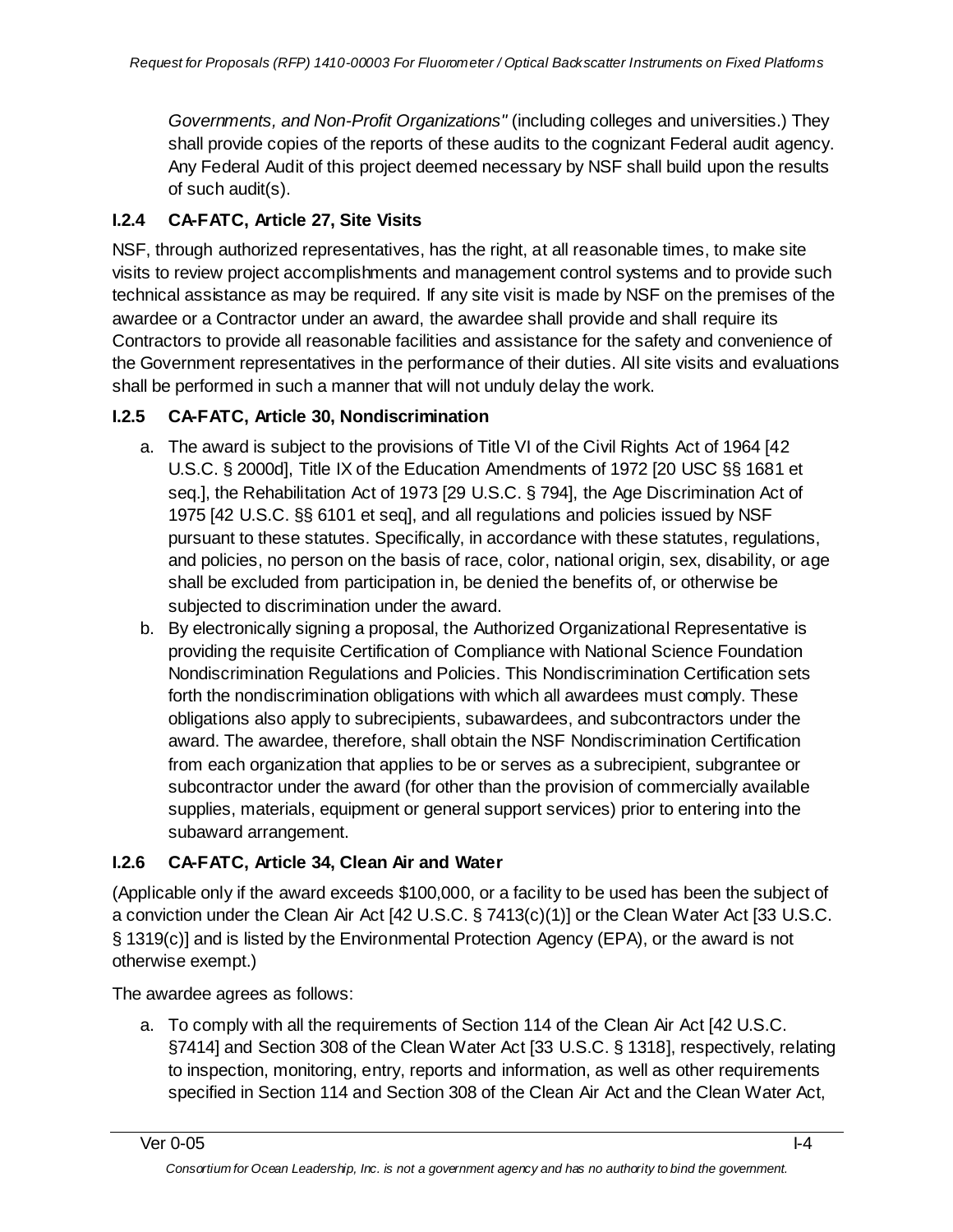*Governments, and Non-Profit Organizations"* (including colleges and universities.) They shall provide copies of the reports of these audits to the cognizant Federal audit agency. Any Federal Audit of this project deemed necessary by NSF shall build upon the results of such audit(s).

### I.2.4 CA-FATC, Article 27, Site Visits

NSF, through authorized representatives, has the right, at all reasonable times, to make site visits to review project accomplishments and management control systems and to provide such technical assistance as may be required. If any site visit is made by NSF on the premises of the awardee or a Contractor under an award, the awardee shall provide and shall require its Contractors to provide all reasonable facilities and assistance for the safety and convenience of the Government representatives in the performance of their duties. All site visits and evaluations shall be performed in such a manner that will not unduly delay the work.

### I.2.5 CA-FATC, Article 30, Nondiscrimination

a. The award is subject to the provisions of Title VI of the Civil Rights Act of 1964 [42 U.S.C. § 2000d], Title IX of the Education Amendments of 1972 [20 USC §§ 1681 et seq.], the Rehabilitation Act of 1973 [29 U.S.C. § 794], the Age Discrimination Act of 1975 [42 U.S.C. §§ 6101 et seq], and all regulations and policies issued by NSF pursuant to these statutes. Specifically, in accordance with these statutes, regulations, and policies, no person on the basis of race, color, national origin, sex, disability, or age shall be excluded from participation in, be denied the benefits of, or otherwise be subjected to discrimination under the award.
b. By electronically signing a proposal, the Authorized Organizational Representative is providing the requisite Certification of Compliance with National Science Foundation Nondiscrimination Regulations and Policies. This Nondiscrimination Certification sets forth the nondiscrimination obligations with which all awardees must comply. These obligations also apply to subrecipients, subawardees, and subcontractors under the award. The awardee, therefore, shall obtain the NSF Nondiscrimination Certification from each organization that applies to be or serves as a subrecipient, subgrantee or subcontractor under the award (for other than the provision of commercially available supplies, materials, equipment or general support services) prior to entering into the subaward arrangement.

### I.2.6 CA-FATC, Article 34, Clean Air and Water

(Applicable only if the award exceeds $100,000, or a facility to be used has been the subject of a conviction under the Clean Air Act [42 U.S.C. § 7413(c)(1)] or the Clean Water Act [33 U.S.C. § 1319(c)] and is listed by the Environmental Protection Agency (EPA), or the award is not otherwise exempt.)

The awardee agrees as follows:

a. To comply with all the requirements of Section 114 of the Clean Air Act [42 U.S.C. §7414] and Section 308 of the Clean Water Act [33 U.S.C. § 1318], respectively, relating to inspection, monitoring, entry, reports and information, as well as other requirements specified in Section 114 and Section 308 of the Clean Air Act and the Clean Water Act,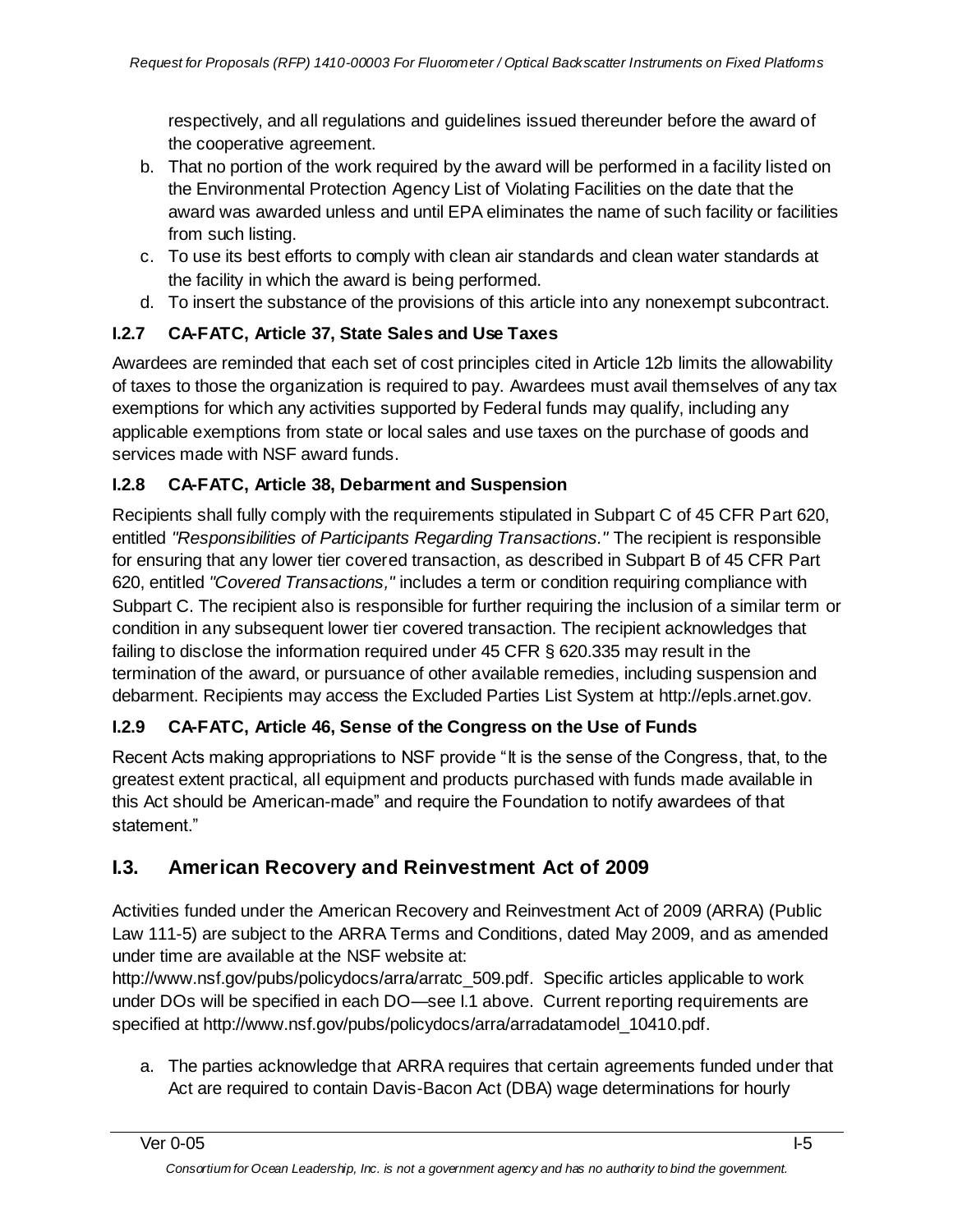respectively, and all regulations and guidelines issued thereunder before the award of the cooperative agreement.

b. That no portion of the work required by the award will be performed in a facility listed on the Environmental Protection Agency List of Violating Facilities on the date that the award was awarded unless and until EPA eliminates the name of such facility or facilities from such listing.
c. To use its best efforts to comply with clean air standards and clean water standards at the facility in which the award is being performed.
d. To insert the substance of the provisions of this article into any nonexempt subcontract.

### I.2.7 CA-FATC, Article 37, State Sales and Use Taxes

Awardees are reminded that each set of cost principles cited in Article 12b limits the allowability of taxes to those the organization is required to pay. Awardees must avail themselves of any tax exemptions for which any activities supported by Federal funds may qualify, including any applicable exemptions from state or local sales and use taxes on the purchase of goods and services made with NSF award funds.

### I.2.8 CA-FATC, Article 38, Debarment and Suspension

Recipients shall fully comply with the requirements stipulated in Subpart C of 45 CFR Part 620, entitled *"Responsibilities of Participants Regarding Transactions."* The recipient is responsible for ensuring that any lower tier covered transaction, as described in Subpart B of 45 CFR Part 620, entitled *"Covered Transactions,"* includes a term or condition requiring compliance with Subpart C. The recipient also is responsible for further requiring the inclusion of a similar term or condition in any subsequent lower tier covered transaction. The recipient acknowledges that failing to disclose the information required under 45 CFR § 620.335 may result in the termination of the award, or pursuance of other available remedies, including suspension and debarment. Recipients may access the Excluded Parties List System at http://epls.arnet.gov.

### I.2.9 CA-FATC, Article 46, Sense of the Congress on the Use of Funds

Recent Acts making appropriations to NSF provide "It is the sense of the Congress, that, to the greatest extent practical, all equipment and products purchased with funds made available in this Act should be American-made" and require the Foundation to notify awardees of that statement."

## I.3. American Recovery and Reinvestment Act of 2009

Activities funded under the American Recovery and Reinvestment Act of 2009 (ARRA) (Public Law 111-5) are subject to the ARRA Terms and Conditions, dated May 2009, and as amended under time are available at the NSF website at: http://www.nsf.gov/pubs/policydocs/arra/arratc_509.pdf. Specific articles applicable to work under DOs will be specified in each DO—see I.1 above. Current reporting requirements are specified at http://www.nsf.gov/pubs/policydocs/arra/arradatamodel_10410.pdf.

a. The parties acknowledge that ARRA requires that certain agreements funded under that Act are required to contain Davis-Bacon Act (DBA) wage determinations for hourly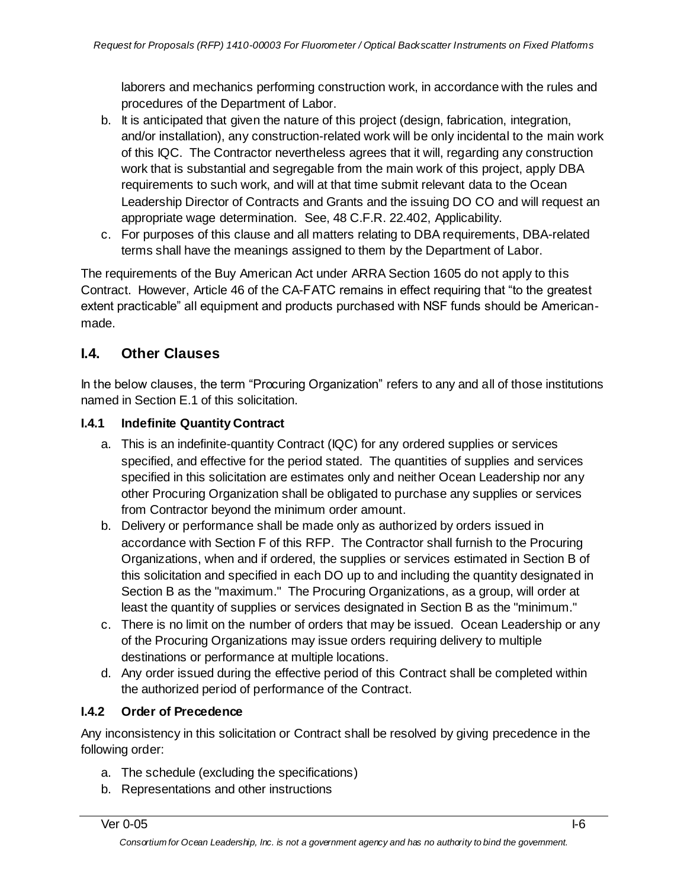laborers and mechanics performing construction work, in accordance with the rules and procedures of the Department of Labor.

b. It is anticipated that given the nature of this project (design, fabrication, integration, and/or installation), any construction-related work will be only incidental to the main work of this IQC. The Contractor nevertheless agrees that it will, regarding any construction work that is substantial and segregable from the main work of this project, apply DBA requirements to such work, and will at that time submit relevant data to the Ocean Leadership Director of Contracts and Grants and the issuing DO CO and will request an appropriate wage determination. See, 48 C.F.R. 22.402, Applicability.
c. For purposes of this clause and all matters relating to DBA requirements, DBA-related terms shall have the meanings assigned to them by the Department of Labor.

The requirements of the Buy American Act under ARRA Section 1605 do not apply to this Contract. However, Article 46 of the CA-FATC remains in effect requiring that "to the greatest extent practicable" all equipment and products purchased with NSF funds should be American-made.

## I.4. Other Clauses

In the below clauses, the term "Procuring Organization" refers to any and all of those institutions named in Section E.1 of this solicitation.

### I.4.1 Indefinite Quantity Contract

a. This is an indefinite-quantity Contract (IQC) for any ordered supplies or services specified, and effective for the period stated. The quantities of supplies and services specified in this solicitation are estimates only and neither Ocean Leadership nor any other Procuring Organization shall be obligated to purchase any supplies or services from Contractor beyond the minimum order amount.
b. Delivery or performance shall be made only as authorized by orders issued in accordance with Section F of this RFP. The Contractor shall furnish to the Procuring Organizations, when and if ordered, the supplies or services estimated in Section B of this solicitation and specified in each DO up to and including the quantity designated in Section B as the "maximum." The Procuring Organizations, as a group, will order at least the quantity of supplies or services designated in Section B as the "minimum."
c. There is no limit on the number of orders that may be issued. Ocean Leadership or any of the Procuring Organizations may issue orders requiring delivery to multiple destinations or performance at multiple locations.
d. Any order issued during the effective period of this Contract shall be completed within the authorized period of performance of the Contract.

### I.4.2 Order of Precedence

Any inconsistency in this solicitation or Contract shall be resolved by giving precedence in the following order:

a. The schedule (excluding the specifications)
b. Representations and other instructions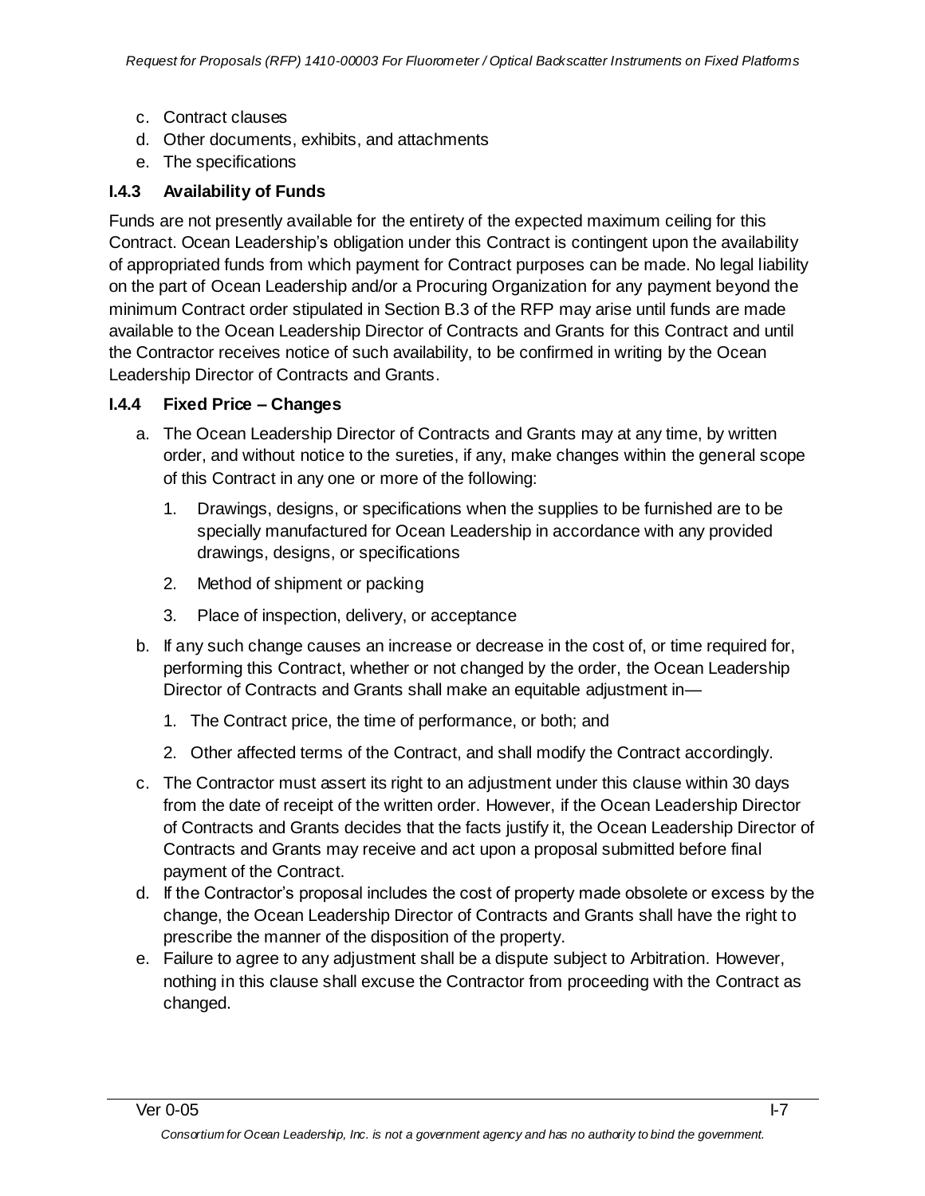c. Contract clauses
d. Other documents, exhibits, and attachments
e. The specifications

### I.4.3 Availability of Funds

Funds are not presently available for the entirety of the expected maximum ceiling for this Contract. Ocean Leadership's obligation under this Contract is contingent upon the availability of appropriated funds from which payment for Contract purposes can be made. No legal liability on the part of Ocean Leadership and/or a Procuring Organization for any payment beyond the minimum Contract order stipulated in Section B.3 of the RFP may arise until funds are made available to the Ocean Leadership Director of Contracts and Grants for this Contract and until the Contractor receives notice of such availability, to be confirmed in writing by the Ocean Leadership Director of Contracts and Grants.

### I.4.4 Fixed Price – Changes

a. The Ocean Leadership Director of Contracts and Grants may at any time, by written order, and without notice to the sureties, if any, make changes within the general scope of this Contract in any one or more of the following:

   1. Drawings, designs, or specifications when the supplies to be furnished are to be specially manufactured for Ocean Leadership in accordance with any provided drawings, designs, or specifications
   2. Method of shipment or packing
   3. Place of inspection, delivery, or acceptance

b. If any such change causes an increase or decrease in the cost of, or time required for, performing this Contract, whether or not changed by the order, the Ocean Leadership Director of Contracts and Grants shall make an equitable adjustment in—

   1. The Contract price, the time of performance, or both; and
   2. Other affected terms of the Contract, and shall modify the Contract accordingly.

c. The Contractor must assert its right to an adjustment under this clause within 30 days from the date of receipt of the written order. However, if the Ocean Leadership Director of Contracts and Grants decides that the facts justify it, the Ocean Leadership Director of Contracts and Grants may receive and act upon a proposal submitted before final payment of the Contract.

d. If the Contractor's proposal includes the cost of property made obsolete or excess by the change, the Ocean Leadership Director of Contracts and Grants shall have the right to prescribe the manner of the disposition of the property.

e. Failure to agree to any adjustment shall be a dispute subject to Arbitration. However, nothing in this clause shall excuse the Contractor from proceeding with the Contract as changed.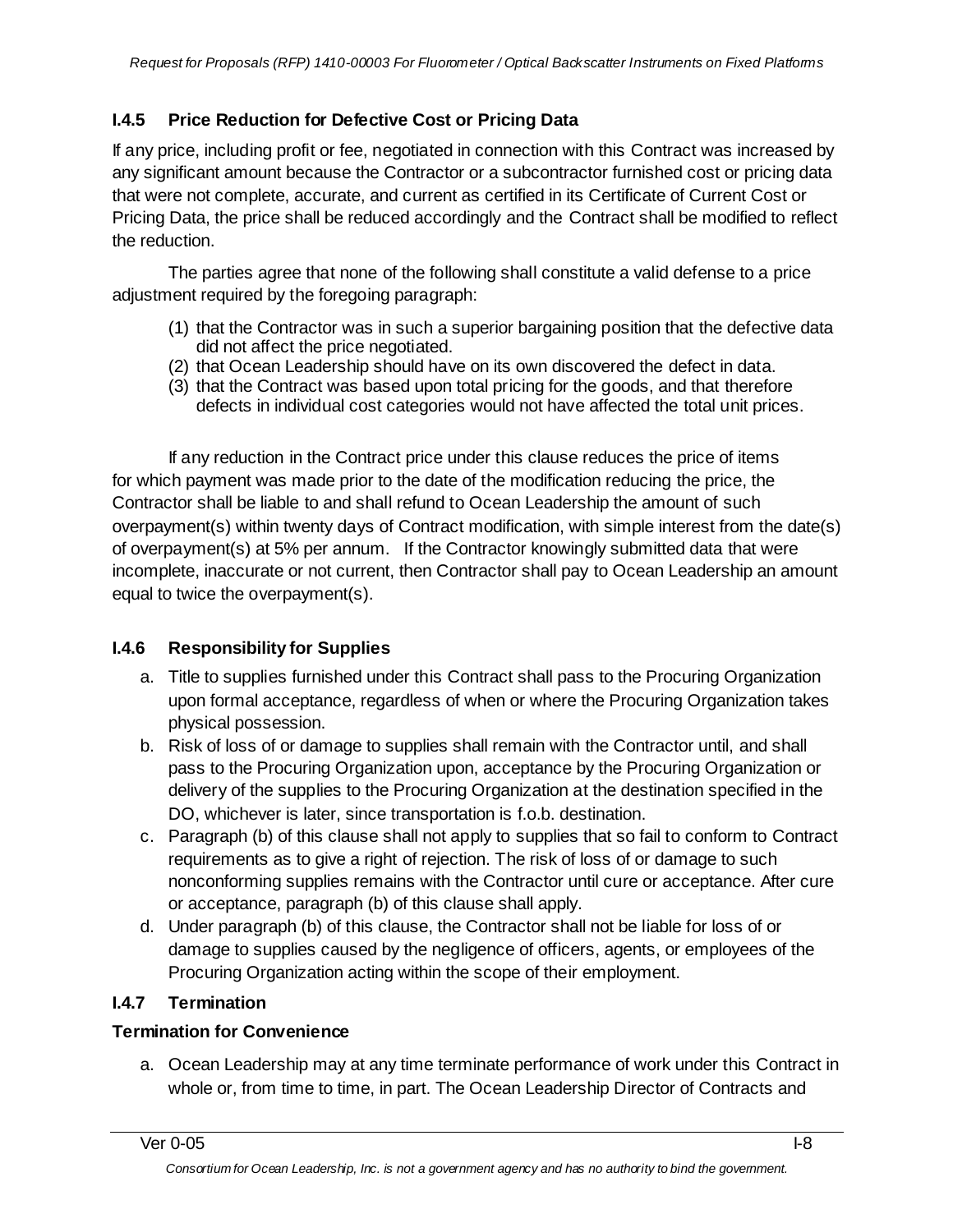### I.4.5 Price Reduction for Defective Cost or Pricing Data

If any price, including profit or fee, negotiated in connection with this Contract was increased by any significant amount because the Contractor or a subcontractor furnished cost or pricing data that were not complete, accurate, and current as certified in its Certificate of Current Cost or Pricing Data, the price shall be reduced accordingly and the Contract shall be modified to reflect the reduction.

The parties agree that none of the following shall constitute a valid defense to a price adjustment required by the foregoing paragraph:

(1) that the Contractor was in such a superior bargaining position that the defective data did not affect the price negotiated.
(2) that Ocean Leadership should have on its own discovered the defect in data.
(3) that the Contract was based upon total pricing for the goods, and that therefore defects in individual cost categories would not have affected the total unit prices.

If any reduction in the Contract price under this clause reduces the price of items for which payment was made prior to the date of the modification reducing the price, the Contractor shall be liable to and shall refund to Ocean Leadership the amount of such overpayment(s) within twenty days of Contract modification, with simple interest from the date(s) of overpayment(s) at 5% per annum. If the Contractor knowingly submitted data that were incomplete, inaccurate or not current, then Contractor shall pay to Ocean Leadership an amount equal to twice the overpayment(s).

### I.4.6 Responsibility for Supplies

a. Title to supplies furnished under this Contract shall pass to the Procuring Organization upon formal acceptance, regardless of when or where the Procuring Organization takes physical possession.
b. Risk of loss of or damage to supplies shall remain with the Contractor until, and shall pass to the Procuring Organization upon, acceptance by the Procuring Organization or delivery of the supplies to the Procuring Organization at the destination specified in the DO, whichever is later, since transportation is f.o.b. destination.
c. Paragraph (b) of this clause shall not apply to supplies that so fail to conform to Contract requirements as to give a right of rejection. The risk of loss of or damage to such nonconforming supplies remains with the Contractor until cure or acceptance. After cure or acceptance, paragraph (b) of this clause shall apply.
d. Under paragraph (b) of this clause, the Contractor shall not be liable for loss of or damage to supplies caused by the negligence of officers, agents, or employees of the Procuring Organization acting within the scope of their employment.

### I.4.7 Termination

**Termination for Convenience**

a. Ocean Leadership may at any time terminate performance of work under this Contract in whole or, from time to time, in part. The Ocean Leadership Director of Contracts and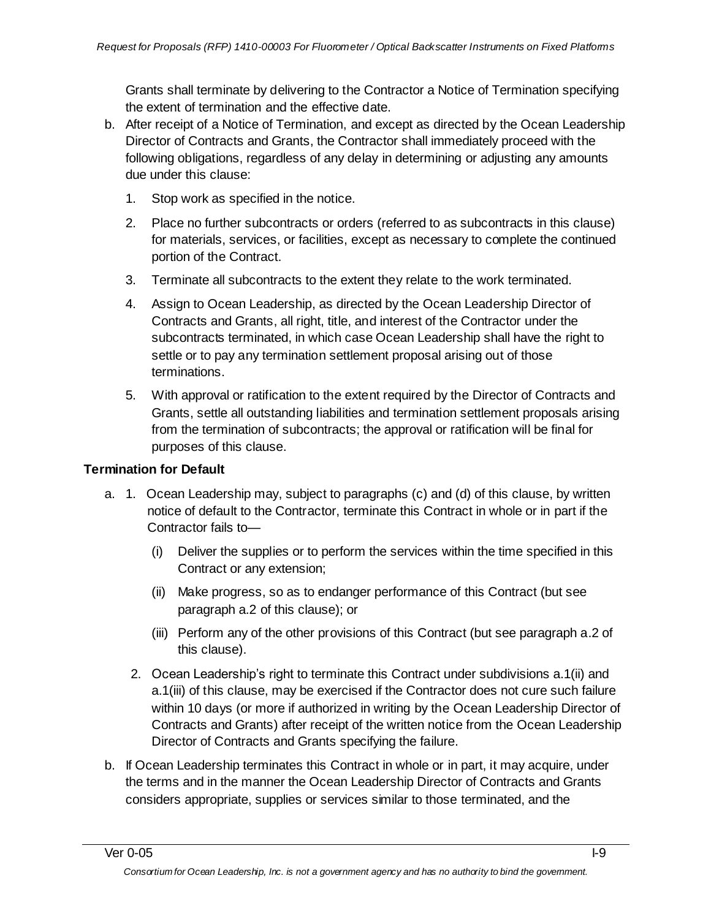Grants shall terminate by delivering to the Contractor a Notice of Termination specifying the extent of termination and the effective date.

b. After receipt of a Notice of Termination, and except as directed by the Ocean Leadership Director of Contracts and Grants, the Contractor shall immediately proceed with the following obligations, regardless of any delay in determining or adjusting any amounts due under this clause:

   1. Stop work as specified in the notice.

   2. Place no further subcontracts or orders (referred to as subcontracts in this clause) for materials, services, or facilities, except as necessary to complete the continued portion of the Contract.

   3. Terminate all subcontracts to the extent they relate to the work terminated.

   4. Assign to Ocean Leadership, as directed by the Ocean Leadership Director of Contracts and Grants, all right, title, and interest of the Contractor under the subcontracts terminated, in which case Ocean Leadership shall have the right to settle or to pay any termination settlement proposal arising out of those terminations.

   5. With approval or ratification to the extent required by the Director of Contracts and Grants, settle all outstanding liabilities and termination settlement proposals arising from the termination of subcontracts; the approval or ratification will be final for purposes of this clause.

**Termination for Default**

a. 1. Ocean Leadership may, subject to paragraphs (c) and (d) of this clause, by written notice of default to the Contractor, terminate this Contract in whole or in part if the Contractor fails to—

      (i) Deliver the supplies or to perform the services within the time specified in this Contract or any extension;

      (ii) Make progress, so as to endanger performance of this Contract (but see paragraph a.2 of this clause); or

      (iii) Perform any of the other provisions of this Contract (but see paragraph a.2 of this clause).

   2. Ocean Leadership's right to terminate this Contract under subdivisions a.1(ii) and a.1(iii) of this clause, may be exercised if the Contractor does not cure such failure within 10 days (or more if authorized in writing by the Ocean Leadership Director of Contracts and Grants) after receipt of the written notice from the Ocean Leadership Director of Contracts and Grants specifying the failure.

b. If Ocean Leadership terminates this Contract in whole or in part, it may acquire, under the terms and in the manner the Ocean Leadership Director of Contracts and Grants considers appropriate, supplies or services similar to those terminated, and the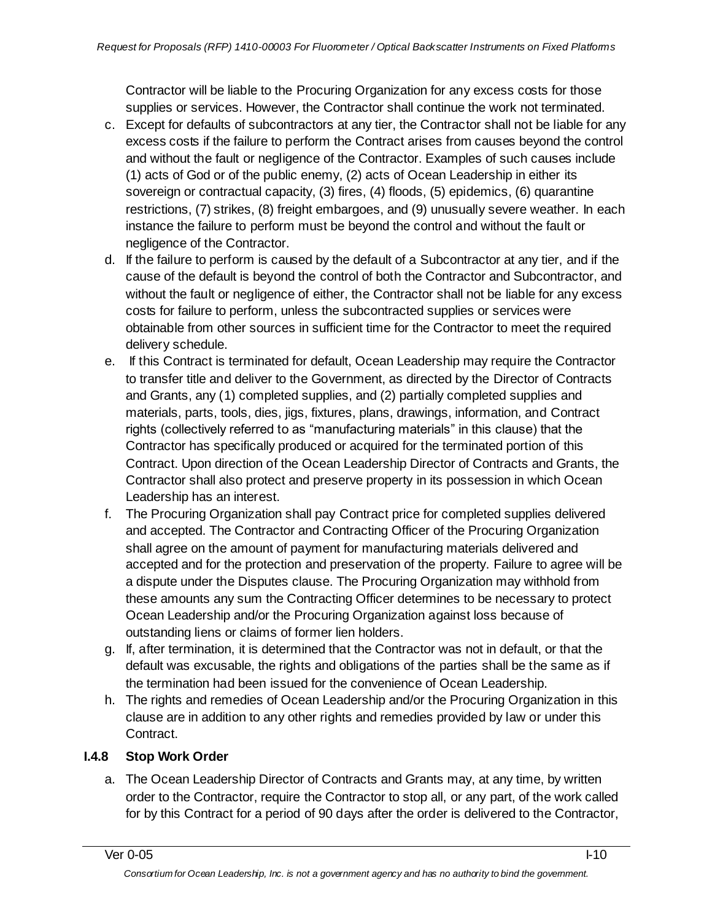Contractor will be liable to the Procuring Organization for any excess costs for those supplies or services. However, the Contractor shall continue the work not terminated.

c. Except for defaults of subcontractors at any tier, the Contractor shall not be liable for any excess costs if the failure to perform the Contract arises from causes beyond the control and without the fault or negligence of the Contractor. Examples of such causes include (1) acts of God or of the public enemy, (2) acts of Ocean Leadership in either its sovereign or contractual capacity, (3) fires, (4) floods, (5) epidemics, (6) quarantine restrictions, (7) strikes, (8) freight embargoes, and (9) unusually severe weather. In each instance the failure to perform must be beyond the control and without the fault or negligence of the Contractor.
d. If the failure to perform is caused by the default of a Subcontractor at any tier, and if the cause of the default is beyond the control of both the Contractor and Subcontractor, and without the fault or negligence of either, the Contractor shall not be liable for any excess costs for failure to perform, unless the subcontracted supplies or services were obtainable from other sources in sufficient time for the Contractor to meet the required delivery schedule.
e. If this Contract is terminated for default, Ocean Leadership may require the Contractor to transfer title and deliver to the Government, as directed by the Director of Contracts and Grants, any (1) completed supplies, and (2) partially completed supplies and materials, parts, tools, dies, jigs, fixtures, plans, drawings, information, and Contract rights (collectively referred to as "manufacturing materials" in this clause) that the Contractor has specifically produced or acquired for the terminated portion of this Contract. Upon direction of the Ocean Leadership Director of Contracts and Grants, the Contractor shall also protect and preserve property in its possession in which Ocean Leadership has an interest.
f. The Procuring Organization shall pay Contract price for completed supplies delivered and accepted. The Contractor and Contracting Officer of the Procuring Organization shall agree on the amount of payment for manufacturing materials delivered and accepted and for the protection and preservation of the property. Failure to agree will be a dispute under the Disputes clause. The Procuring Organization may withhold from these amounts any sum the Contracting Officer determines to be necessary to protect Ocean Leadership and/or the Procuring Organization against loss because of outstanding liens or claims of former lien holders.
g. If, after termination, it is determined that the Contractor was not in default, or that the default was excusable, the rights and obligations of the parties shall be the same as if the termination had been issued for the convenience of Ocean Leadership.
h. The rights and remedies of Ocean Leadership and/or the Procuring Organization in this clause are in addition to any other rights and remedies provided by law or under this Contract.

### I.4.8 Stop Work Order

a. The Ocean Leadership Director of Contracts and Grants may, at any time, by written order to the Contractor, require the Contractor to stop all, or any part, of the work called for by this Contract for a period of 90 days after the order is delivered to the Contractor,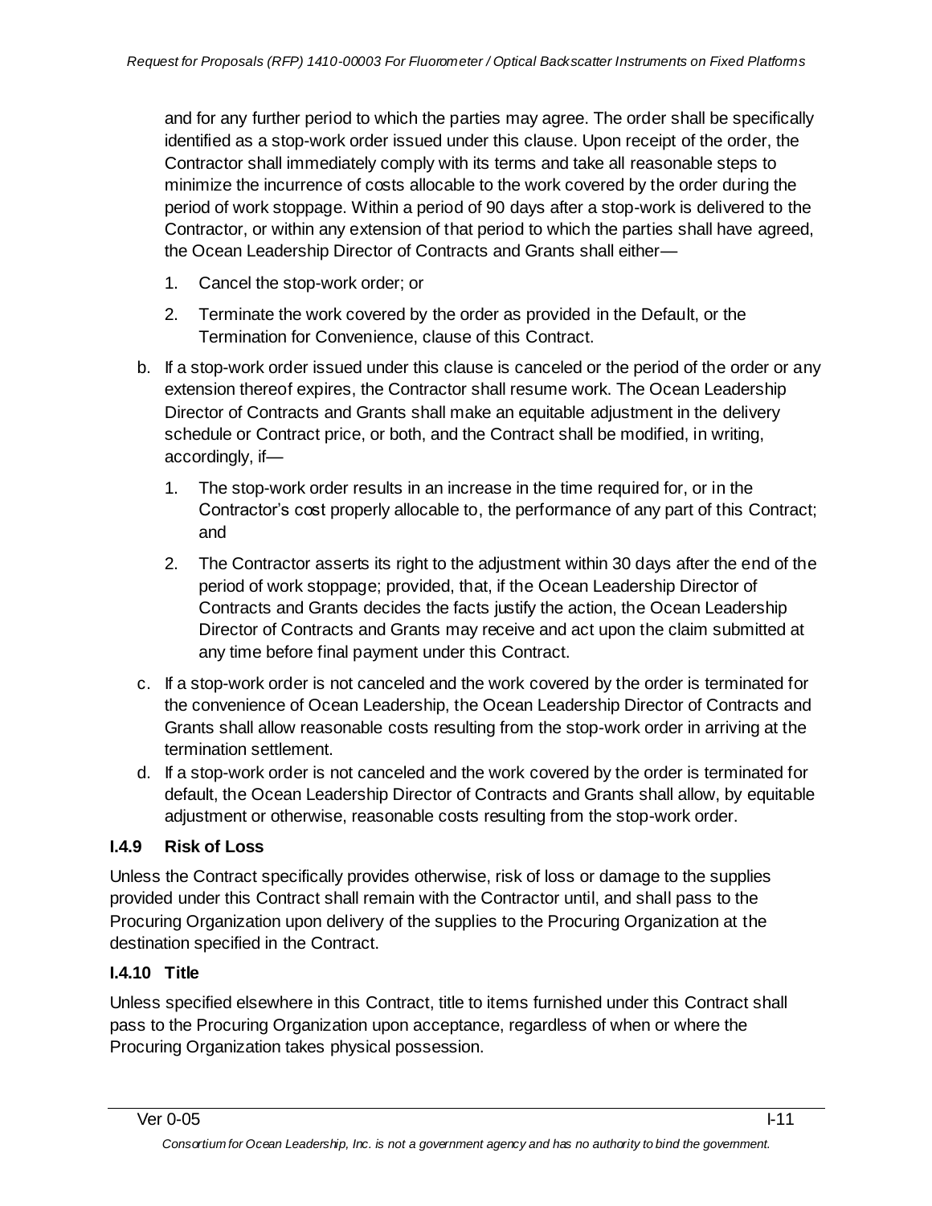and for any further period to which the parties may agree. The order shall be specifically identified as a stop-work order issued under this clause. Upon receipt of the order, the Contractor shall immediately comply with its terms and take all reasonable steps to minimize the incurrence of costs allocable to the work covered by the order during the period of work stoppage. Within a period of 90 days after a stop-work is delivered to the Contractor, or within any extension of that period to which the parties shall have agreed, the Ocean Leadership Director of Contracts and Grants shall either—

1. Cancel the stop-work order; or
2. Terminate the work covered by the order as provided in the Default, or the Termination for Convenience, clause of this Contract.

b. If a stop-work order issued under this clause is canceled or the period of the order or any extension thereof expires, the Contractor shall resume work. The Ocean Leadership Director of Contracts and Grants shall make an equitable adjustment in the delivery schedule or Contract price, or both, and the Contract shall be modified, in writing, accordingly, if—

1. The stop-work order results in an increase in the time required for, or in the Contractor's cost properly allocable to, the performance of any part of this Contract; and
2. The Contractor asserts its right to the adjustment within 30 days after the end of the period of work stoppage; provided, that, if the Ocean Leadership Director of Contracts and Grants decides the facts justify the action, the Ocean Leadership Director of Contracts and Grants may receive and act upon the claim submitted at any time before final payment under this Contract.

c. If a stop-work order is not canceled and the work covered by the order is terminated for the convenience of Ocean Leadership, the Ocean Leadership Director of Contracts and Grants shall allow reasonable costs resulting from the stop-work order in arriving at the termination settlement.

d. If a stop-work order is not canceled and the work covered by the order is terminated for default, the Ocean Leadership Director of Contracts and Grants shall allow, by equitable adjustment or otherwise, reasonable costs resulting from the stop-work order.

### I.4.9 Risk of Loss

Unless the Contract specifically provides otherwise, risk of loss or damage to the supplies provided under this Contract shall remain with the Contractor until, and shall pass to the Procuring Organization upon delivery of the supplies to the Procuring Organization at the destination specified in the Contract.

### I.4.10 Title

Unless specified elsewhere in this Contract, title to items furnished under this Contract shall pass to the Procuring Organization upon acceptance, regardless of when or where the Procuring Organization takes physical possession.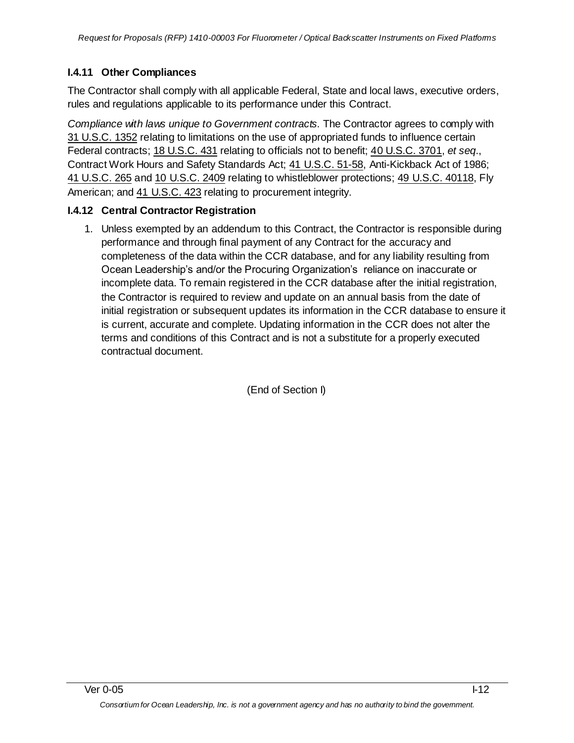### I.4.11 Other Compliances

The Contractor shall comply with all applicable Federal, State and local laws, executive orders, rules and regulations applicable to its performance under this Contract.

*Compliance with laws unique to Government contracts.* The Contractor agrees to comply with 31 U.S.C. 1352 relating to limitations on the use of appropriated funds to influence certain Federal contracts; 18 U.S.C. 431 relating to officials not to benefit; 40 U.S.C. 3701, *et seq*., Contract Work Hours and Safety Standards Act; 41 U.S.C. 51-58, Anti-Kickback Act of 1986; 41 U.S.C. 265 and 10 U.S.C. 2409 relating to whistleblower protections; 49 U.S.C. 40118, Fly American; and 41 U.S.C. 423 relating to procurement integrity.

### I.4.12 Central Contractor Registration

1. Unless exempted by an addendum to this Contract, the Contractor is responsible during performance and through final payment of any Contract for the accuracy and completeness of the data within the CCR database, and for any liability resulting from Ocean Leadership's and/or the Procuring Organization's reliance on inaccurate or incomplete data. To remain registered in the CCR database after the initial registration, the Contractor is required to review and update on an annual basis from the date of initial registration or subsequent updates its information in the CCR database to ensure it is current, accurate and complete. Updating information in the CCR does not alter the terms and conditions of this Contract and is not a substitute for a properly executed contractual document.

(End of Section I)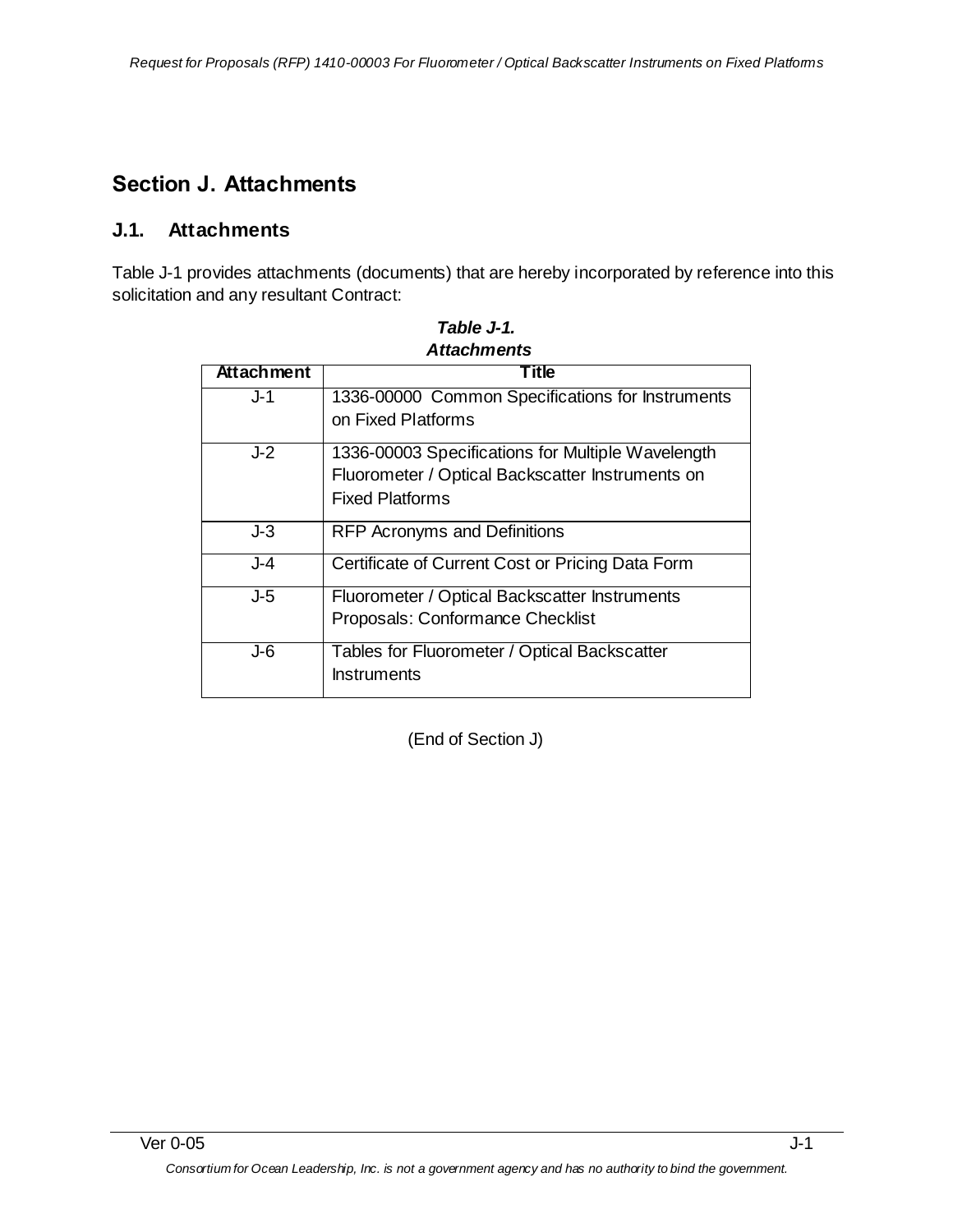# Section J. Attachments

## J.1. Attachments

Table J-1 provides attachments (documents) that are hereby incorporated by reference into this solicitation and any resultant Contract:

***Table J-1.***
***Attachments***

| Attachment | Title |
|---|---|
| J-1 | 1336-00000 Common Specifications for Instruments on Fixed Platforms |
| J-2 | 1336-00003 Specifications for Multiple Wavelength Fluorometer / Optical Backscatter Instruments on Fixed Platforms |
| J-3 | RFP Acronyms and Definitions |
| J-4 | Certificate of Current Cost or Pricing Data Form |
| J-5 | Fluorometer / Optical Backscatter Instruments Proposals: Conformance Checklist |
| J-6 | Tables for Fluorometer / Optical Backscatter Instruments |

(End of Section J)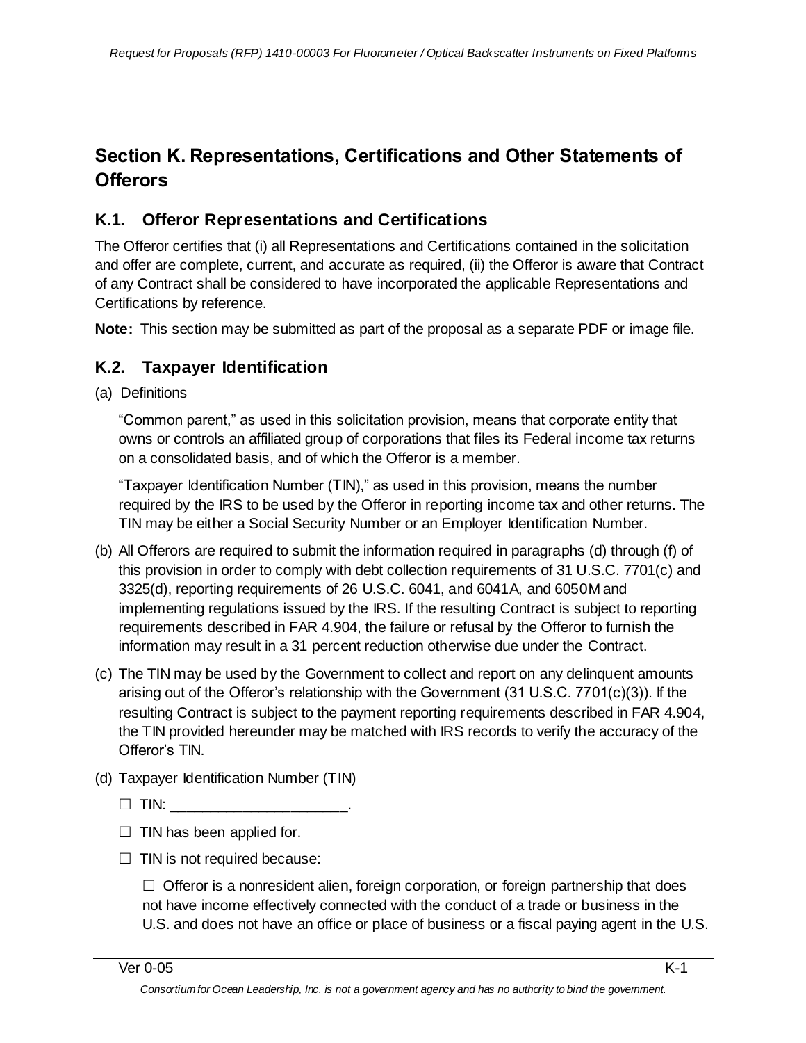# Section K. Representations, Certifications and Other Statements of Offerors

## K.1. Offeror Representations and Certifications

The Offeror certifies that (i) all Representations and Certifications contained in the solicitation and offer are complete, current, and accurate as required, (ii) the Offeror is aware that Contract of any Contract shall be considered to have incorporated the applicable Representations and Certifications by reference.

**Note:** This section may be submitted as part of the proposal as a separate PDF or image file.

## K.2. Taxpayer Identification

(a) Definitions

"Common parent," as used in this solicitation provision, means that corporate entity that owns or controls an affiliated group of corporations that files its Federal income tax returns on a consolidated basis, and of which the Offeror is a member.

"Taxpayer Identification Number (TIN)," as used in this provision, means the number required by the IRS to be used by the Offeror in reporting income tax and other returns. The TIN may be either a Social Security Number or an Employer Identification Number.

(b) All Offerors are required to submit the information required in paragraphs (d) through (f) of this provision in order to comply with debt collection requirements of 31 U.S.C. 7701(c) and 3325(d), reporting requirements of 26 U.S.C. 6041, and 6041A, and 6050M and implementing regulations issued by the IRS. If the resulting Contract is subject to reporting requirements described in FAR 4.904, the failure or refusal by the Offeror to furnish the information may result in a 31 percent reduction otherwise due under the Contract.

(c) The TIN may be used by the Government to collect and report on any delinquent amounts arising out of the Offeror's relationship with the Government (31 U.S.C. 7701(c)(3)). If the resulting Contract is subject to the payment reporting requirements described in FAR 4.904, the TIN provided hereunder may be matched with IRS records to verify the accuracy of the Offeror's TIN.

(d) Taxpayer Identification Number (TIN)

☐ TIN: ______________________.

☐ TIN has been applied for.

☐ TIN is not required because:

☐ Offeror is a nonresident alien, foreign corporation, or foreign partnership that does not have income effectively connected with the conduct of a trade or business in the U.S. and does not have an office or place of business or a fiscal paying agent in the U.S.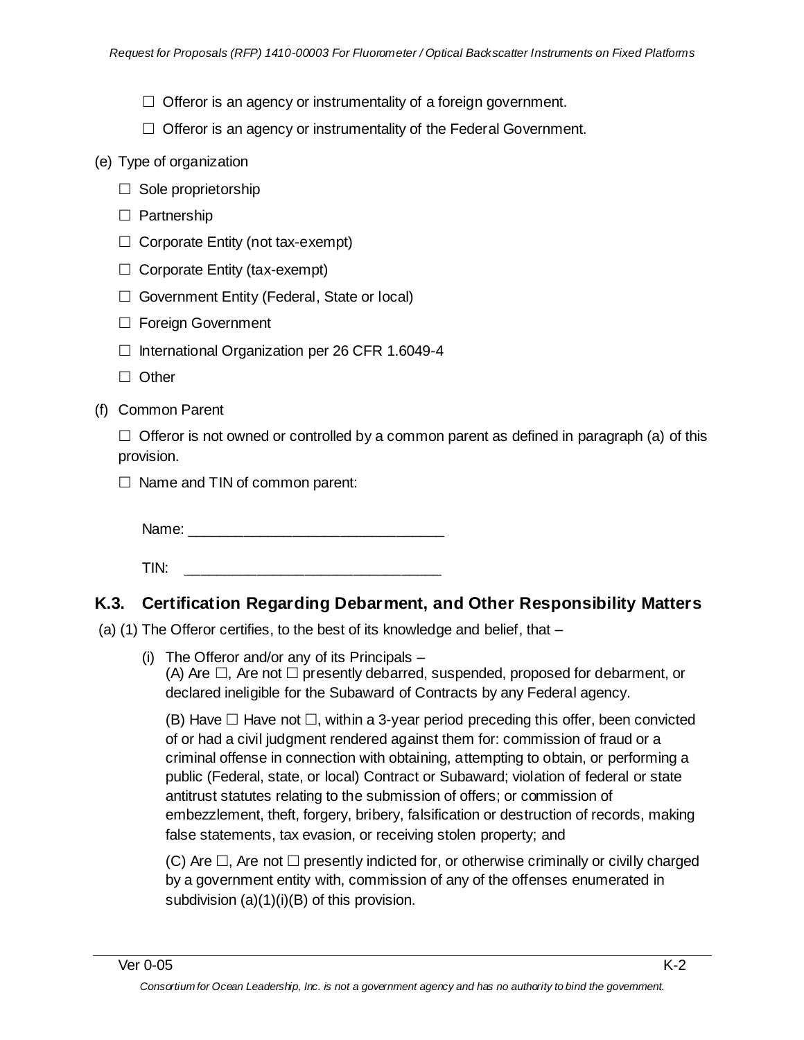☐ Offeror is an agency or instrumentality of a foreign government.

☐ Offeror is an agency or instrumentality of the Federal Government.

(e) Type of organization

☐ Sole proprietorship

☐ Partnership

☐ Corporate Entity (not tax-exempt)

☐ Corporate Entity (tax-exempt)

☐ Government Entity (Federal, State or local)

☐ Foreign Government

☐ International Organization per 26 CFR 1.6049-4

☐ Other

(f) Common Parent

☐ Offeror is not owned or controlled by a common parent as defined in paragraph (a) of this provision.

☐ Name and TIN of common parent:

Name: _______________________________

TIN: _______________________________

## K.3. Certification Regarding Debarment, and Other Responsibility Matters

(a) (1) The Offeror certifies, to the best of its knowledge and belief, that –

(i) The Offeror and/or any of its Principals –
(A) Are ☐, Are not ☐ presently debarred, suspended, proposed for debarment, or declared ineligible for the Subaward of Contracts by any Federal agency.

(B) Have ☐ Have not ☐, within a 3-year period preceding this offer, been convicted of or had a civil judgment rendered against them for: commission of fraud or a criminal offense in connection with obtaining, attempting to obtain, or performing a public (Federal, state, or local) Contract or Subaward; violation of federal or state antitrust statutes relating to the submission of offers; or commission of embezzlement, theft, forgery, bribery, falsification or destruction of records, making false statements, tax evasion, or receiving stolen property; and

(C) Are ☐, Are not ☐ presently indicted for, or otherwise criminally or civilly charged by a government entity with, commission of any of the offenses enumerated in subdivision (a)(1)(i)(B) of this provision.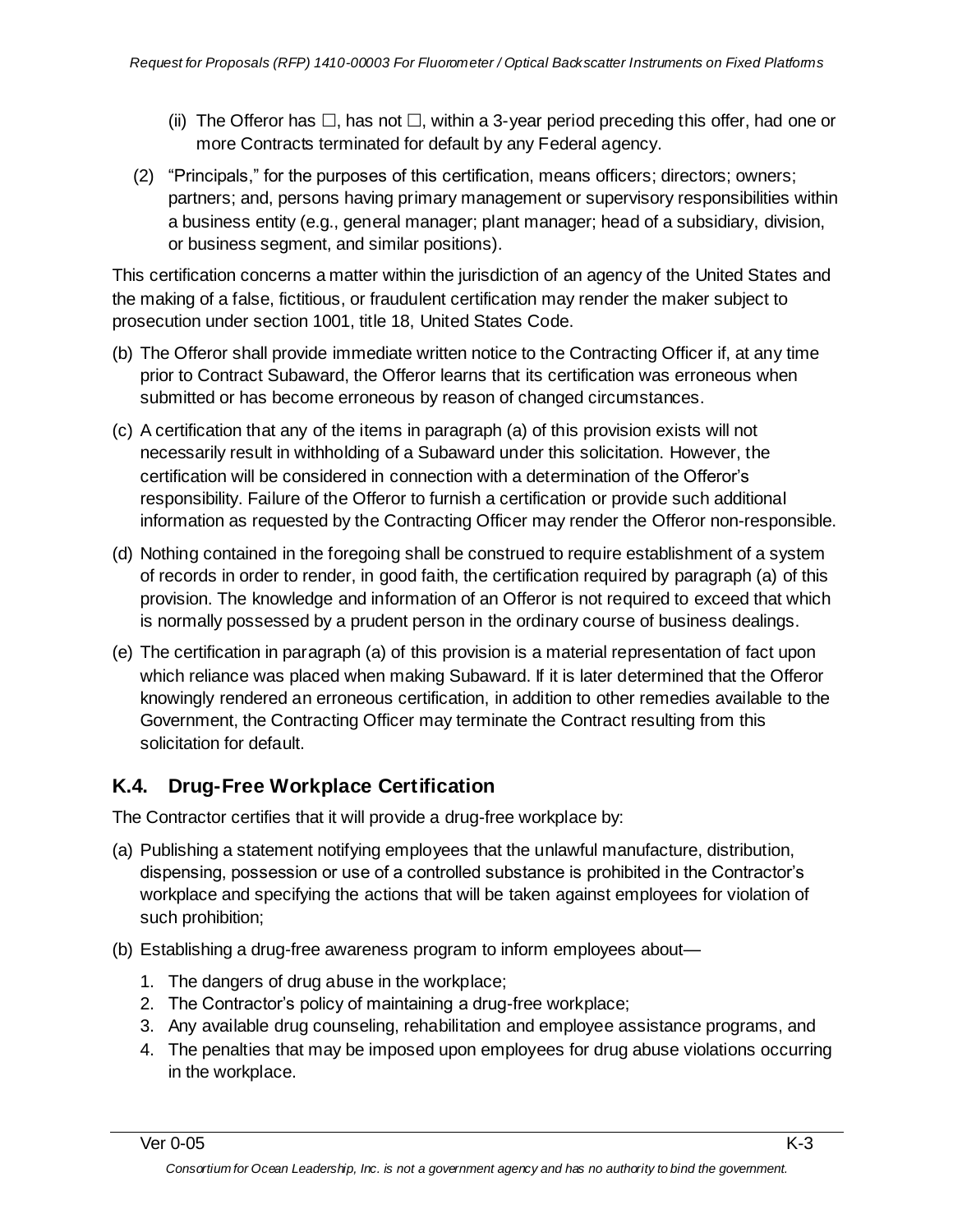(ii) The Offeror has ☐, has not ☐, within a 3-year period preceding this offer, had one or more Contracts terminated for default by any Federal agency.

(2) "Principals," for the purposes of this certification, means officers; directors; owners; partners; and, persons having primary management or supervisory responsibilities within a business entity (e.g., general manager; plant manager; head of a subsidiary, division, or business segment, and similar positions).

This certification concerns a matter within the jurisdiction of an agency of the United States and the making of a false, fictitious, or fraudulent certification may render the maker subject to prosecution under section 1001, title 18, United States Code.

(b) The Offeror shall provide immediate written notice to the Contracting Officer if, at any time prior to Contract Subaward, the Offeror learns that its certification was erroneous when submitted or has become erroneous by reason of changed circumstances.

(c) A certification that any of the items in paragraph (a) of this provision exists will not necessarily result in withholding of a Subaward under this solicitation. However, the certification will be considered in connection with a determination of the Offeror's responsibility. Failure of the Offeror to furnish a certification or provide such additional information as requested by the Contracting Officer may render the Offeror non-responsible.

(d) Nothing contained in the foregoing shall be construed to require establishment of a system of records in order to render, in good faith, the certification required by paragraph (a) of this provision. The knowledge and information of an Offeror is not required to exceed that which is normally possessed by a prudent person in the ordinary course of business dealings.

(e) The certification in paragraph (a) of this provision is a material representation of fact upon which reliance was placed when making Subaward. If it is later determined that the Offeror knowingly rendered an erroneous certification, in addition to other remedies available to the Government, the Contracting Officer may terminate the Contract resulting from this solicitation for default.

## K.4. Drug-Free Workplace Certification

The Contractor certifies that it will provide a drug-free workplace by:

(a) Publishing a statement notifying employees that the unlawful manufacture, distribution, dispensing, possession or use of a controlled substance is prohibited in the Contractor's workplace and specifying the actions that will be taken against employees for violation of such prohibition;

(b) Establishing a drug-free awareness program to inform employees about—

1. The dangers of drug abuse in the workplace;
2. The Contractor's policy of maintaining a drug-free workplace;
3. Any available drug counseling, rehabilitation and employee assistance programs, and
4. The penalties that may be imposed upon employees for drug abuse violations occurring in the workplace.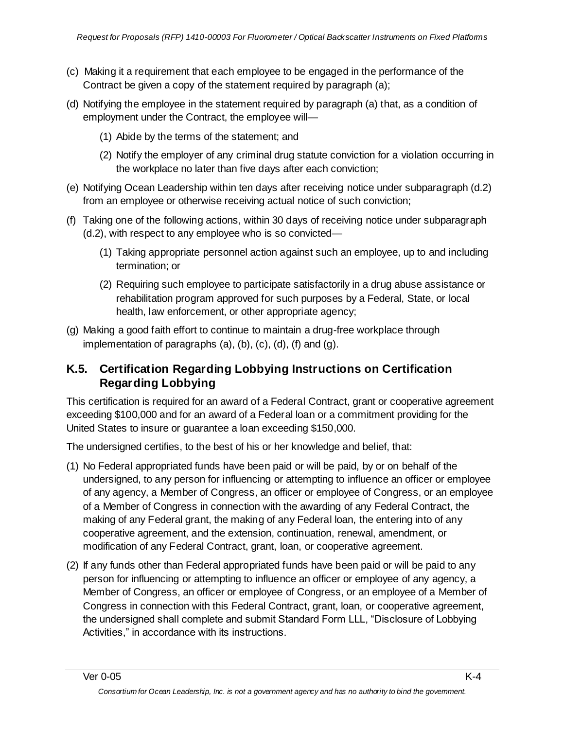(c) Making it a requirement that each employee to be engaged in the performance of the Contract be given a copy of the statement required by paragraph (a);

(d) Notifying the employee in the statement required by paragraph (a) that, as a condition of employment under the Contract, the employee will—

  (1) Abide by the terms of the statement; and

  (2) Notify the employer of any criminal drug statute conviction for a violation occurring in the workplace no later than five days after each conviction;

(e) Notifying Ocean Leadership within ten days after receiving notice under subparagraph (d.2) from an employee or otherwise receiving actual notice of such conviction;

(f) Taking one of the following actions, within 30 days of receiving notice under subparagraph (d.2), with respect to any employee who is so convicted—

  (1) Taking appropriate personnel action against such an employee, up to and including termination; or

  (2) Requiring such employee to participate satisfactorily in a drug abuse assistance or rehabilitation program approved for such purposes by a Federal, State, or local health, law enforcement, or other appropriate agency;

(g) Making a good faith effort to continue to maintain a drug-free workplace through implementation of paragraphs (a), (b), (c), (d), (f) and (g).

## K.5. Certification Regarding Lobbying Instructions on Certification Regarding Lobbying

This certification is required for an award of a Federal Contract, grant or cooperative agreement exceeding $100,000 and for an award of a Federal loan or a commitment providing for the United States to insure or guarantee a loan exceeding $150,000.

The undersigned certifies, to the best of his or her knowledge and belief, that:

(1) No Federal appropriated funds have been paid or will be paid, by or on behalf of the undersigned, to any person for influencing or attempting to influence an officer or employee of any agency, a Member of Congress, an officer or employee of Congress, or an employee of a Member of Congress in connection with the awarding of any Federal Contract, the making of any Federal grant, the making of any Federal loan, the entering into of any cooperative agreement, and the extension, continuation, renewal, amendment, or modification of any Federal Contract, grant, loan, or cooperative agreement.

(2) If any funds other than Federal appropriated funds have been paid or will be paid to any person for influencing or attempting to influence an officer or employee of any agency, a Member of Congress, an officer or employee of Congress, or an employee of a Member of Congress in connection with this Federal Contract, grant, loan, or cooperative agreement, the undersigned shall complete and submit Standard Form LLL, "Disclosure of Lobbying Activities," in accordance with its instructions.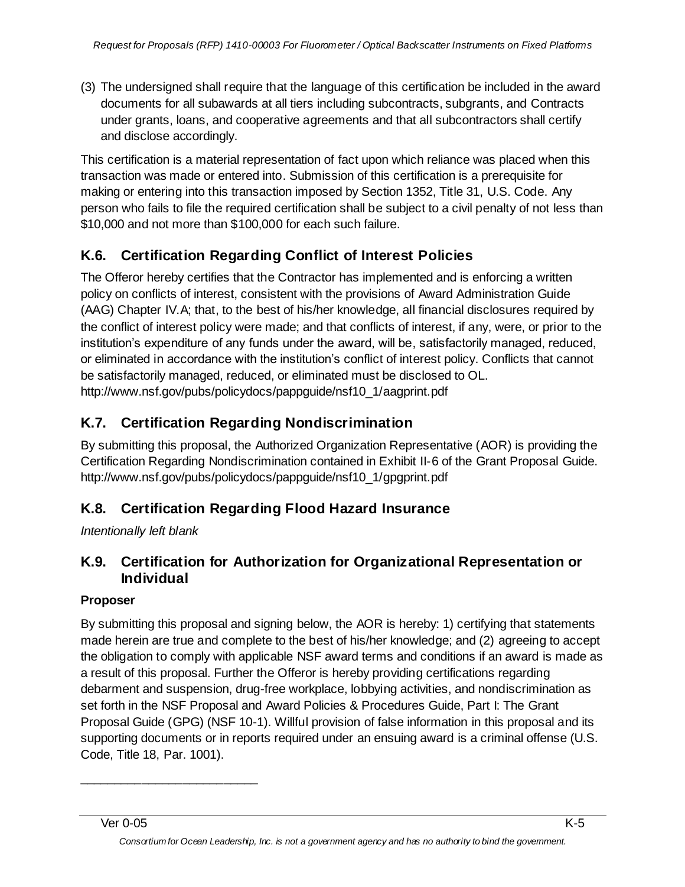(3) The undersigned shall require that the language of this certification be included in the award documents for all subawards at all tiers including subcontracts, subgrants, and Contracts under grants, loans, and cooperative agreements and that all subcontractors shall certify and disclose accordingly.

This certification is a material representation of fact upon which reliance was placed when this transaction was made or entered into. Submission of this certification is a prerequisite for making or entering into this transaction imposed by Section 1352, Title 31, U.S. Code. Any person who fails to file the required certification shall be subject to a civil penalty of not less than $10,000 and not more than $100,000 for each such failure.

## K.6. Certification Regarding Conflict of Interest Policies

The Offeror hereby certifies that the Contractor has implemented and is enforcing a written policy on conflicts of interest, consistent with the provisions of Award Administration Guide (AAG) Chapter IV.A; that, to the best of his/her knowledge, all financial disclosures required by the conflict of interest policy were made; and that conflicts of interest, if any, were, or prior to the institution's expenditure of any funds under the award, will be, satisfactorily managed, reduced, or eliminated in accordance with the institution's conflict of interest policy. Conflicts that cannot be satisfactorily managed, reduced, or eliminated must be disclosed to OL. http://www.nsf.gov/pubs/policydocs/pappguide/nsf10_1/aagprint.pdf

## K.7. Certification Regarding Nondiscrimination

By submitting this proposal, the Authorized Organization Representative (AOR) is providing the Certification Regarding Nondiscrimination contained in Exhibit II-6 of the Grant Proposal Guide. http://www.nsf.gov/pubs/policydocs/pappguide/nsf10_1/gpgprint.pdf

## K.8. Certification Regarding Flood Hazard Insurance

*Intentionally left blank*

## K.9. Certification for Authorization for Organizational Representation or Individual

**Proposer**

By submitting this proposal and signing below, the AOR is hereby: 1) certifying that statements made herein are true and complete to the best of his/her knowledge; and (2) agreeing to accept the obligation to comply with applicable NSF award terms and conditions if an award is made as a result of this proposal. Further the Offeror is hereby providing certifications regarding debarment and suspension, drug-free workplace, lobbying activities, and nondiscrimination as set forth in the NSF Proposal and Award Policies & Procedures Guide, Part I: The Grant Proposal Guide (GPG) (NSF 10-1). Willful provision of false information in this proposal and its supporting documents or in reports required under an ensuing award is a criminal offense (U.S. Code, Title 18, Par. 1001).

___________________________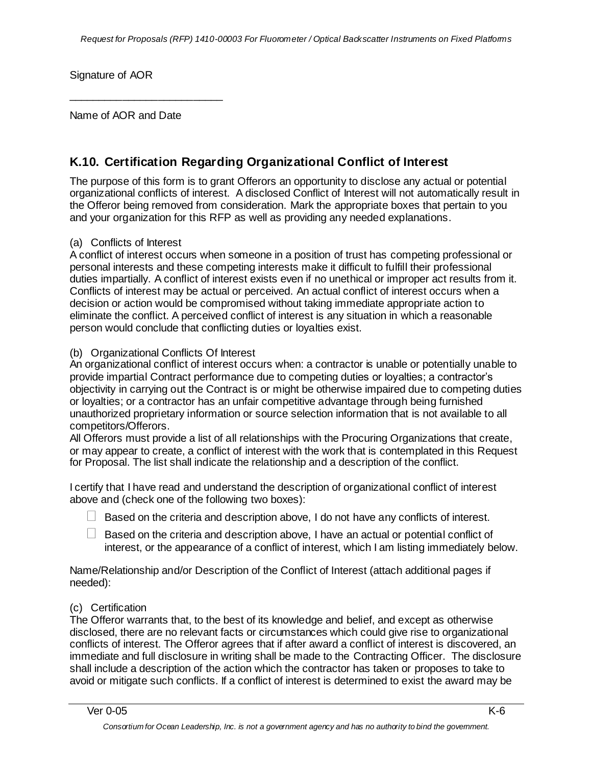Signature of AOR

\_\_\_\_\_\_\_\_\_\_\_\_\_\_\_\_\_\_\_\_\_\_\_\_\_\_

Name of AOR and Date

## K.10. Certification Regarding Organizational Conflict of Interest

The purpose of this form is to grant Offerors an opportunity to disclose any actual or potential organizational conflicts of interest. A disclosed Conflict of Interest will not automatically result in the Offeror being removed from consideration. Mark the appropriate boxes that pertain to you and your organization for this RFP as well as providing any needed explanations.

(a) Conflicts of Interest
A conflict of interest occurs when someone in a position of trust has competing professional or personal interests and these competing interests make it difficult to fulfill their professional duties impartially. A conflict of interest exists even if no unethical or improper act results from it. Conflicts of interest may be actual or perceived. An actual conflict of interest occurs when a decision or action would be compromised without taking immediate appropriate action to eliminate the conflict. A perceived conflict of interest is any situation in which a reasonable person would conclude that conflicting duties or loyalties exist.

(b) Organizational Conflicts Of Interest
An organizational conflict of interest occurs when: a contractor is unable or potentially unable to provide impartial Contract performance due to competing duties or loyalties; a contractor's objectivity in carrying out the Contract is or might be otherwise impaired due to competing duties or loyalties; or a contractor has an unfair competitive advantage through being furnished unauthorized proprietary information or source selection information that is not available to all competitors/Offerors.
All Offerors must provide a list of all relationships with the Procuring Organizations that create, or may appear to create, a conflict of interest with the work that is contemplated in this Request for Proposal. The list shall indicate the relationship and a description of the conflict.

I certify that I have read and understand the description of organizational conflict of interest above and (check one of the following two boxes):

- ☐ Based on the criteria and description above, I do not have any conflicts of interest.
- ☐ Based on the criteria and description above, I have an actual or potential conflict of interest, or the appearance of a conflict of interest, which I am listing immediately below.

Name/Relationship and/or Description of the Conflict of Interest (attach additional pages if needed):

(c) Certification
The Offeror warrants that, to the best of its knowledge and belief, and except as otherwise disclosed, there are no relevant facts or circumstances which could give rise to organizational conflicts of interest. The Offeror agrees that if after award a conflict of interest is discovered, an immediate and full disclosure in writing shall be made to the Contracting Officer. The disclosure shall include a description of the action which the contractor has taken or proposes to take to avoid or mitigate such conflicts. If a conflict of interest is determined to exist the award may be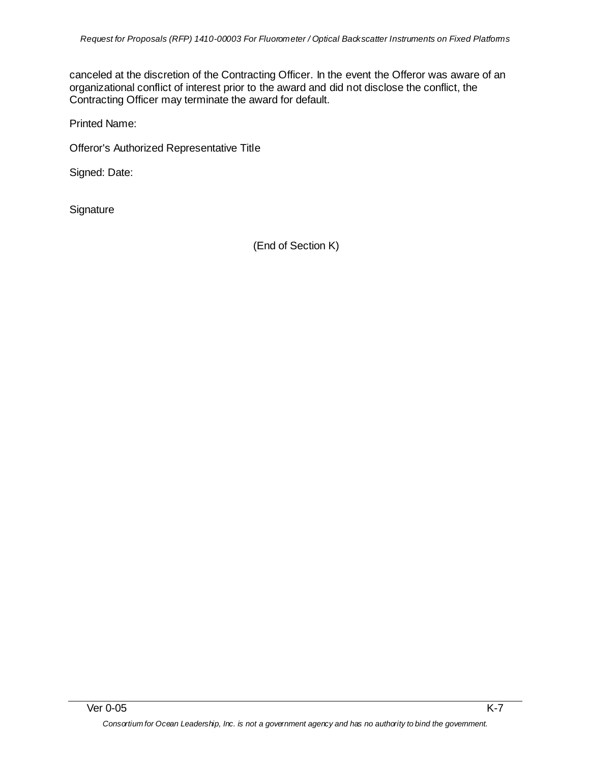canceled at the discretion of the Contracting Officer. In the event the Offeror was aware of an organizational conflict of interest prior to the award and did not disclose the conflict, the Contracting Officer may terminate the award for default.

Printed Name:

Offeror's Authorized Representative Title

Signed: Date:

Signature

(End of Section K)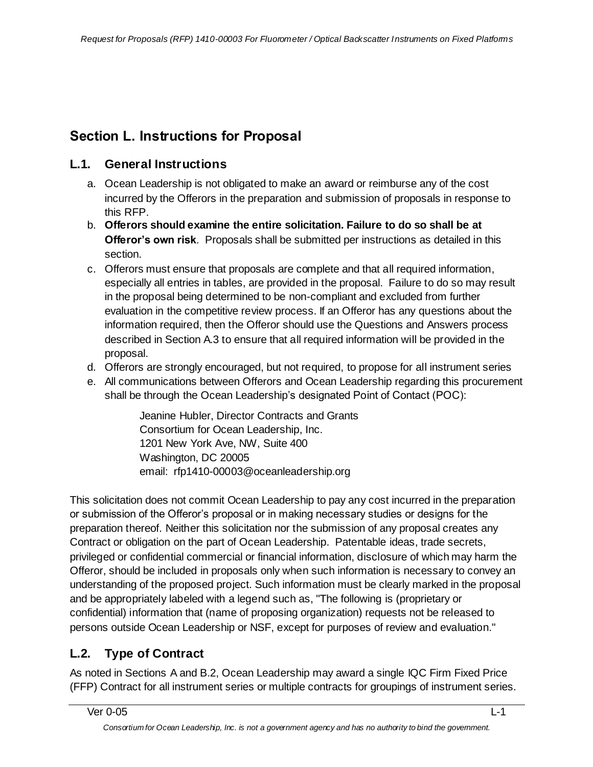## Section L. Instructions for Proposal

### L.1. General Instructions

a. Ocean Leadership is not obligated to make an award or reimburse any of the cost incurred by the Offerors in the preparation and submission of proposals in response to this RFP.

b. **Offerors should examine the entire solicitation. Failure to do so shall be at Offeror's own risk**. Proposals shall be submitted per instructions as detailed in this section.

c. Offerors must ensure that proposals are complete and that all required information, especially all entries in tables, are provided in the proposal. Failure to do so may result in the proposal being determined to be non-compliant and excluded from further evaluation in the competitive review process. If an Offeror has any questions about the information required, then the Offeror should use the Questions and Answers process described in Section A.3 to ensure that all required information will be provided in the proposal.

d. Offerors are strongly encouraged, but not required, to propose for all instrument series

e. All communications between Offerors and Ocean Leadership regarding this procurement shall be through the Ocean Leadership's designated Point of Contact (POC):

> Jeanine Hubler, Director Contracts and Grants
> Consortium for Ocean Leadership, Inc.
> 1201 New York Ave, NW, Suite 400
> Washington, DC 20005
> email: rfp1410-00003@oceanleadership.org

This solicitation does not commit Ocean Leadership to pay any cost incurred in the preparation or submission of the Offeror's proposal or in making necessary studies or designs for the preparation thereof. Neither this solicitation nor the submission of any proposal creates any Contract or obligation on the part of Ocean Leadership. Patentable ideas, trade secrets, privileged or confidential commercial or financial information, disclosure of which may harm the Offeror, should be included in proposals only when such information is necessary to convey an understanding of the proposed project. Such information must be clearly marked in the proposal and be appropriately labeled with a legend such as, "The following is (proprietary or confidential) information that (name of proposing organization) requests not be released to persons outside Ocean Leadership or NSF, except for purposes of review and evaluation."

### L.2. Type of Contract

As noted in Sections A and B.2, Ocean Leadership may award a single IQC Firm Fixed Price (FFP) Contract for all instrument series or multiple contracts for groupings of instrument series.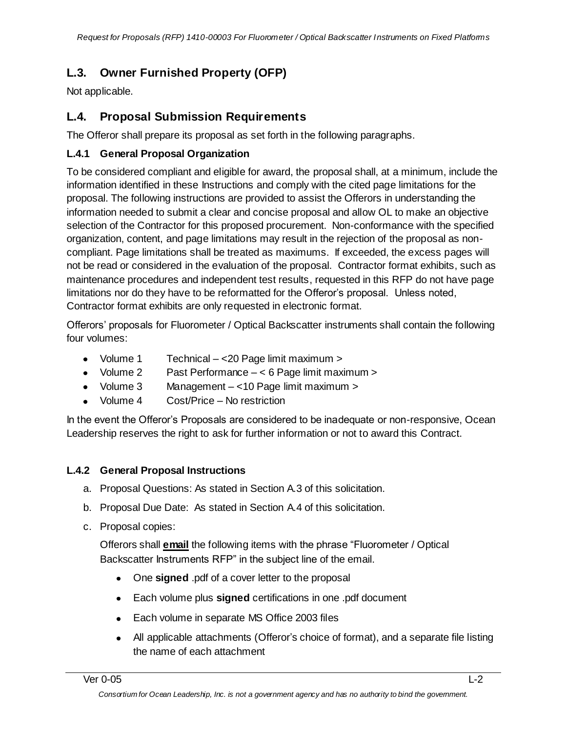## L.3. Owner Furnished Property (OFP)

Not applicable.

## L.4. Proposal Submission Requirements

The Offeror shall prepare its proposal as set forth in the following paragraphs.

### L.4.1 General Proposal Organization

To be considered compliant and eligible for award, the proposal shall, at a minimum, include the information identified in these Instructions and comply with the cited page limitations for the proposal. The following instructions are provided to assist the Offerors in understanding the information needed to submit a clear and concise proposal and allow OL to make an objective selection of the Contractor for this proposed procurement. Non-conformance with the specified organization, content, and page limitations may result in the rejection of the proposal as non-compliant. Page limitations shall be treated as maximums. If exceeded, the excess pages will not be read or considered in the evaluation of the proposal. Contractor format exhibits, such as maintenance procedures and independent test results, requested in this RFP do not have page limitations nor do they have to be reformatted for the Offeror's proposal. Unless noted, Contractor format exhibits are only requested in electronic format.

Offerors' proposals for Fluorometer / Optical Backscatter instruments shall contain the following four volumes:

- Volume 1 Technical – <20 Page limit maximum >
- Volume 2 Past Performance – < 6 Page limit maximum >
- Volume 3 Management – <10 Page limit maximum >
- Volume 4 Cost/Price – No restriction

In the event the Offeror's Proposals are considered to be inadequate or non-responsive, Ocean Leadership reserves the right to ask for further information or not to award this Contract.

### L.4.2 General Proposal Instructions

a. Proposal Questions: As stated in Section A.3 of this solicitation.

b. Proposal Due Date: As stated in Section A.4 of this solicitation.

c. Proposal copies:

   Offerors shall **email** the following items with the phrase "Fluorometer / Optical Backscatter Instruments RFP" in the subject line of the email.

   - One **signed** .pdf of a cover letter to the proposal
   - Each volume plus **signed** certifications in one .pdf document
   - Each volume in separate MS Office 2003 files
   - All applicable attachments (Offeror's choice of format), and a separate file listing the name of each attachment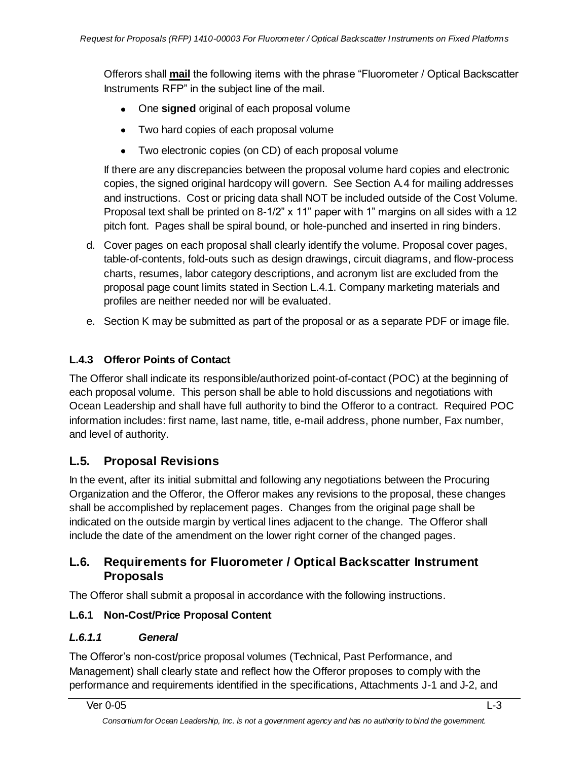Offerors shall **mail** the following items with the phrase "Fluorometer / Optical Backscatter Instruments RFP" in the subject line of the mail.

- One **signed** original of each proposal volume
- Two hard copies of each proposal volume
- Two electronic copies (on CD) of each proposal volume

If there are any discrepancies between the proposal volume hard copies and electronic copies, the signed original hardcopy will govern. See Section A.4 for mailing addresses and instructions. Cost or pricing data shall NOT be included outside of the Cost Volume. Proposal text shall be printed on 8-1/2" x 11" paper with 1" margins on all sides with a 12 pitch font. Pages shall be spiral bound, or hole-punched and inserted in ring binders.

d. Cover pages on each proposal shall clearly identify the volume. Proposal cover pages, table-of-contents, fold-outs such as design drawings, circuit diagrams, and flow-process charts, resumes, labor category descriptions, and acronym list are excluded from the proposal page count limits stated in Section L.4.1. Company marketing materials and profiles are neither needed nor will be evaluated.

e. Section K may be submitted as part of the proposal or as a separate PDF or image file.

### L.4.3 Offeror Points of Contact

The Offeror shall indicate its responsible/authorized point-of-contact (POC) at the beginning of each proposal volume. This person shall be able to hold discussions and negotiations with Ocean Leadership and shall have full authority to bind the Offeror to a contract. Required POC information includes: first name, last name, title, e-mail address, phone number, Fax number, and level of authority.

## L.5. Proposal Revisions

In the event, after its initial submittal and following any negotiations between the Procuring Organization and the Offeror, the Offeror makes any revisions to the proposal, these changes shall be accomplished by replacement pages. Changes from the original page shall be indicated on the outside margin by vertical lines adjacent to the change. The Offeror shall include the date of the amendment on the lower right corner of the changed pages.

## L.6. Requirements for Fluorometer / Optical Backscatter Instrument Proposals

The Offeror shall submit a proposal in accordance with the following instructions.

### L.6.1 Non-Cost/Price Proposal Content

#### *L.6.1.1 General*

The Offeror's non-cost/price proposal volumes (Technical, Past Performance, and Management) shall clearly state and reflect how the Offeror proposes to comply with the performance and requirements identified in the specifications, Attachments J-1 and J-2, and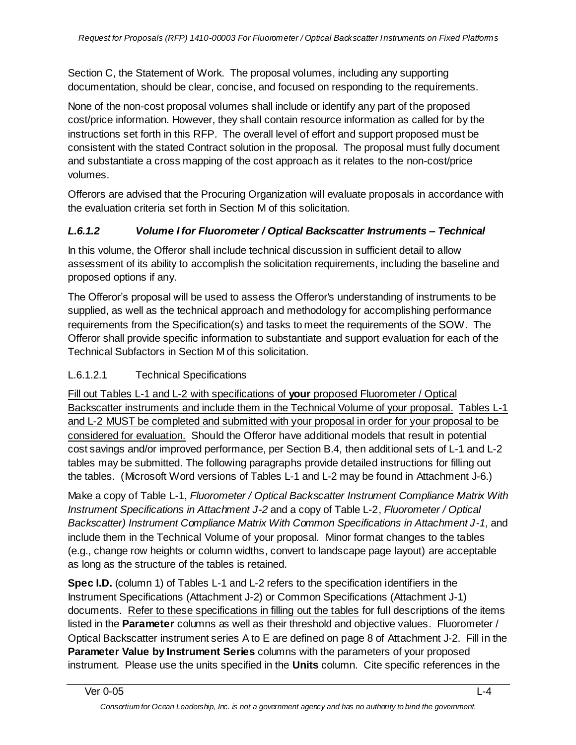Section C, the Statement of Work. The proposal volumes, including any supporting documentation, should be clear, concise, and focused on responding to the requirements.

None of the non-cost proposal volumes shall include or identify any part of the proposed cost/price information. However, they shall contain resource information as called for by the instructions set forth in this RFP. The overall level of effort and support proposed must be consistent with the stated Contract solution in the proposal. The proposal must fully document and substantiate a cross mapping of the cost approach as it relates to the non-cost/price volumes.

Offerors are advised that the Procuring Organization will evaluate proposals in accordance with the evaluation criteria set forth in Section M of this solicitation.

### *L.6.1.2 Volume I for Fluorometer / Optical Backscatter Instruments – Technical*

In this volume, the Offeror shall include technical discussion in sufficient detail to allow assessment of its ability to accomplish the solicitation requirements, including the baseline and proposed options if any.

The Offeror's proposal will be used to assess the Offeror's understanding of instruments to be supplied, as well as the technical approach and methodology for accomplishing performance requirements from the Specification(s) and tasks to meet the requirements of the SOW. The Offeror shall provide specific information to substantiate and support evaluation for each of the Technical Subfactors in Section M of this solicitation.

#### L.6.1.2.1 Technical Specifications

<u>Fill out Tables L-1 and L-2 with specifications of **your** proposed Fluorometer / Optical Backscatter instruments and include them in the Technical Volume of your proposal.</u> <u>Tables L-1 and L-2 MUST be completed and submitted with your proposal in order for your proposal to be considered for evaluation.</u> Should the Offeror have additional models that result in potential cost savings and/or improved performance, per Section B.4, then additional sets of L-1 and L-2 tables may be submitted. The following paragraphs provide detailed instructions for filling out the tables. (Microsoft Word versions of Tables L-1 and L-2 may be found in Attachment J-6.)

Make a copy of Table L-1, *Fluorometer / Optical Backscatter Instrument Compliance Matrix With Instrument Specifications in Attachment J-2* and a copy of Table L-2, *Fluorometer / Optical Backscatter) Instrument Compliance Matrix With Common Specifications in Attachment J-1*, and include them in the Technical Volume of your proposal. Minor format changes to the tables (e.g., change row heights or column widths, convert to landscape page layout) are acceptable as long as the structure of the tables is retained.

**Spec I.D.** (column 1) of Tables L-1 and L-2 refers to the specification identifiers in the Instrument Specifications (Attachment J-2) or Common Specifications (Attachment J-1) documents. <u>Refer to these specifications in filling out the tables</u> for full descriptions of the items listed in the **Parameter** columns as well as their threshold and objective values. Fluorometer / Optical Backscatter instrument series A to E are defined on page 8 of Attachment J-2. Fill in the **Parameter Value by Instrument Series** columns with the parameters of your proposed instrument. Please use the units specified in the **Units** column. Cite specific references in the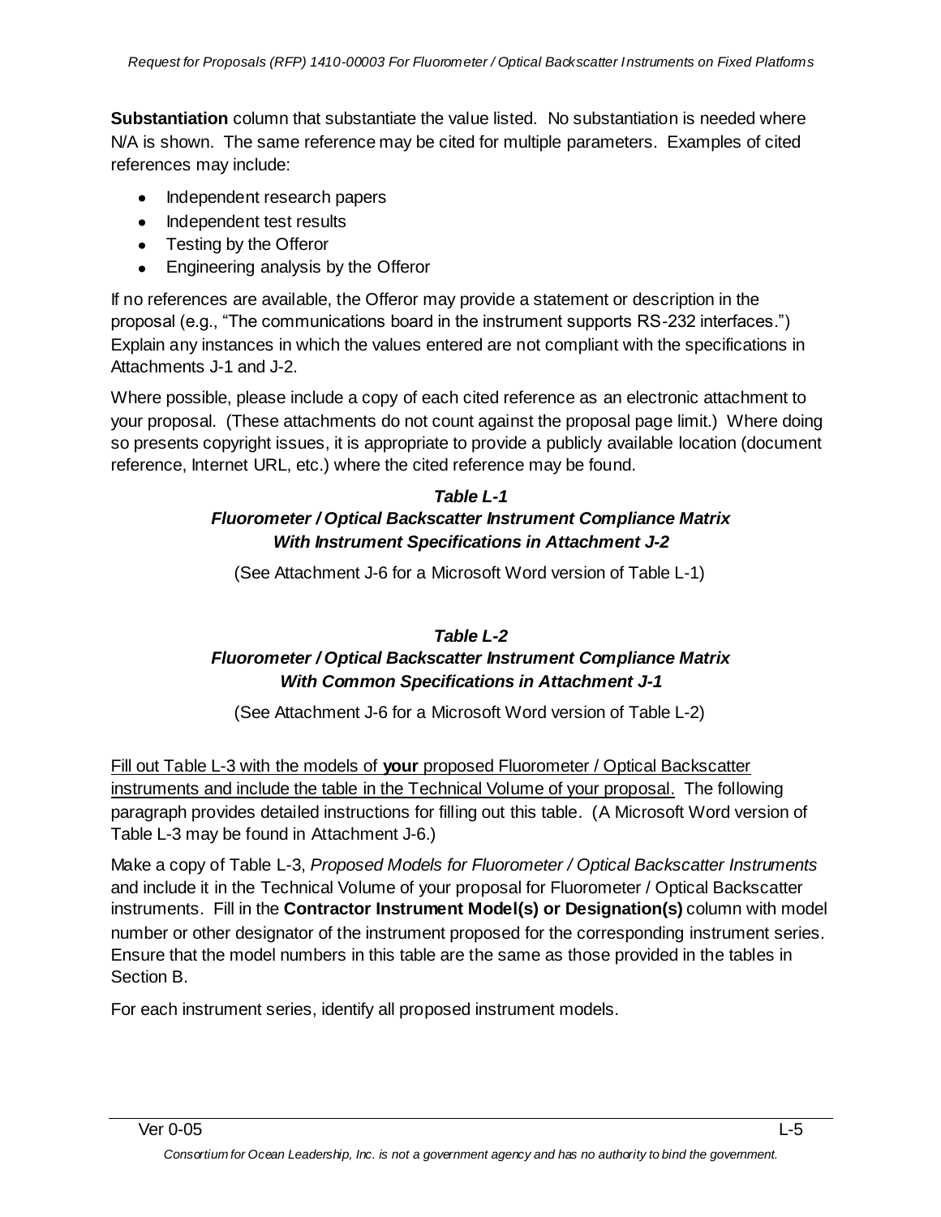**Substantiation** column that substantiate the value listed. No substantiation is needed where N/A is shown. The same reference may be cited for multiple parameters. Examples of cited references may include:

- Independent research papers
- Independent test results
- Testing by the Offeror
- Engineering analysis by the Offeror

If no references are available, the Offeror may provide a statement or description in the proposal (e.g., "The communications board in the instrument supports RS-232 interfaces.") Explain any instances in which the values entered are not compliant with the specifications in Attachments J-1 and J-2.

Where possible, please include a copy of each cited reference as an electronic attachment to your proposal. (These attachments do not count against the proposal page limit.) Where doing so presents copyright issues, it is appropriate to provide a publicly available location (document reference, Internet URL, etc.) where the cited reference may be found.

***Table L-1***
***Fluorometer / Optical Backscatter Instrument Compliance Matrix***
***With Instrument Specifications in Attachment J-2***

(See Attachment J-6 for a Microsoft Word version of Table L-1)

***Table L-2***
***Fluorometer / Optical Backscatter Instrument Compliance Matrix***
***With Common Specifications in Attachment J-1***

(See Attachment J-6 for a Microsoft Word version of Table L-2)

<u>Fill out Table L-3 with the models of **your** proposed Fluorometer / Optical Backscatter instruments and include the table in the Technical Volume of your proposal.</u> The following paragraph provides detailed instructions for filling out this table. (A Microsoft Word version of Table L-3 may be found in Attachment J-6.)

Make a copy of Table L-3, *Proposed Models for Fluorometer / Optical Backscatter Instruments* and include it in the Technical Volume of your proposal for Fluorometer / Optical Backscatter instruments. Fill in the **Contractor Instrument Model(s) or Designation(s)** column with model number or other designator of the instrument proposed for the corresponding instrument series. Ensure that the model numbers in this table are the same as those provided in the tables in Section B.

For each instrument series, identify all proposed instrument models.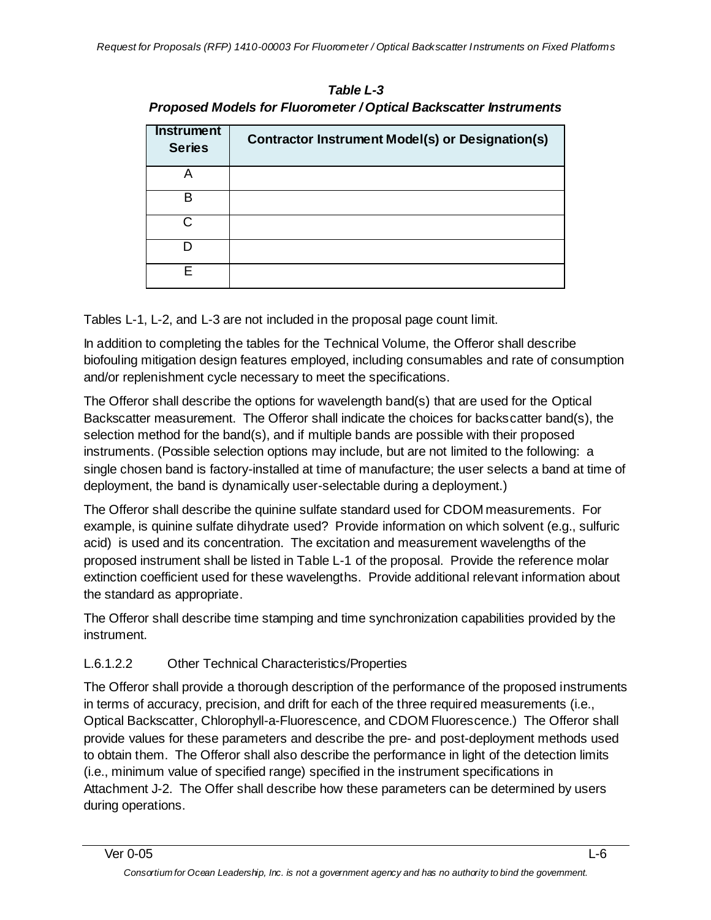*Table L-3*
***Proposed Models for Fluorometer / Optical Backscatter Instruments***

| Instrument Series | Contractor Instrument Model(s) or Designation(s) |
|---|---|
| A | |
| B | |
| C | |
| D | |
| E | |

Tables L-1, L-2, and L-3 are not included in the proposal page count limit.

In addition to completing the tables for the Technical Volume, the Offeror shall describe biofouling mitigation design features employed, including consumables and rate of consumption and/or replenishment cycle necessary to meet the specifications.

The Offeror shall describe the options for wavelength band(s) that are used for the Optical Backscatter measurement. The Offeror shall indicate the choices for backscatter band(s), the selection method for the band(s), and if multiple bands are possible with their proposed instruments. (Possible selection options may include, but are not limited to the following: a single chosen band is factory-installed at time of manufacture; the user selects a band at time of deployment, the band is dynamically user-selectable during a deployment.)

The Offeror shall describe the quinine sulfate standard used for CDOM measurements. For example, is quinine sulfate dihydrate used? Provide information on which solvent (e.g., sulfuric acid) is used and its concentration. The excitation and measurement wavelengths of the proposed instrument shall be listed in Table L-1 of the proposal. Provide the reference molar extinction coefficient used for these wavelengths. Provide additional relevant information about the standard as appropriate.

The Offeror shall describe time stamping and time synchronization capabilities provided by the instrument.

#### L.6.1.2.2 Other Technical Characteristics/Properties

The Offeror shall provide a thorough description of the performance of the proposed instruments in terms of accuracy, precision, and drift for each of the three required measurements (i.e., Optical Backscatter, Chlorophyll-a-Fluorescence, and CDOM Fluorescence.) The Offeror shall provide values for these parameters and describe the pre- and post-deployment methods used to obtain them. The Offeror shall also describe the performance in light of the detection limits (i.e., minimum value of specified range) specified in the instrument specifications in Attachment J-2. The Offer shall describe how these parameters can be determined by users during operations.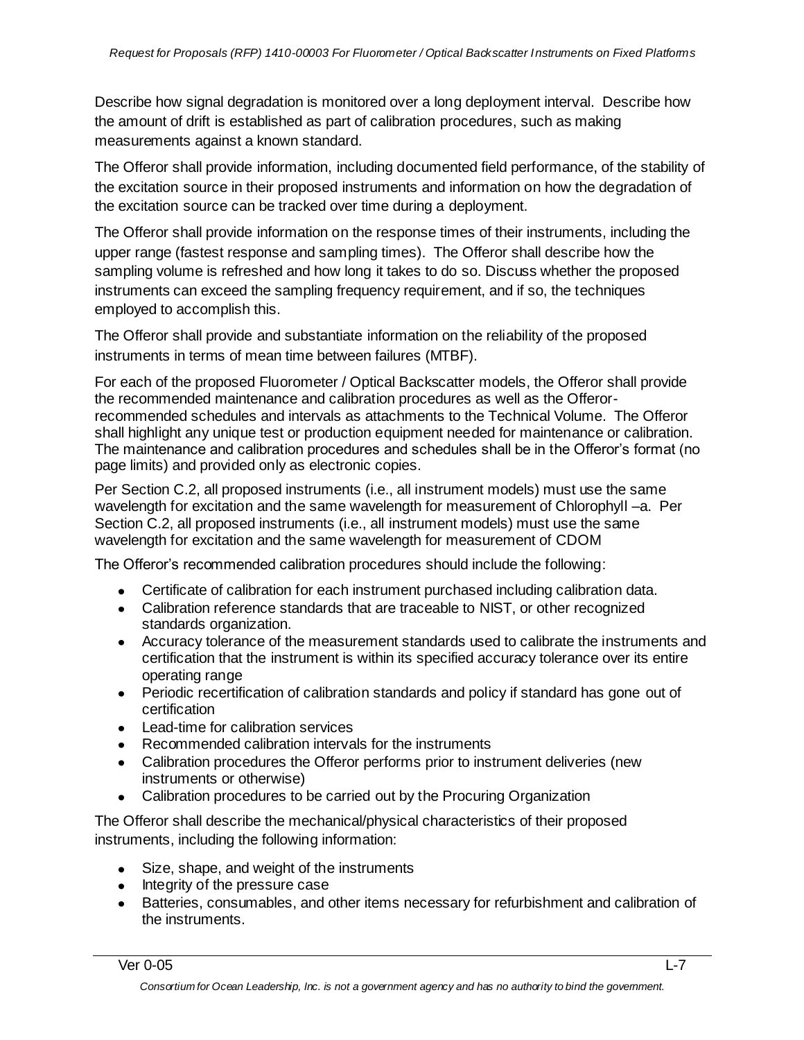Describe how signal degradation is monitored over a long deployment interval. Describe how the amount of drift is established as part of calibration procedures, such as making measurements against a known standard.

The Offeror shall provide information, including documented field performance, of the stability of the excitation source in their proposed instruments and information on how the degradation of the excitation source can be tracked over time during a deployment.

The Offeror shall provide information on the response times of their instruments, including the upper range (fastest response and sampling times). The Offeror shall describe how the sampling volume is refreshed and how long it takes to do so. Discuss whether the proposed instruments can exceed the sampling frequency requirement, and if so, the techniques employed to accomplish this.

The Offeror shall provide and substantiate information on the reliability of the proposed instruments in terms of mean time between failures (MTBF).

For each of the proposed Fluorometer / Optical Backscatter models, the Offeror shall provide the recommended maintenance and calibration procedures as well as the Offeror-recommended schedules and intervals as attachments to the Technical Volume. The Offeror shall highlight any unique test or production equipment needed for maintenance or calibration. The maintenance and calibration procedures and schedules shall be in the Offeror's format (no page limits) and provided only as electronic copies.

Per Section C.2, all proposed instruments (i.e., all instrument models) must use the same wavelength for excitation and the same wavelength for measurement of Chlorophyll –a. Per Section C.2, all proposed instruments (i.e., all instrument models) must use the same wavelength for excitation and the same wavelength for measurement of CDOM

The Offeror's recommended calibration procedures should include the following:

- Certificate of calibration for each instrument purchased including calibration data.
- Calibration reference standards that are traceable to NIST, or other recognized standards organization.
- Accuracy tolerance of the measurement standards used to calibrate the instruments and certification that the instrument is within its specified accuracy tolerance over its entire operating range
- Periodic recertification of calibration standards and policy if standard has gone out of certification
- Lead-time for calibration services
- Recommended calibration intervals for the instruments
- Calibration procedures the Offeror performs prior to instrument deliveries (new instruments or otherwise)
- Calibration procedures to be carried out by the Procuring Organization

The Offeror shall describe the mechanical/physical characteristics of their proposed instruments, including the following information:

- Size, shape, and weight of the instruments
- Integrity of the pressure case
- Batteries, consumables, and other items necessary for refurbishment and calibration of the instruments.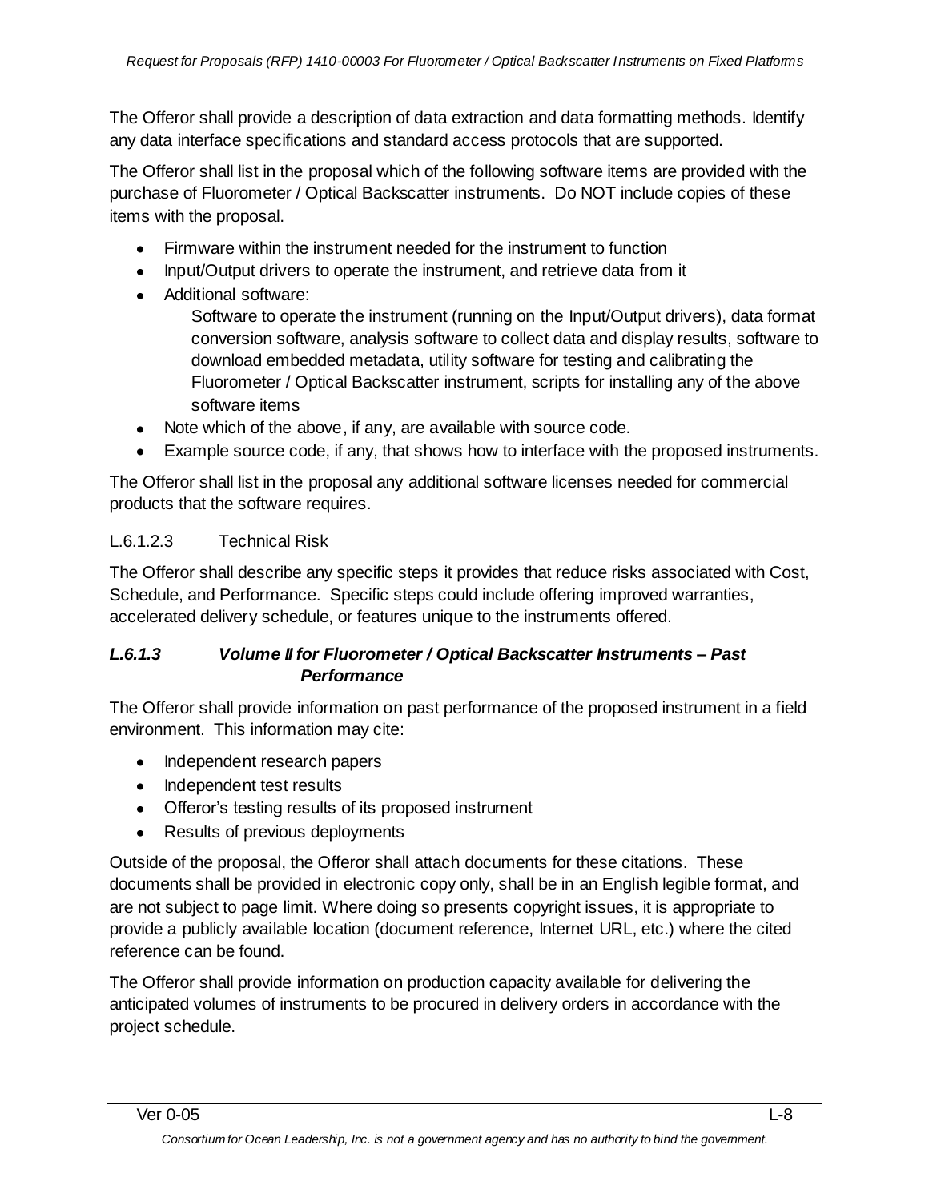The Offeror shall provide a description of data extraction and data formatting methods. Identify any data interface specifications and standard access protocols that are supported.

The Offeror shall list in the proposal which of the following software items are provided with the purchase of Fluorometer / Optical Backscatter instruments. Do NOT include copies of these items with the proposal.

- Firmware within the instrument needed for the instrument to function
- Input/Output drivers to operate the instrument, and retrieve data from it
- Additional software:
  Software to operate the instrument (running on the Input/Output drivers), data format conversion software, analysis software to collect data and display results, software to download embedded metadata, utility software for testing and calibrating the Fluorometer / Optical Backscatter instrument, scripts for installing any of the above software items
- Note which of the above, if any, are available with source code.
- Example source code, if any, that shows how to interface with the proposed instruments.

The Offeror shall list in the proposal any additional software licenses needed for commercial products that the software requires.

#### L.6.1.2.3 Technical Risk

The Offeror shall describe any specific steps it provides that reduce risks associated with Cost, Schedule, and Performance. Specific steps could include offering improved warranties, accelerated delivery schedule, or features unique to the instruments offered.

### *L.6.1.3 Volume II for Fluorometer / Optical Backscatter Instruments – Past Performance*

The Offeror shall provide information on past performance of the proposed instrument in a field environment. This information may cite:

- Independent research papers
- Independent test results
- Offeror's testing results of its proposed instrument
- Results of previous deployments

Outside of the proposal, the Offeror shall attach documents for these citations. These documents shall be provided in electronic copy only, shall be in an English legible format, and are not subject to page limit. Where doing so presents copyright issues, it is appropriate to provide a publicly available location (document reference, Internet URL, etc.) where the cited reference can be found.

The Offeror shall provide information on production capacity available for delivering the anticipated volumes of instruments to be procured in delivery orders in accordance with the project schedule.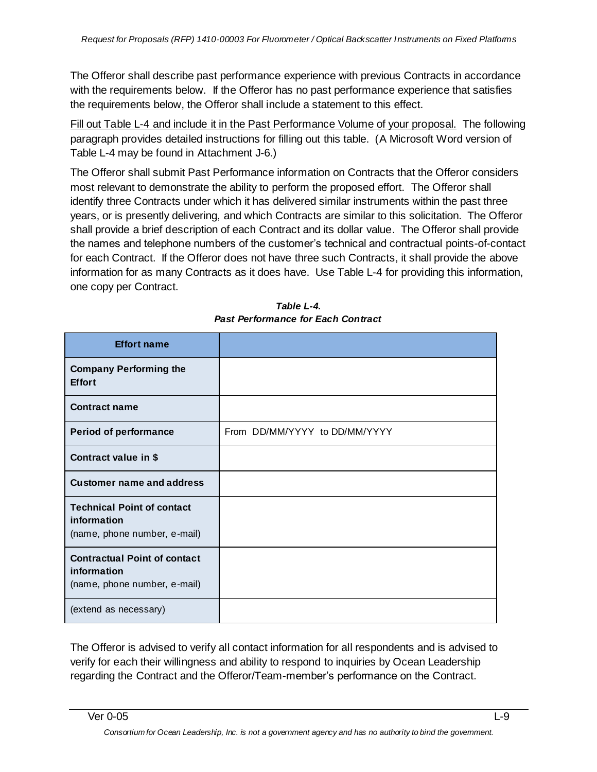The Offeror shall describe past performance experience with previous Contracts in accordance with the requirements below. If the Offeror has no past performance experience that satisfies the requirements below, the Offeror shall include a statement to this effect.

Fill out Table L-4 and include it in the Past Performance Volume of your proposal. The following paragraph provides detailed instructions for filling out this table. (A Microsoft Word version of Table L-4 may be found in Attachment J-6.)

The Offeror shall submit Past Performance information on Contracts that the Offeror considers most relevant to demonstrate the ability to perform the proposed effort. The Offeror shall identify three Contracts under which it has delivered similar instruments within the past three years, or is presently delivering, and which Contracts are similar to this solicitation. The Offeror shall provide a brief description of each Contract and its dollar value. The Offeror shall provide the names and telephone numbers of the customer's technical and contractual points-of-contact for each Contract. If the Offeror does not have three such Contracts, it shall provide the above information for as many Contracts as it does have. Use Table L-4 for providing this information, one copy per Contract.

***Table L-4.***
***Past Performance for Each Contract***

| **Effort name** | |
|---|---|
| **Company Performing the Effort** | |
| **Contract name** | |
| **Period of performance** | From DD/MM/YYYY to DD/MM/YYYY |
| **Contract value in $** | |
| **Customer name and address** | |
| **Technical Point of contact information** (name, phone number, e-mail) | |
| **Contractual Point of contact information** (name, phone number, e-mail) | |
| (extend as necessary) | |

The Offeror is advised to verify all contact information for all respondents and is advised to verify for each their willingness and ability to respond to inquiries by Ocean Leadership regarding the Contract and the Offeror/Team-member's performance on the Contract.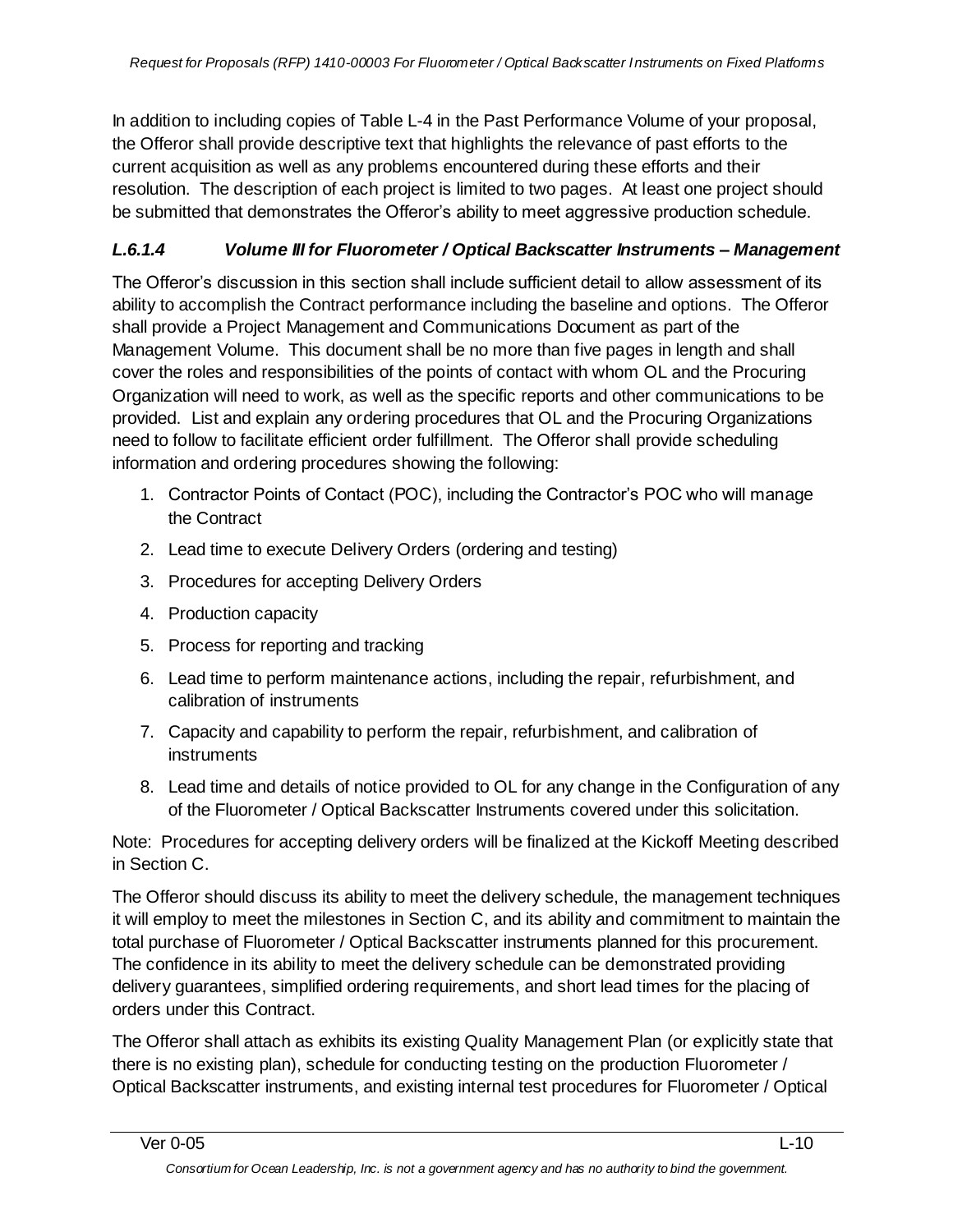In addition to including copies of Table L-4 in the Past Performance Volume of your proposal, the Offeror shall provide descriptive text that highlights the relevance of past efforts to the current acquisition as well as any problems encountered during these efforts and their resolution. The description of each project is limited to two pages. At least one project should be submitted that demonstrates the Offeror's ability to meet aggressive production schedule.

### *L.6.1.4 Volume III for Fluorometer / Optical Backscatter Instruments – Management*

The Offeror's discussion in this section shall include sufficient detail to allow assessment of its ability to accomplish the Contract performance including the baseline and options. The Offeror shall provide a Project Management and Communications Document as part of the Management Volume. This document shall be no more than five pages in length and shall cover the roles and responsibilities of the points of contact with whom OL and the Procuring Organization will need to work, as well as the specific reports and other communications to be provided. List and explain any ordering procedures that OL and the Procuring Organizations need to follow to facilitate efficient order fulfillment. The Offeror shall provide scheduling information and ordering procedures showing the following:

1. Contractor Points of Contact (POC), including the Contractor's POC who will manage the Contract
2. Lead time to execute Delivery Orders (ordering and testing)
3. Procedures for accepting Delivery Orders
4. Production capacity
5. Process for reporting and tracking
6. Lead time to perform maintenance actions, including the repair, refurbishment, and calibration of instruments
7. Capacity and capability to perform the repair, refurbishment, and calibration of instruments
8. Lead time and details of notice provided to OL for any change in the Configuration of any of the Fluorometer / Optical Backscatter Instruments covered under this solicitation.

Note: Procedures for accepting delivery orders will be finalized at the Kickoff Meeting described in Section C.

The Offeror should discuss its ability to meet the delivery schedule, the management techniques it will employ to meet the milestones in Section C, and its ability and commitment to maintain the total purchase of Fluorometer / Optical Backscatter instruments planned for this procurement. The confidence in its ability to meet the delivery schedule can be demonstrated providing delivery guarantees, simplified ordering requirements, and short lead times for the placing of orders under this Contract.

The Offeror shall attach as exhibits its existing Quality Management Plan (or explicitly state that there is no existing plan), schedule for conducting testing on the production Fluorometer / Optical Backscatter instruments, and existing internal test procedures for Fluorometer / Optical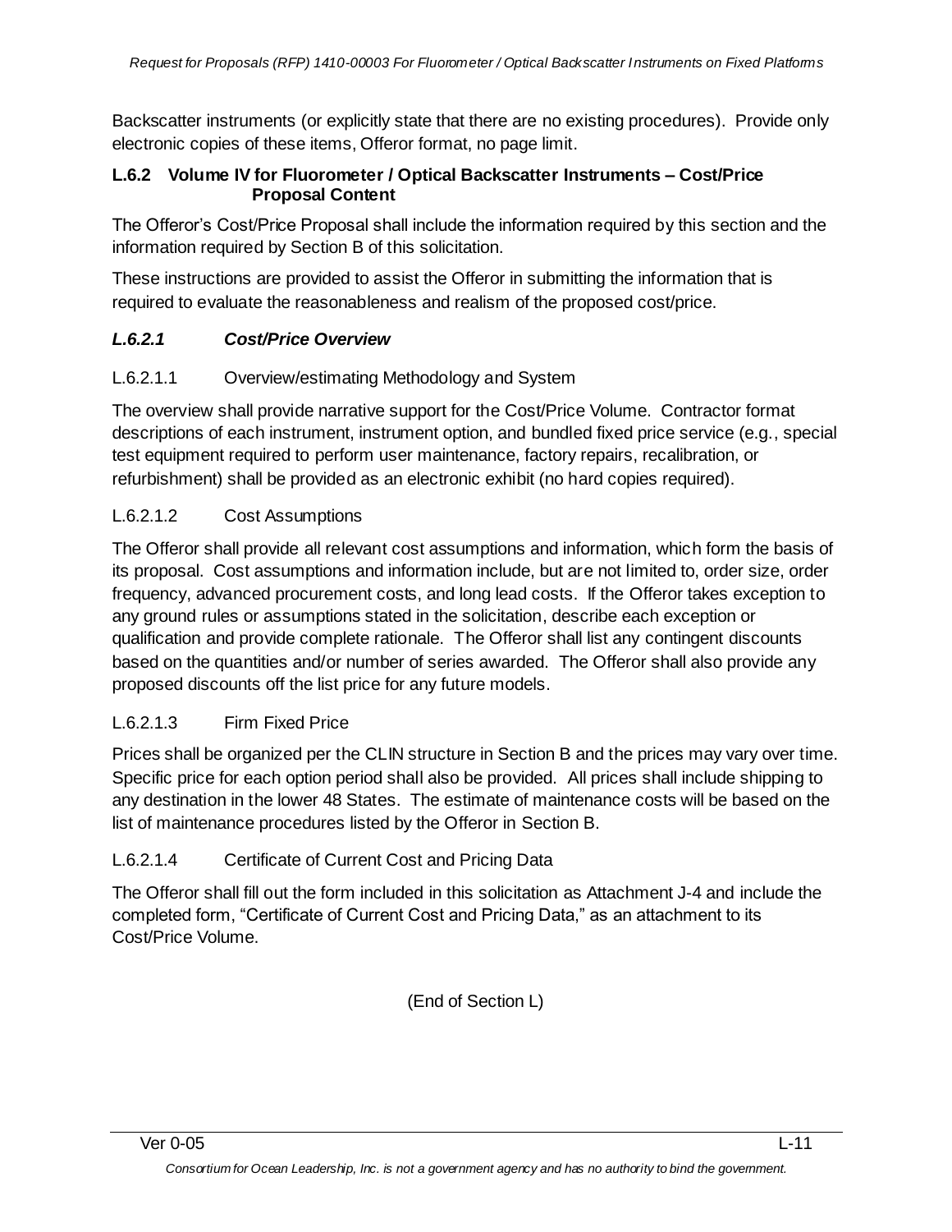Backscatter instruments (or explicitly state that there are no existing procedures). Provide only electronic copies of these items, Offeror format, no page limit.

### L.6.2 Volume IV for Fluorometer / Optical Backscatter Instruments – Cost/Price Proposal Content

The Offeror's Cost/Price Proposal shall include the information required by this section and the information required by Section B of this solicitation.

These instructions are provided to assist the Offeror in submitting the information that is required to evaluate the reasonableness and realism of the proposed cost/price.

#### *L.6.2.1 Cost/Price Overview*

L.6.2.1.1 Overview/estimating Methodology and System

The overview shall provide narrative support for the Cost/Price Volume. Contractor format descriptions of each instrument, instrument option, and bundled fixed price service (e.g., special test equipment required to perform user maintenance, factory repairs, recalibration, or refurbishment) shall be provided as an electronic exhibit (no hard copies required).

L.6.2.1.2 Cost Assumptions

The Offeror shall provide all relevant cost assumptions and information, which form the basis of its proposal. Cost assumptions and information include, but are not limited to, order size, order frequency, advanced procurement costs, and long lead costs. If the Offeror takes exception to any ground rules or assumptions stated in the solicitation, describe each exception or qualification and provide complete rationale. The Offeror shall list any contingent discounts based on the quantities and/or number of series awarded. The Offeror shall also provide any proposed discounts off the list price for any future models.

L.6.2.1.3 Firm Fixed Price

Prices shall be organized per the CLIN structure in Section B and the prices may vary over time. Specific price for each option period shall also be provided. All prices shall include shipping to any destination in the lower 48 States. The estimate of maintenance costs will be based on the list of maintenance procedures listed by the Offeror in Section B.

L.6.2.1.4 Certificate of Current Cost and Pricing Data

The Offeror shall fill out the form included in this solicitation as Attachment J-4 and include the completed form, "Certificate of Current Cost and Pricing Data," as an attachment to its Cost/Price Volume.

(End of Section L)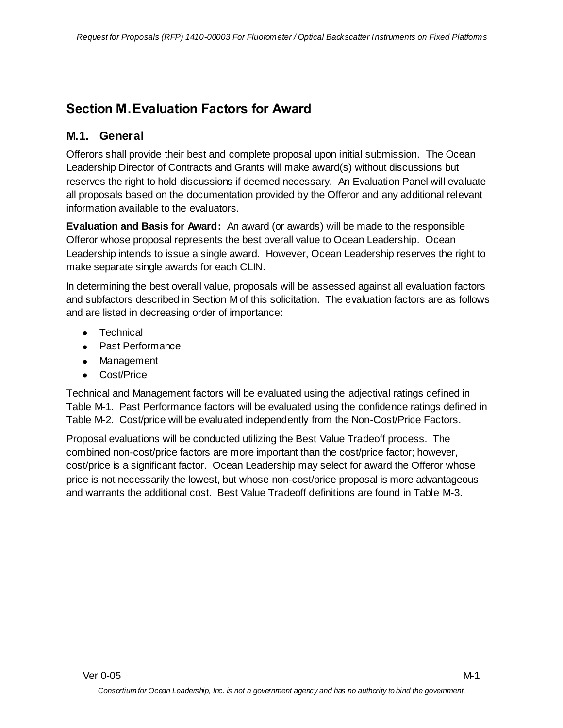# Section M. Evaluation Factors for Award

## M.1. General

Offerors shall provide their best and complete proposal upon initial submission. The Ocean Leadership Director of Contracts and Grants will make award(s) without discussions but reserves the right to hold discussions if deemed necessary. An Evaluation Panel will evaluate all proposals based on the documentation provided by the Offeror and any additional relevant information available to the evaluators.

**Evaluation and Basis for Award:** An award (or awards) will be made to the responsible Offeror whose proposal represents the best overall value to Ocean Leadership. Ocean Leadership intends to issue a single award. However, Ocean Leadership reserves the right to make separate single awards for each CLIN.

In determining the best overall value, proposals will be assessed against all evaluation factors and subfactors described in Section M of this solicitation. The evaluation factors are as follows and are listed in decreasing order of importance:

- Technical
- Past Performance
- Management
- Cost/Price

Technical and Management factors will be evaluated using the adjectival ratings defined in Table M-1. Past Performance factors will be evaluated using the confidence ratings defined in Table M-2. Cost/price will be evaluated independently from the Non-Cost/Price Factors.

Proposal evaluations will be conducted utilizing the Best Value Tradeoff process. The combined non-cost/price factors are more important than the cost/price factor; however, cost/price is a significant factor. Ocean Leadership may select for award the Offeror whose price is not necessarily the lowest, but whose non-cost/price proposal is more advantageous and warrants the additional cost. Best Value Tradeoff definitions are found in Table M-3.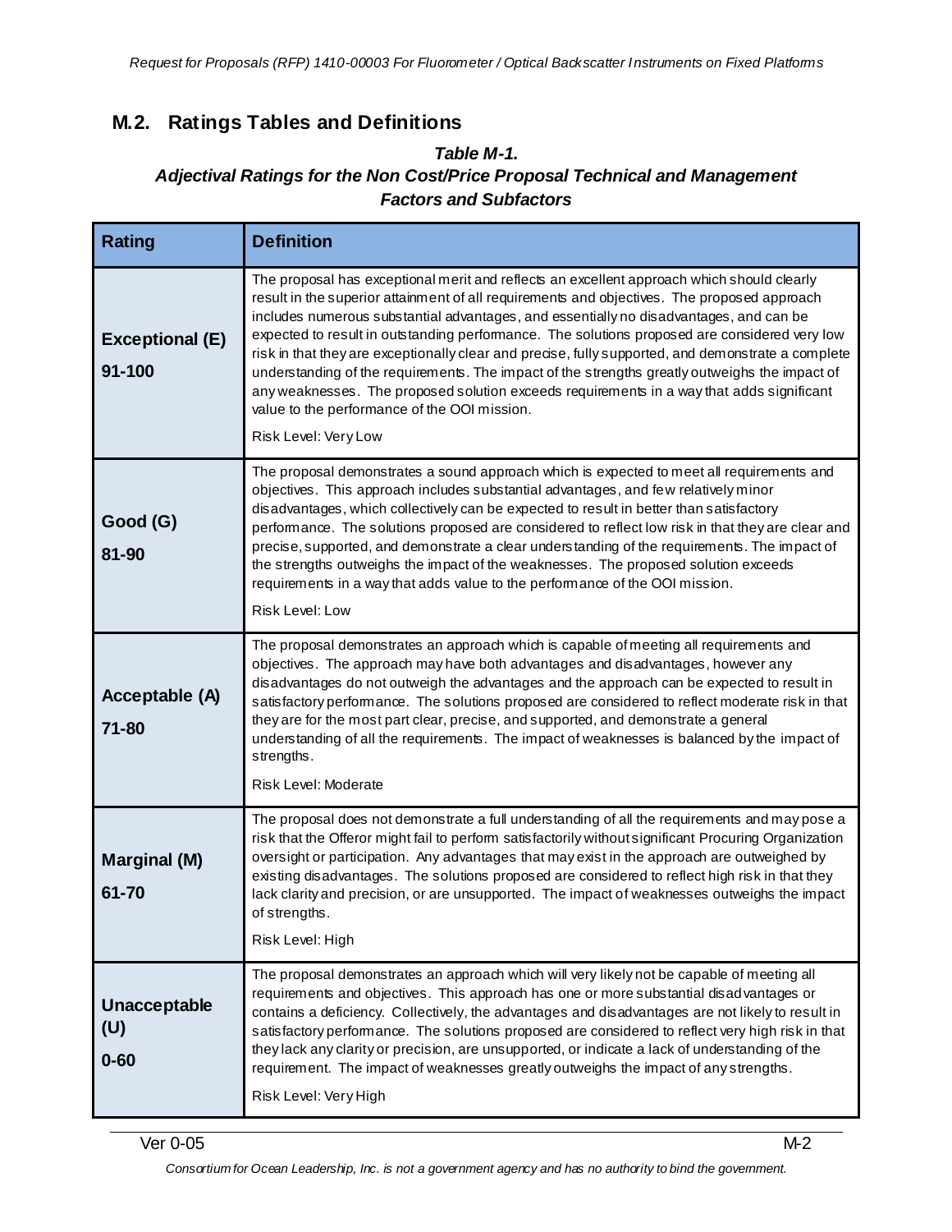## M.2. Ratings Tables and Definitions

***Table M-1.***
***Adjectival Ratings for the Non Cost/Price Proposal Technical and Management Factors and Subfactors***

| Rating | Definition |
|---|---|
| **Exceptional (E)** **91-100** | The proposal has exceptional merit and reflects an excellent approach which should clearly result in the superior attainment of all requirements and objectives. The proposed approach includes numerous substantial advantages, and essentially no disadvantages, and can be expected to result in outstanding performance. The solutions proposed are considered very low risk in that they are exceptionally clear and precise, fully supported, and demonstrate a complete understanding of the requirements. The impact of the strengths greatly outweighs the impact of any weaknesses. The proposed solution exceeds requirements in a way that adds significant value to the performance of the OOI mission. Risk Level: Very Low |
| **Good (G)** **81-90** | The proposal demonstrates a sound approach which is expected to meet all requirements and objectives. This approach includes substantial advantages, and few relatively minor disadvantages, which collectively can be expected to result in better than satisfactory performance. The solutions proposed are considered to reflect low risk in that they are clear and precise, supported, and demonstrate a clear understanding of the requirements. The impact of the strengths outweighs the impact of the weaknesses. The proposed solution exceeds requirements in a way that adds value to the performance of the OOI mission. Risk Level: Low |
| **Acceptable (A)** **71-80** | The proposal demonstrates an approach which is capable of meeting all requirements and objectives. The approach may have both advantages and disadvantages, however any disadvantages do not outweigh the advantages and the approach can be expected to result in satisfactory performance. The solutions proposed are considered to reflect moderate risk in that they are for the most part clear, precise, and supported, and demonstrate a general understanding of all the requirements. The impact of weaknesses is balanced by the impact of strengths. Risk Level: Moderate |
| **Marginal (M)** **61-70** | The proposal does not demonstrate a full understanding of all the requirements and may pose a risk that the Offeror might fail to perform satisfactorily without significant Procuring Organization oversight or participation. Any advantages that may exist in the approach are outweighed by existing disadvantages. The solutions proposed are considered to reflect high risk in that they lack clarity and precision, or are unsupported. The impact of weaknesses outweighs the impact of strengths. Risk Level: High |
| **Unacceptable (U)** **0-60** | The proposal demonstrates an approach which will very likely not be capable of meeting all requirements and objectives. This approach has one or more substantial disadvantages or contains a deficiency. Collectively, the advantages and disadvantages are not likely to result in satisfactory performance. The solutions proposed are considered to reflect very high risk in that they lack any clarity or precision, are unsupported, or indicate a lack of understanding of the requirement. The impact of weaknesses greatly outweighs the impact of any strengths. Risk Level: Very High |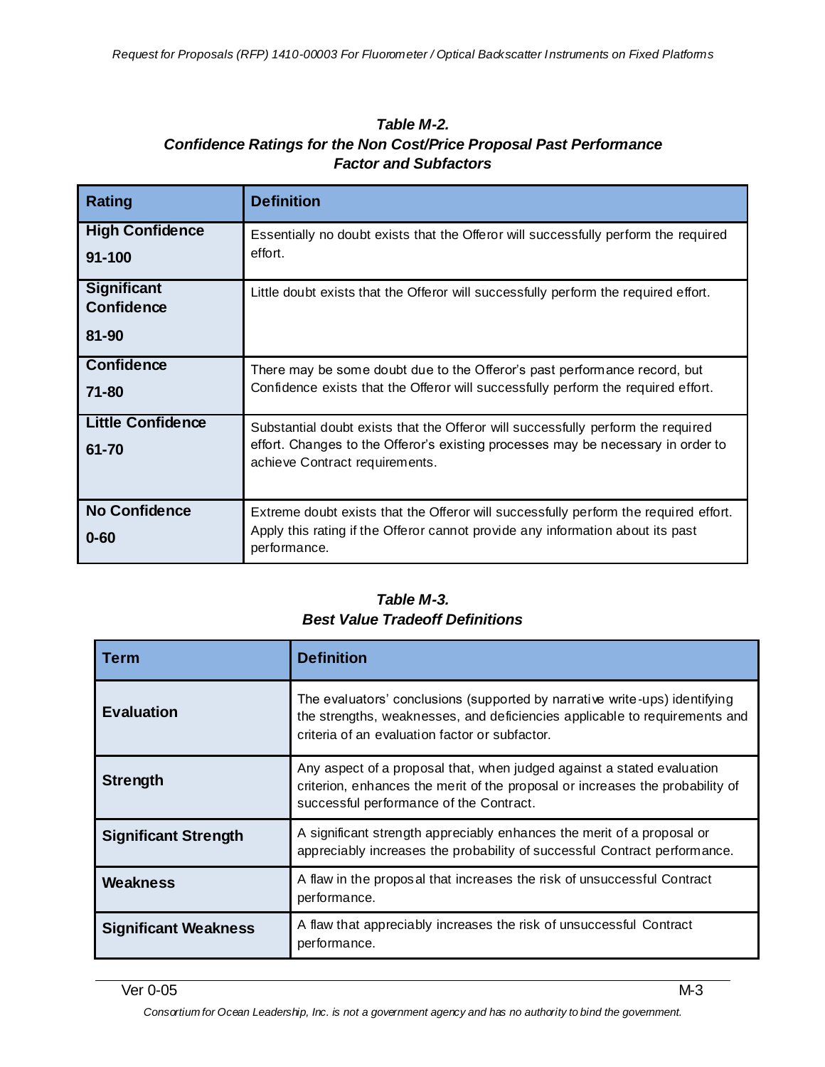***Table M-2.***
***Confidence Ratings for the Non Cost/Price Proposal Past Performance Factor and Subfactors***

| Rating | Definition |
|---|---|
| **High Confidence** **91-100** | Essentially no doubt exists that the Offeror will successfully perform the required effort. |
| **Significant Confidence** **81-90** | Little doubt exists that the Offeror will successfully perform the required effort. |
| **Confidence** **71-80** | There may be some doubt due to the Offeror's past performance record, but Confidence exists that the Offeror will successfully perform the required effort. |
| **Little Confidence** **61-70** | Substantial doubt exists that the Offeror will successfully perform the required effort. Changes to the Offeror's existing processes may be necessary in order to achieve Contract requirements. |
| **No Confidence** **0-60** | Extreme doubt exists that the Offeror will successfully perform the required effort. Apply this rating if the Offeror cannot provide any information about its past performance. |

***Table M-3.***
***Best Value Tradeoff Definitions***

| Term | Definition |
|---|---|
| **Evaluation** | The evaluators' conclusions (supported by narrative write-ups) identifying the strengths, weaknesses, and deficiencies applicable to requirements and criteria of an evaluation factor or subfactor. |
| **Strength** | Any aspect of a proposal that, when judged against a stated evaluation criterion, enhances the merit of the proposal or increases the probability of successful performance of the Contract. |
| **Significant Strength** | A significant strength appreciably enhances the merit of a proposal or appreciably increases the probability of successful Contract performance. |
| **Weakness** | A flaw in the proposal that increases the risk of unsuccessful Contract performance. |
| **Significant Weakness** | A flaw that appreciably increases the risk of unsuccessful Contract performance. |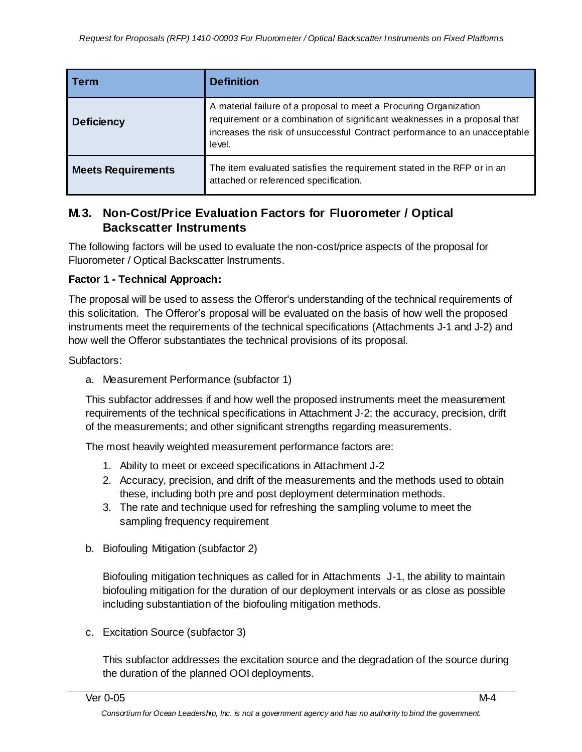| Term | Definition |
| --- | --- |
| **Deficiency** | A material failure of a proposal to meet a Procuring Organization requirement or a combination of significant weaknesses in a proposal that increases the risk of unsuccessful Contract performance to an unacceptable level. |
| **Meets Requirements** | The item evaluated satisfies the requirement stated in the RFP or in an attached or referenced specification. |

## M.3. Non-Cost/Price Evaluation Factors for Fluorometer / Optical Backscatter Instruments

The following factors will be used to evaluate the non-cost/price aspects of the proposal for Fluorometer / Optical Backscatter Instruments.

**Factor 1 - Technical Approach:**

The proposal will be used to assess the Offeror's understanding of the technical requirements of this solicitation. The Offeror's proposal will be evaluated on the basis of how well the proposed instruments meet the requirements of the technical specifications (Attachments J-1 and J-2) and how well the Offeror substantiates the technical provisions of its proposal.

Subfactors:

a. Measurement Performance (subfactor 1)

   This subfactor addresses if and how well the proposed instruments meet the measurement requirements of the technical specifications in Attachment J-2; the accuracy, precision, drift of the measurements; and other significant strengths regarding measurements.

   The most heavily weighted measurement performance factors are:

   1. Ability to meet or exceed specifications in Attachment J-2
   2. Accuracy, precision, and drift of the measurements and the methods used to obtain these, including both pre and post deployment determination methods.
   3. The rate and technique used for refreshing the sampling volume to meet the sampling frequency requirement

b. Biofouling Mitigation (subfactor 2)

   Biofouling mitigation techniques as called for in Attachments J-1, the ability to maintain biofouling mitigation for the duration of our deployment intervals or as close as possible including substantiation of the biofouling mitigation methods.

c. Excitation Source (subfactor 3)

   This subfactor addresses the excitation source and the degradation of the source during the duration of the planned OOI deployments.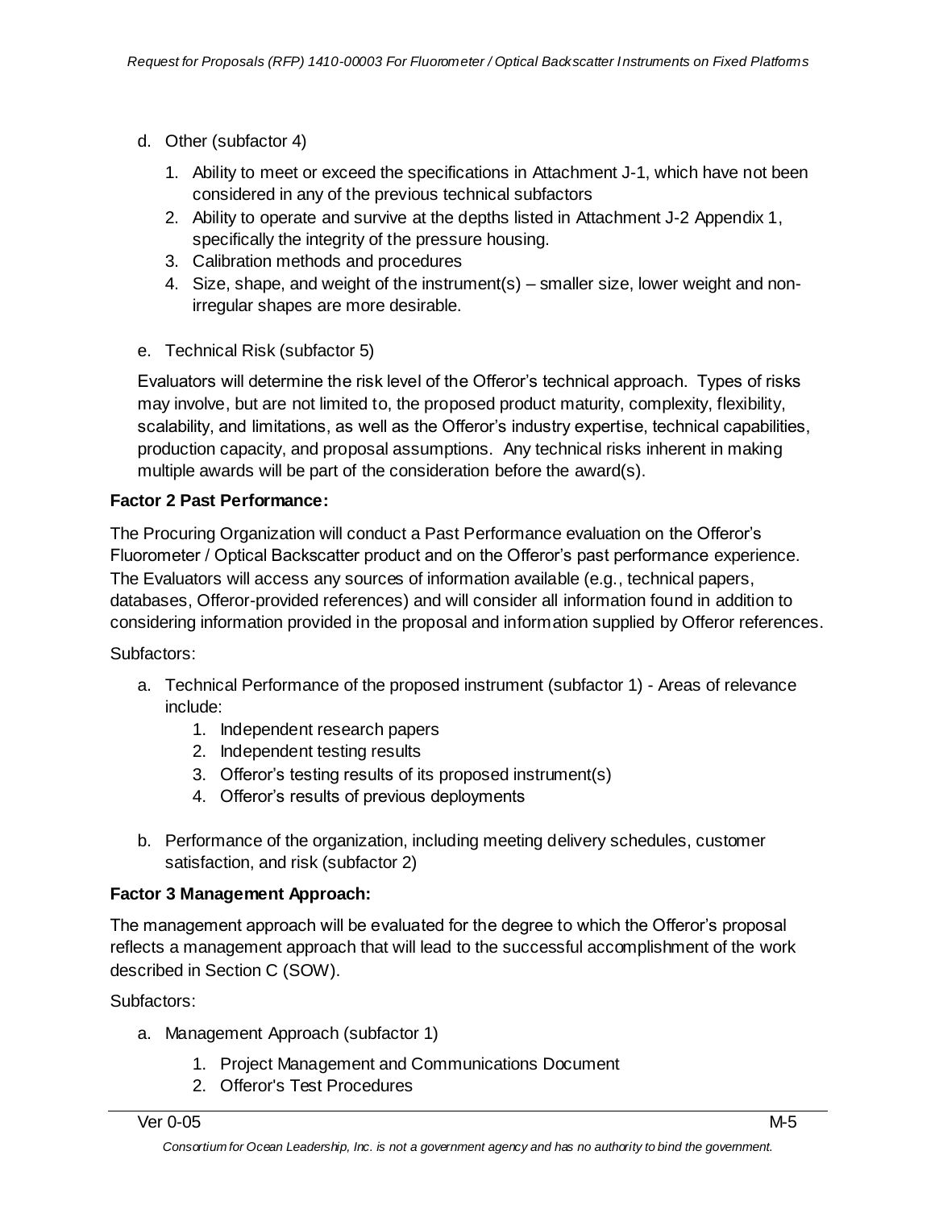d. Other (subfactor 4)

   1. Ability to meet or exceed the specifications in Attachment J-1, which have not been considered in any of the previous technical subfactors
   2. Ability to operate and survive at the depths listed in Attachment J-2 Appendix 1, specifically the integrity of the pressure housing.
   3. Calibration methods and procedures
   4. Size, shape, and weight of the instrument(s) – smaller size, lower weight and non-irregular shapes are more desirable.

e. Technical Risk (subfactor 5)

   Evaluators will determine the risk level of the Offeror's technical approach. Types of risks may involve, but are not limited to, the proposed product maturity, complexity, flexibility, scalability, and limitations, as well as the Offeror's industry expertise, technical capabilities, production capacity, and proposal assumptions. Any technical risks inherent in making multiple awards will be part of the consideration before the award(s).

**Factor 2 Past Performance:**

The Procuring Organization will conduct a Past Performance evaluation on the Offeror's Fluorometer / Optical Backscatter product and on the Offeror's past performance experience. The Evaluators will access any sources of information available (e.g., technical papers, databases, Offeror-provided references) and will consider all information found in addition to considering information provided in the proposal and information supplied by Offeror references.

Subfactors:

a. Technical Performance of the proposed instrument (subfactor 1) - Areas of relevance include:
   1. Independent research papers
   2. Independent testing results
   3. Offeror's testing results of its proposed instrument(s)
   4. Offeror's results of previous deployments

b. Performance of the organization, including meeting delivery schedules, customer satisfaction, and risk (subfactor 2)

**Factor 3 Management Approach:**

The management approach will be evaluated for the degree to which the Offeror's proposal reflects a management approach that will lead to the successful accomplishment of the work described in Section C (SOW).

Subfactors:

a. Management Approach (subfactor 1)

   1. Project Management and Communications Document
   2. Offeror's Test Procedures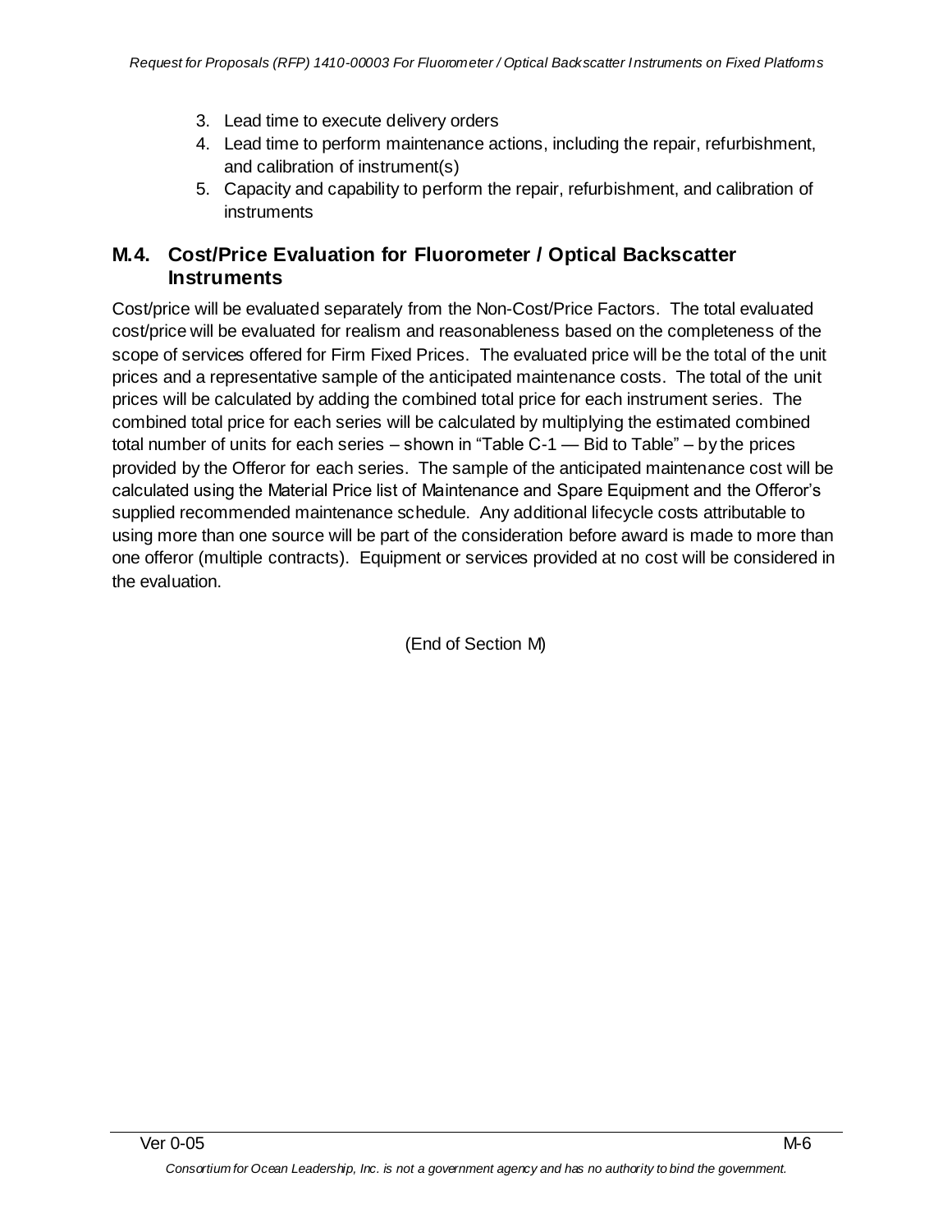3. Lead time to execute delivery orders
4. Lead time to perform maintenance actions, including the repair, refurbishment, and calibration of instrument(s)
5. Capacity and capability to perform the repair, refurbishment, and calibration of instruments

## M.4. Cost/Price Evaluation for Fluorometer / Optical Backscatter Instruments

Cost/price will be evaluated separately from the Non-Cost/Price Factors. The total evaluated cost/price will be evaluated for realism and reasonableness based on the completeness of the scope of services offered for Firm Fixed Prices. The evaluated price will be the total of the unit prices and a representative sample of the anticipated maintenance costs. The total of the unit prices will be calculated by adding the combined total price for each instrument series. The combined total price for each series will be calculated by multiplying the estimated combined total number of units for each series – shown in "Table C-1 — Bid to Table" – by the prices provided by the Offeror for each series. The sample of the anticipated maintenance cost will be calculated using the Material Price list of Maintenance and Spare Equipment and the Offeror's supplied recommended maintenance schedule. Any additional lifecycle costs attributable to using more than one source will be part of the consideration before award is made to more than one offeror (multiple contracts). Equipment or services provided at no cost will be considered in the evaluation.

(End of Section M)